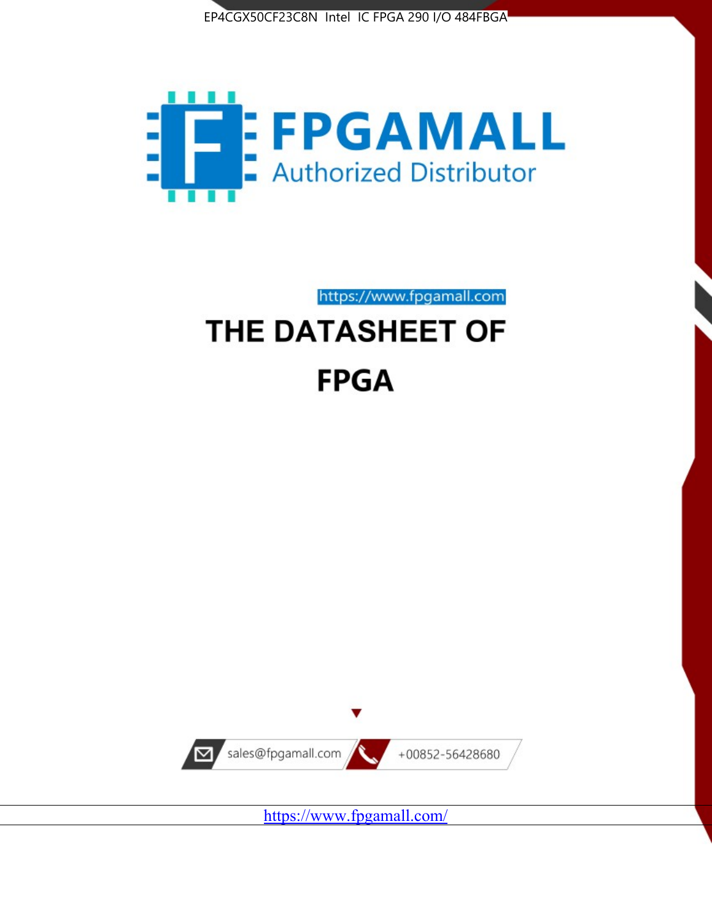EP4CGX50CF23C8N Intel IC FPGA 290 I/O 484FBGA

FPGAMALL

Authorized Distributor

https://www.fpgamall.com

# THE DATASHEET OF

# FPGA

sales@fpgamall.com

+00852-56428680

https://www.fpgamall.com/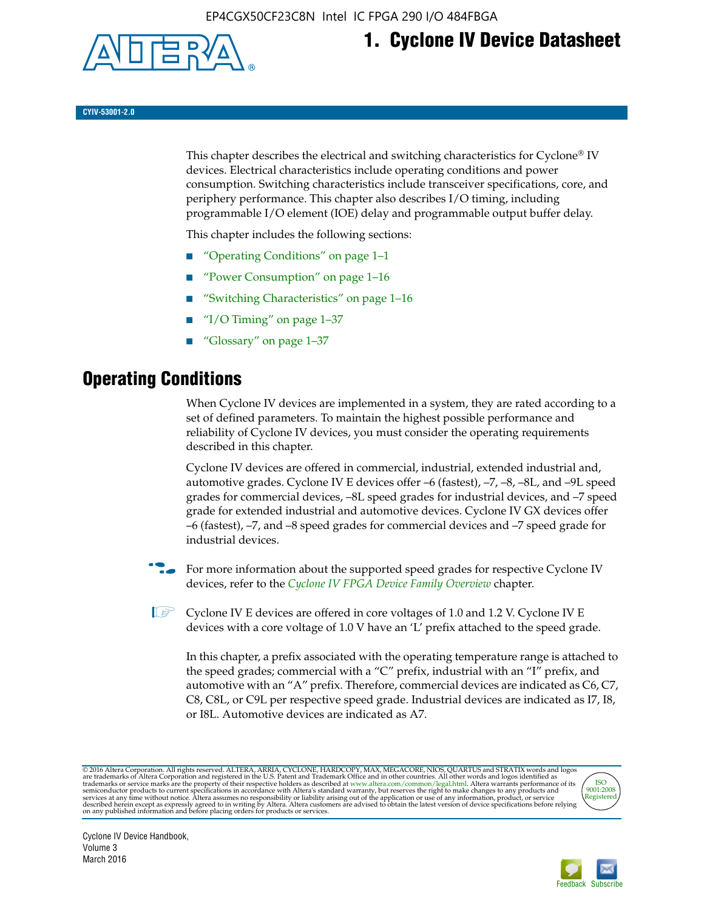# 1. Cyclone IV Device Datasheet

CYIV-53001-2.0

This chapter describes the electrical and switching characteristics for Cyclone® IV devices. Electrical characteristics include operating conditions and power consumption. Switching characteristics include transceiver specifications, core, and periphery performance. This chapter also describes I/O timing, including programmable I/O element (IOE) delay and programmable output buffer delay.

This chapter includes the following sections:

- "Operating Conditions" on page 1–1
- "Power Consumption" on page 1–16
- "Switching Characteristics" on page 1–16
- "I/O Timing" on page 1–37
- "Glossary" on page 1–37

## Operating Conditions

When Cyclone IV devices are implemented in a system, they are rated according to a set of defined parameters. To maintain the highest possible performance and reliability of Cyclone IV devices, you must consider the operating requirements described in this chapter.

Cyclone IV devices are offered in commercial, industrial, extended industrial and, automotive grades. Cyclone IV E devices offer –6 (fastest), –7, –8, –8L, and –9L speed grades for commercial devices, –8L speed grades for industrial devices, and –7 speed grade for extended industrial and automotive devices. Cyclone IV GX devices offer –6 (fastest), –7, and –8 speed grades for commercial devices and –7 speed grade for industrial devices.

For more information about the supported speed grades for respective Cyclone IV devices, refer to the *Cyclone IV FPGA Device Family Overview* chapter.

Cyclone IV E devices are offered in core voltages of 1.0 and 1.2 V. Cyclone IV E devices with a core voltage of 1.0 V have an 'L' prefix attached to the speed grade.

In this chapter, a prefix associated with the operating temperature range is attached to the speed grades; commercial with a "C" prefix, industrial with an "I" prefix, and automotive with an "A" prefix. Therefore, commercial devices are indicated as C6, C7, C8, C8L, or C9L per respective speed grade. Industrial devices are indicated as I7, I8, or I8L. Automotive devices are indicated as A7.

© 2016 Altera Corporation. All rights reserved. ALTERA, ARRIA, CYCLONE, HARDCOPY, MAX, MEGACORE, NIOS, QUARTUS and STRATIX words and logos are trademarks of Altera Corporation and registered in the U.S. Patent and Trademark Office and in other countries. All other words and logos identified as trademarks or service marks are the property of their respective holders as described at www.altera.com/common/legal.html. Altera warrants performance of its semiconductor products to current specifications in accordance with Altera's standard warranty, but reserves the right to make changes to any products and services at any time without notice. Altera assumes no responsibility or liability arising out of the application or use of any information, product, or service described herein except as expressly agreed to in writing by Altera. Altera customers are advised to obtain the latest version of device specifications before relying on any published information and before placing orders for products or services.

Cyclone IV Device Handbook, Volume 3
March 2016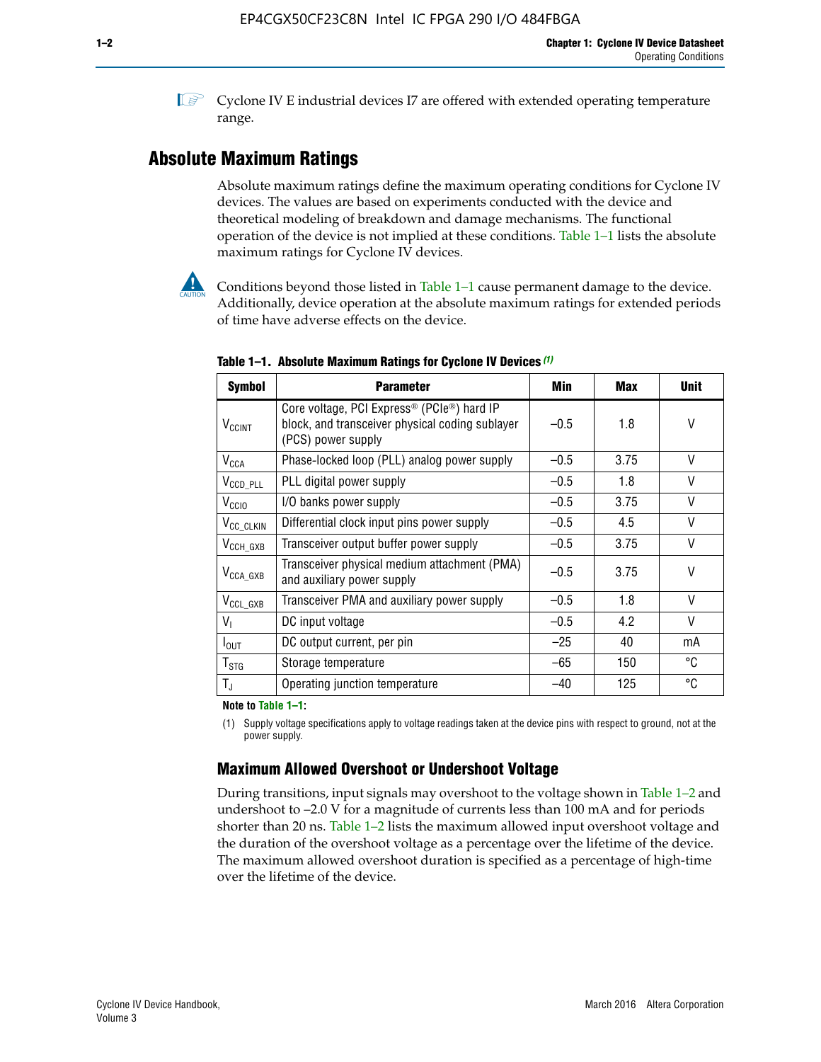Cyclone IV E industrial devices I7 are offered with extended operating temperature range.

## Absolute Maximum Ratings

Absolute maximum ratings define the maximum operating conditions for Cyclone IV devices. The values are based on experiments conducted with the device and theoretical modeling of breakdown and damage mechanisms. The functional operation of the device is not implied at these conditions. Table 1–1 lists the absolute maximum ratings for Cyclone IV devices.

Conditions beyond those listed in Table 1–1 cause permanent damage to the device. Additionally, device operation at the absolute maximum ratings for extended periods of time have adverse effects on the device.

**Table 1–1. Absolute Maximum Ratings for Cyclone IV Devices** *(1)*

| Symbol | Parameter | Min | Max | Unit |
|---|---|---|---|---|
| $V_{CCINT}$ | Core voltage, PCI Express® (PCIe®) hard IP block, and transceiver physical coding sublayer (PCS) power supply | –0.5 | 1.8 | V |
| $V_{CCA}$ | Phase-locked loop (PLL) analog power supply | –0.5 | 3.75 | V |
| $V_{CCD\_PLL}$ | PLL digital power supply | –0.5 | 1.8 | V |
| $V_{CCIO}$ | I/O banks power supply | –0.5 | 3.75 | V |
| $V_{CC\_CLKIN}$ | Differential clock input pins power supply | –0.5 | 4.5 | V |
| $V_{CCH\_GXB}$ | Transceiver output buffer power supply | –0.5 | 3.75 | V |
| $V_{CCA\_GXB}$ | Transceiver physical medium attachment (PMA) and auxiliary power supply | –0.5 | 3.75 | V |
| $V_{CCL\_GXB}$ | Transceiver PMA and auxiliary power supply | –0.5 | 1.8 | V |
| $V_I$ | DC input voltage | –0.5 | 4.2 | V |
| $I_{OUT}$ | DC output current, per pin | –25 | 40 | mA |
| $T_{STG}$ | Storage temperature | –65 | 150 | °C |
| $T_J$ | Operating junction temperature | –40 | 125 | °C |

**Note to Table 1–1:**

(1) Supply voltage specifications apply to voltage readings taken at the device pins with respect to ground, not at the power supply.

### Maximum Allowed Overshoot or Undershoot Voltage

During transitions, input signals may overshoot to the voltage shown in Table 1–2 and undershoot to –2.0 V for a magnitude of currents less than 100 mA and for periods shorter than 20 ns. Table 1–2 lists the maximum allowed input overshoot voltage and the duration of the overshoot voltage as a percentage over the lifetime of the device. The maximum allowed overshoot duration is specified as a percentage of high-time over the lifetime of the device.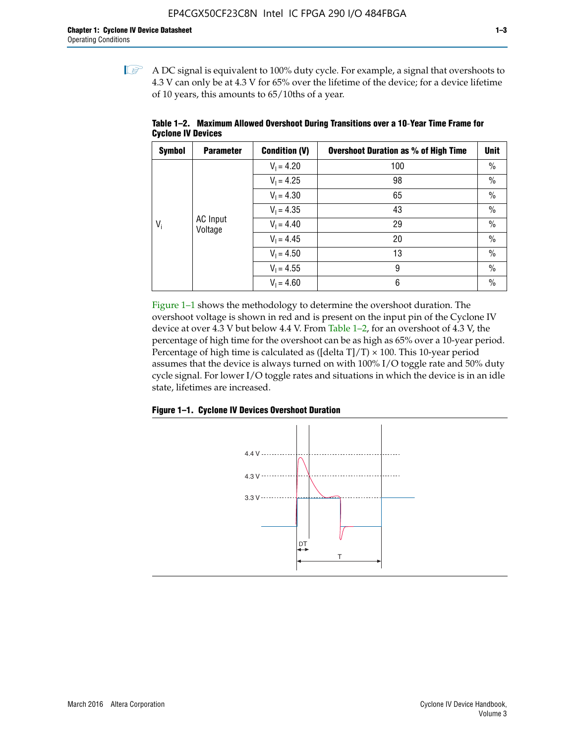A DC signal is equivalent to 100% duty cycle. For example, a signal that overshoots to 4.3 V can only be at 4.3 V for 65% over the lifetime of the device; for a device lifetime of 10 years, this amounts to 65/10ths of a year.

**Table 1–2. Maximum Allowed Overshoot During Transitions over a 10-Year Time Frame for Cyclone IV Devices**

| Symbol | Parameter | Condition (V) | Overshoot Duration as % of High Time | Unit |
|---|---|---|---|---|
| $V_i$ | AC Input Voltage | $V_I = 4.20$ | 100 | % |
| | | $V_I = 4.25$ | 98 | % |
| | | $V_I = 4.30$ | 65 | % |
| | | $V_I = 4.35$ | 43 | % |
| | | $V_I = 4.40$ | 29 | % |
| | | $V_I = 4.45$ | 20 | % |
| | | $V_I = 4.50$ | 13 | % |
| | | $V_I = 4.55$ | 9 | % |
| | | $V_I = 4.60$ | 6 | % |

Figure 1–1 shows the methodology to determine the overshoot duration. The overshoot voltage is shown in red and is present on the input pin of the Cyclone IV device at over 4.3 V but below 4.4 V. From Table 1–2, for an overshoot of 4.3 V, the percentage of high time for the overshoot can be as high as 65% over a 10-year period. Percentage of high time is calculated as ([delta T]/T) × 100. This 10-year period assumes that the device is always turned on with 100% I/O toggle rate and 50% duty cycle signal. For lower I/O toggle rates and situations in which the device is in an idle state, lifetimes are increased.

**Figure 1–1. Cyclone IV Devices Overshoot Duration**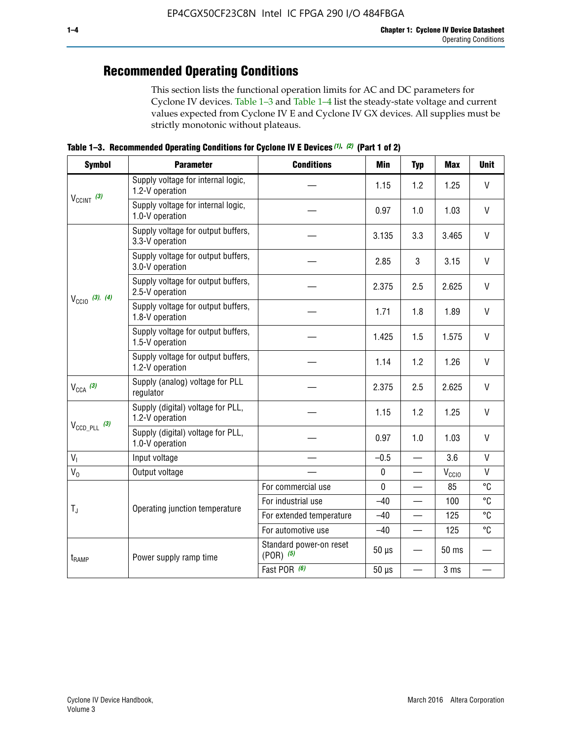## Recommended Operating Conditions

This section lists the functional operation limits for AC and DC parameters for Cyclone IV devices. Table 1–3 and Table 1–4 list the steady-state voltage and current values expected from Cyclone IV E and Cyclone IV GX devices. All supplies must be strictly monotonic without plateaus.

**Table 1–3. Recommended Operating Conditions for Cyclone IV E Devices (1), (2) (Part 1 of 2)**

| Symbol | Parameter | Conditions | Min | Typ | Max | Unit |
|---|---|---|---|---|---|---|
| $V_{CCINT}$ (3) | Supply voltage for internal logic, 1.2-V operation | — | 1.15 | 1.2 | 1.25 | V |
| | Supply voltage for internal logic, 1.0-V operation | — | 0.97 | 1.0 | 1.03 | V |
| $V_{CCIO}$ (3), (4) | Supply voltage for output buffers, 3.3-V operation | — | 3.135 | 3.3 | 3.465 | V |
| | Supply voltage for output buffers, 3.0-V operation | — | 2.85 | 3 | 3.15 | V |
| | Supply voltage for output buffers, 2.5-V operation | — | 2.375 | 2.5 | 2.625 | V |
| | Supply voltage for output buffers, 1.8-V operation | — | 1.71 | 1.8 | 1.89 | V |
| | Supply voltage for output buffers, 1.5-V operation | — | 1.425 | 1.5 | 1.575 | V |
| | Supply voltage for output buffers, 1.2-V operation | — | 1.14 | 1.2 | 1.26 | V |
| $V_{CCA}$ (3) | Supply (analog) voltage for PLL regulator | — | 2.375 | 2.5 | 2.625 | V |
| $V_{CCD\_PLL}$ (3) | Supply (digital) voltage for PLL, 1.2-V operation | — | 1.15 | 1.2 | 1.25 | V |
| | Supply (digital) voltage for PLL, 1.0-V operation | — | 0.97 | 1.0 | 1.03 | V |
| $V_I$ | Input voltage | — | –0.5 | — | 3.6 | V |
| $V_O$ | Output voltage | — | 0 | — | $V_{CCIO}$ | V |
| $T_J$ | Operating junction temperature | For commercial use | 0 | — | 85 | °C |
| | | For industrial use | –40 | — | 100 | °C |
| | | For extended temperature | –40 | — | 125 | °C |
| | | For automotive use | –40 | — | 125 | °C |
| $t_{RAMP}$ | Power supply ramp time | Standard power-on reset (POR) (5) | 50 µs | — | 50 ms | — |
| | | Fast POR (6) | 50 µs | — | 3 ms | — |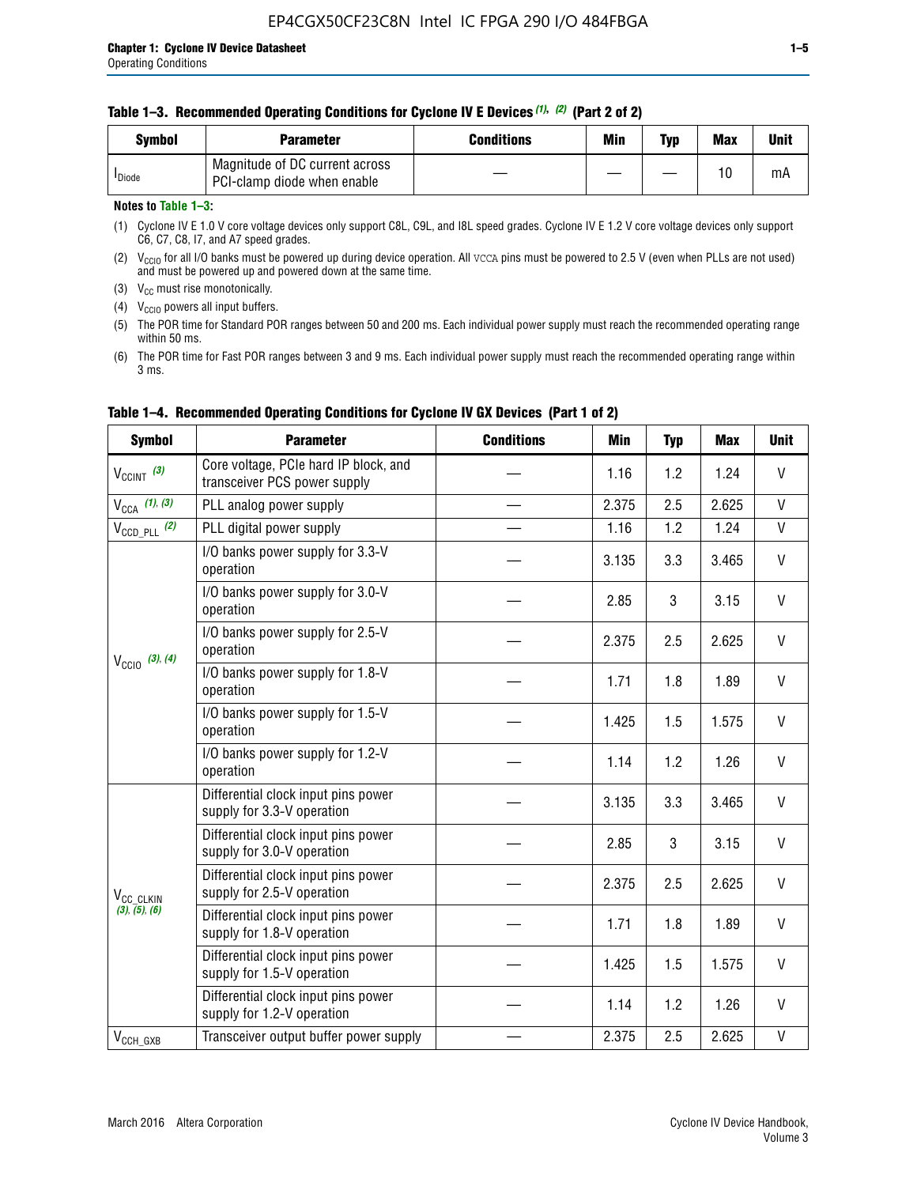**Table 1–3. Recommended Operating Conditions for Cyclone IV E Devices (1), (2) (Part 2 of 2)**

| Symbol | Parameter | Conditions | Min | Typ | Max | Unit |
|---|---|---|---|---|---|---|
| $I_{Diode}$ | Magnitude of DC current across PCI-clamp diode when enable | — | — | — | 10 | mA |

**Notes to Table 1–3:**

(1) Cyclone IV E 1.0 V core voltage devices only support C8L, C9L, and I8L speed grades. Cyclone IV E 1.2 V core voltage devices only support C6, C7, C8, I7, and A7 speed grades.

(2) $V_{CCIO}$ for all I/O banks must be powered up during device operation. All VCCA pins must be powered to 2.5 V (even when PLLs are not used) and must be powered up and powered down at the same time.

(3) $V_{CC}$ must rise monotonically.

(4) $V_{CCIO}$ powers all input buffers.

(5) The POR time for Standard POR ranges between 50 and 200 ms. Each individual power supply must reach the recommended operating range within 50 ms.

(6) The POR time for Fast POR ranges between 3 and 9 ms. Each individual power supply must reach the recommended operating range within 3 ms.

**Table 1–4. Recommended Operating Conditions for Cyclone IV GX Devices (Part 1 of 2)**

| Symbol | Parameter | Conditions | Min | Typ | Max | Unit |
|---|---|---|---|---|---|---|
| $V_{CCINT}$ (3) | Core voltage, PCIe hard IP block, and transceiver PCS power supply | — | 1.16 | 1.2 | 1.24 | V |
| $V_{CCA}$ (1), (3) | PLL analog power supply | — | 2.375 | 2.5 | 2.625 | V |
| $V_{CCD\_PLL}$ (2) | PLL digital power supply | — | 1.16 | 1.2 | 1.24 | V |
| $V_{CCIO}$ (3), (4) | I/O banks power supply for 3.3-V operation | — | 3.135 | 3.3 | 3.465 | V |
| | I/O banks power supply for 3.0-V operation | — | 2.85 | 3 | 3.15 | V |
| | I/O banks power supply for 2.5-V operation | — | 2.375 | 2.5 | 2.625 | V |
| | I/O banks power supply for 1.8-V operation | — | 1.71 | 1.8 | 1.89 | V |
| | I/O banks power supply for 1.5-V operation | — | 1.425 | 1.5 | 1.575 | V |
| | I/O banks power supply for 1.2-V operation | — | 1.14 | 1.2 | 1.26 | V |
| $V_{CC\_CLKIN}$ (3), (5), (6) | Differential clock input pins power supply for 3.3-V operation | — | 3.135 | 3.3 | 3.465 | V |
| | Differential clock input pins power supply for 3.0-V operation | — | 2.85 | 3 | 3.15 | V |
| | Differential clock input pins power supply for 2.5-V operation | — | 2.375 | 2.5 | 2.625 | V |
| | Differential clock input pins power supply for 1.8-V operation | — | 1.71 | 1.8 | 1.89 | V |
| | Differential clock input pins power supply for 1.5-V operation | — | 1.425 | 1.5 | 1.575 | V |
| | Differential clock input pins power supply for 1.2-V operation | — | 1.14 | 1.2 | 1.26 | V |
| $V_{CCH\_GXB}$ | Transceiver output buffer power supply | — | 2.375 | 2.5 | 2.625 | V |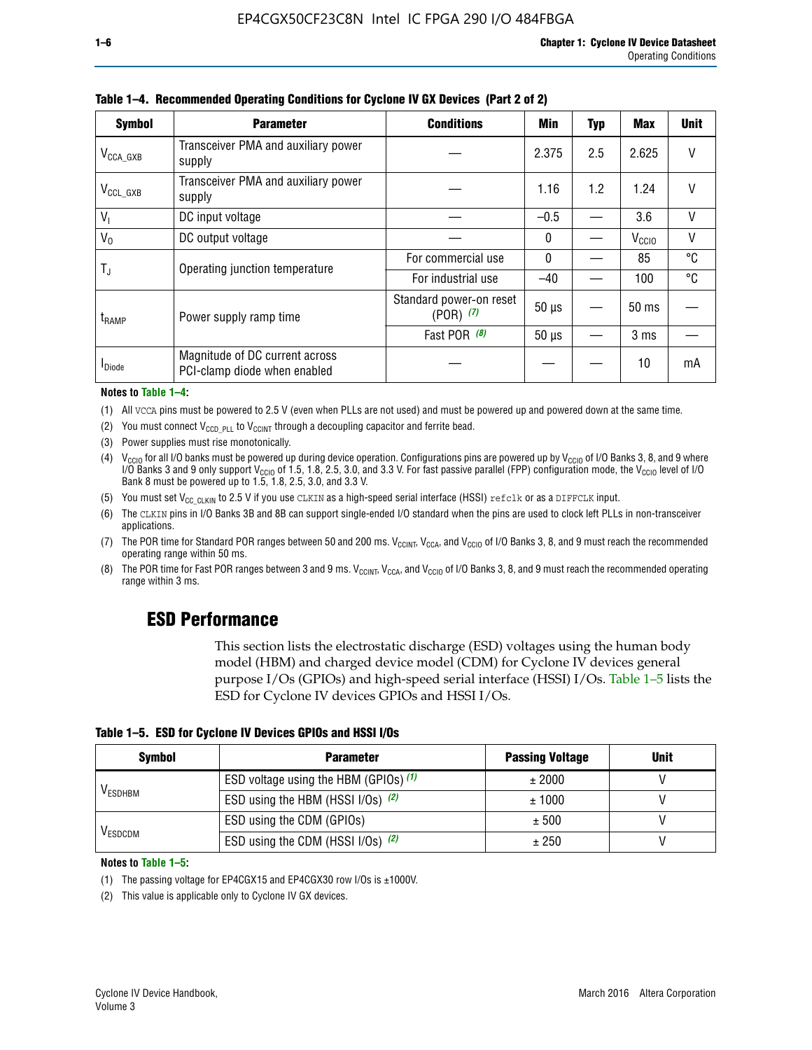**Table 1–4. Recommended Operating Conditions for Cyclone IV GX Devices (Part 2 of 2)**

| Symbol | Parameter | Conditions | Min | Typ | Max | Unit |
|---|---|---|---|---|---|---|
| $V_{CCA\_GXB}$ | Transceiver PMA and auxiliary power supply | — | 2.375 | 2.5 | 2.625 | V |
| $V_{CCL\_GXB}$ | Transceiver PMA and auxiliary power supply | — | 1.16 | 1.2 | 1.24 | V |
| $V_I$ | DC input voltage | — | –0.5 | — | 3.6 | V |
| $V_O$ | DC output voltage | — | 0 | — | $V_{CCIO}$ | V |
| $T_J$ | Operating junction temperature | For commercial use | 0 | — | 85 | °C |
| | | For industrial use | –40 | — | 100 | °C |
| $t_{RAMP}$ | Power supply ramp time | Standard power-on reset (POR) *(7)* | 50 µs | — | 50 ms | — |
| | | Fast POR *(8)* | 50 µs | — | 3 ms | — |
| $I_{Diode}$ | Magnitude of DC current across PCI-clamp diode when enabled | — | — | — | 10 | mA |

**Notes to Table 1–4:**

(1) All VCCA pins must be powered to 2.5 V (even when PLLs are not used) and must be powered up and powered down at the same time.

(2) You must connect $V_{CCD\_PLL}$ to $V_{CCINT}$ through a decoupling capacitor and ferrite bead.

(3) Power supplies must rise monotonically.

(4) $V_{CCIO}$ for all I/O banks must be powered up during device operation. Configurations pins are powered up by $V_{CCIO}$ of I/O Banks 3, 8, and 9 where I/O Banks 3 and 9 only support $V_{CCIO}$ of 1.5, 1.8, 2.5, 3.0, and 3.3 V. For fast passive parallel (FPP) configuration mode, the $V_{CCIO}$ level of I/O Bank 8 must be powered up to 1.5, 1.8, 2.5, 3.0, and 3.3 V.

(5) You must set $V_{CC\_CLKIN}$ to 2.5 V if you use CLKIN as a high-speed serial interface (HSSI) refclk or as a DIFFCLK input.

(6) The CLKIN pins in I/O Banks 3B and 8B can support single-ended I/O standard when the pins are used to clock left PLLs in non-transceiver applications.

(7) The POR time for Standard POR ranges between 50 and 200 ms. $V_{CCINT}$, $V_{CCA}$, and $V_{CCIO}$ of I/O Banks 3, 8, and 9 must reach the recommended operating range within 50 ms.

(8) The POR time for Fast POR ranges between 3 and 9 ms. $V_{CCINT}$, $V_{CCA}$, and $V_{CCIO}$ of I/O Banks 3, 8, and 9 must reach the recommended operating range within 3 ms.

## ESD Performance

This section lists the electrostatic discharge (ESD) voltages using the human body model (HBM) and charged device model (CDM) for Cyclone IV devices general purpose I/Os (GPIOs) and high-speed serial interface (HSSI) I/Os. Table 1–5 lists the ESD for Cyclone IV devices GPIOs and HSSI I/Os.

**Table 1–5. ESD for Cyclone IV Devices GPIOs and HSSI I/Os**

| Symbol | Parameter | Passing Voltage | Unit |
|---|---|---|---|
| $V_{ESDHBM}$ | ESD voltage using the HBM (GPIOs) *(1)* | ± 2000 | V |
| | ESD using the HBM (HSSI I/Os) *(2)* | ± 1000 | V |
| $V_{ESDCDM}$ | ESD using the CDM (GPIOs) | ± 500 | V |
| | ESD using the CDM (HSSI I/Os) *(2)* | ± 250 | V |

**Notes to Table 1–5:**

(1) The passing voltage for EP4CGX15 and EP4CGX30 row I/Os is ±1000V.

(2) This value is applicable only to Cyclone IV GX devices.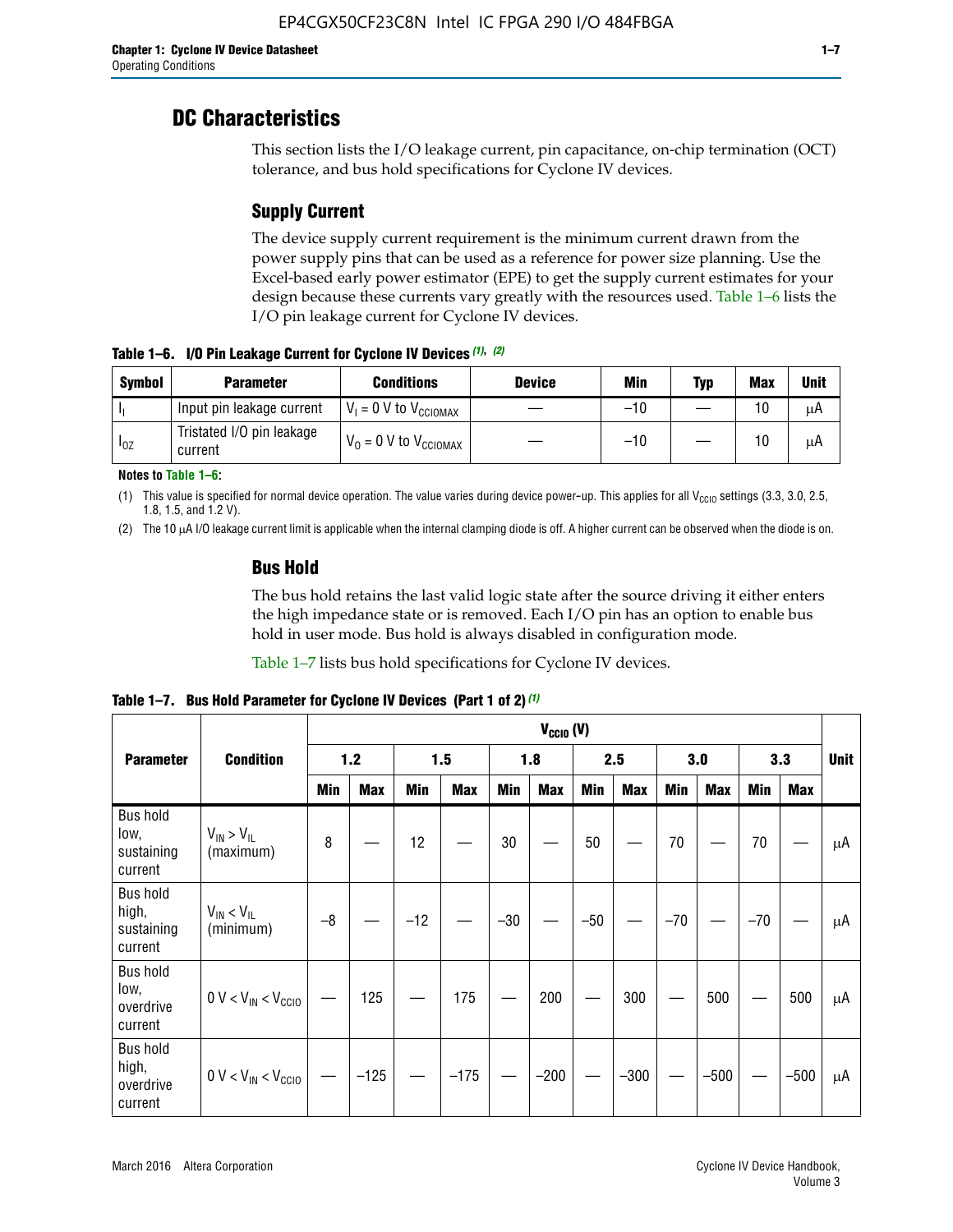# DC Characteristics

This section lists the I/O leakage current, pin capacitance, on-chip termination (OCT) tolerance, and bus hold specifications for Cyclone IV devices.

## Supply Current

The device supply current requirement is the minimum current drawn from the power supply pins that can be used as a reference for power size planning. Use the Excel-based early power estimator (EPE) to get the supply current estimates for your design because these currents vary greatly with the resources used. Table 1–6 lists the I/O pin leakage current for Cyclone IV devices.

**Table 1–6. I/O Pin Leakage Current for Cyclone IV Devices (1), (2)**

| Symbol | Parameter | Conditions | Device | Min | Typ | Max | Unit |
|---|---|---|---|---|---|---|---|
| $I_I$ | Input pin leakage current | $V_I$ = 0 V to $V_{CCIOMAX}$ | — | –10 | — | 10 | μA |
| $I_{OZ}$ | Tristated I/O pin leakage current | $V_O$ = 0 V to $V_{CCIOMAX}$ | — | –10 | — | 10 | μA |

**Notes to Table 1–6:**

(1) This value is specified for normal device operation. The value varies during device power-up. This applies for all $V_{CCIO}$ settings (3.3, 3.0, 2.5, 1.8, 1.5, and 1.2 V).

(2) The 10 μA I/O leakage current limit is applicable when the internal clamping diode is off. A higher current can be observed when the diode is on.

## Bus Hold

The bus hold retains the last valid logic state after the source driving it either enters the high impedance state or is removed. Each I/O pin has an option to enable bus hold in user mode. Bus hold is always disabled in configuration mode.

Table 1–7 lists bus hold specifications for Cyclone IV devices.

**Table 1–7. Bus Hold Parameter for Cyclone IV Devices (Part 1 of 2) (1)**

| Parameter | Condition | $V_{CCIO}$ (V) | | | | | | | | | | | | Unit |
|---|---|---|---|---|---|---|---|---|---|---|---|---|---|---|
| | | 1.2 | | 1.5 | | 1.8 | | 2.5 | | 3.0 | | 3.3 | | |
| | | Min | Max | Min | Max | Min | Max | Min | Max | Min | Max | Min | Max | |
| Bus hold low, sustaining current | $V_{IN} > V_{IL}$ (maximum) | 8 | — | 12 | — | 30 | — | 50 | — | 70 | — | 70 | — | μA |
| Bus hold high, sustaining current | $V_{IN} < V_{IL}$ (minimum) | –8 | — | –12 | — | –30 | — | –50 | — | –70 | — | –70 | — | μA |
| Bus hold low, overdrive current | 0 V < $V_{IN}$ < $V_{CCIO}$ | — | 125 | — | 175 | — | 200 | — | 300 | — | 500 | — | 500 | μA |
| Bus hold high, overdrive current | 0 V < $V_{IN}$ < $V_{CCIO}$ | — | –125 | — | –175 | — | –200 | — | –300 | — | –500 | — | –500 | μA |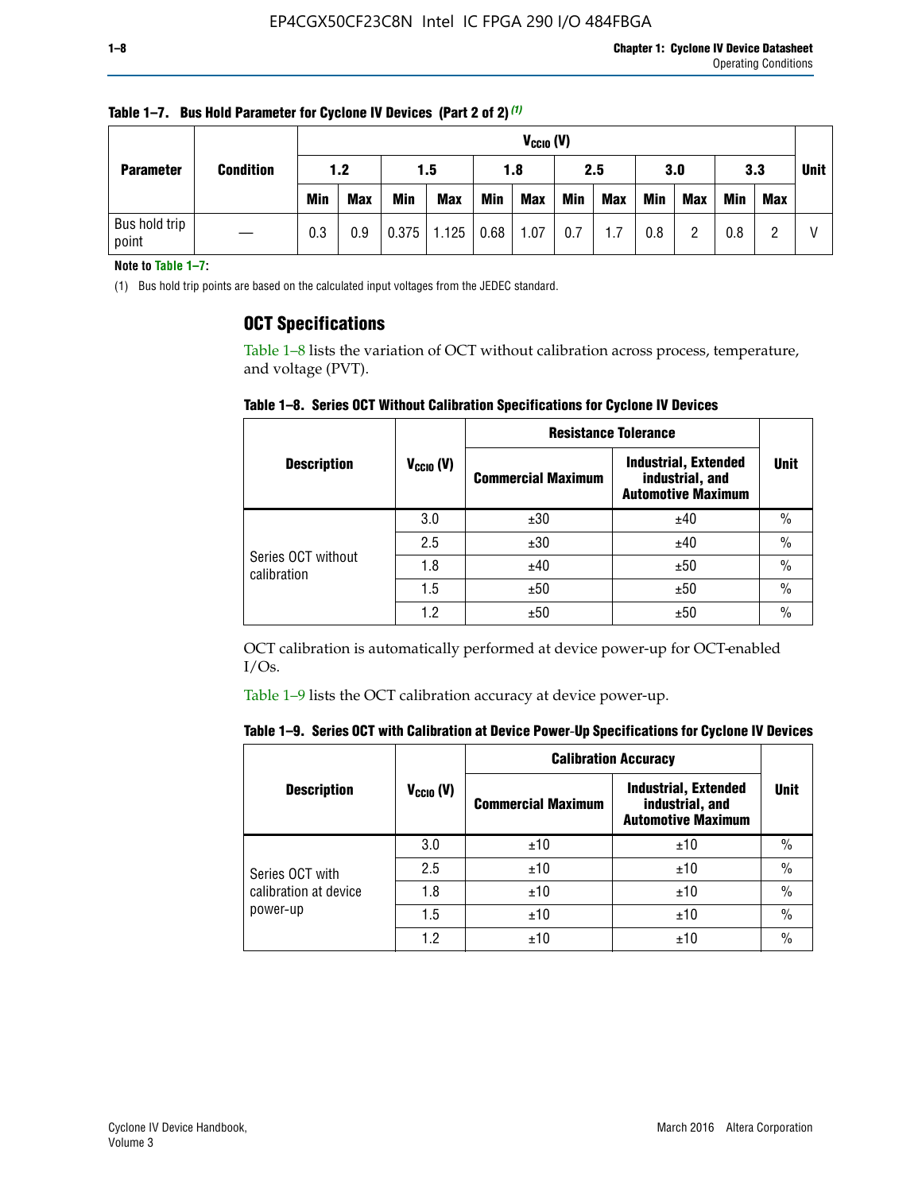**Table 1–7. Bus Hold Parameter for Cyclone IV Devices (Part 2 of 2)** (1)

| Parameter | Condition | $V_{CCIO}$ (V) | | | | | | | | | | | | Unit |
|---|---|---|---|---|---|---|---|---|---|---|---|---|---|---|
| | | 1.2 | | 1.5 | | 1.8 | | 2.5 | | 3.0 | | 3.3 | | |
| | | Min | Max | Min | Max | Min | Max | Min | Max | Min | Max | Min | Max | |
| Bus hold trip point | — | 0.3 | 0.9 | 0.375 | 1.125 | 0.68 | 1.07 | 0.7 | 1.7 | 0.8 | 2 | 0.8 | 2 | V |

**Note to Table 1–7:**

(1) Bus hold trip points are based on the calculated input voltages from the JEDEC standard.

## OCT Specifications

Table 1–8 lists the variation of OCT without calibration across process, temperature, and voltage (PVT).

**Table 1–8. Series OCT Without Calibration Specifications for Cyclone IV Devices**

| Description | $V_{CCIO}$ (V) | Resistance Tolerance | | Unit |
|---|---|---|---|---|
| | | Commercial Maximum | Industrial, Extended industrial, and Automotive Maximum | |
| Series OCT without calibration | 3.0 | ±30 | ±40 | % |
| | 2.5 | ±30 | ±40 | % |
| | 1.8 | ±40 | ±50 | % |
| | 1.5 | ±50 | ±50 | % |
| | 1.2 | ±50 | ±50 | % |

OCT calibration is automatically performed at device power-up for OCT-enabled I/Os.

Table 1–9 lists the OCT calibration accuracy at device power-up.

**Table 1–9. Series OCT with Calibration at Device Power-Up Specifications for Cyclone IV Devices**

| Description | $V_{CCIO}$ (V) | Calibration Accuracy | | Unit |
|---|---|---|---|---|
| | | Commercial Maximum | Industrial, Extended industrial, and Automotive Maximum | |
| Series OCT with calibration at device power-up | 3.0 | ±10 | ±10 | % |
| | 2.5 | ±10 | ±10 | % |
| | 1.8 | ±10 | ±10 | % |
| | 1.5 | ±10 | ±10 | % |
| | 1.2 | ±10 | ±10 | % |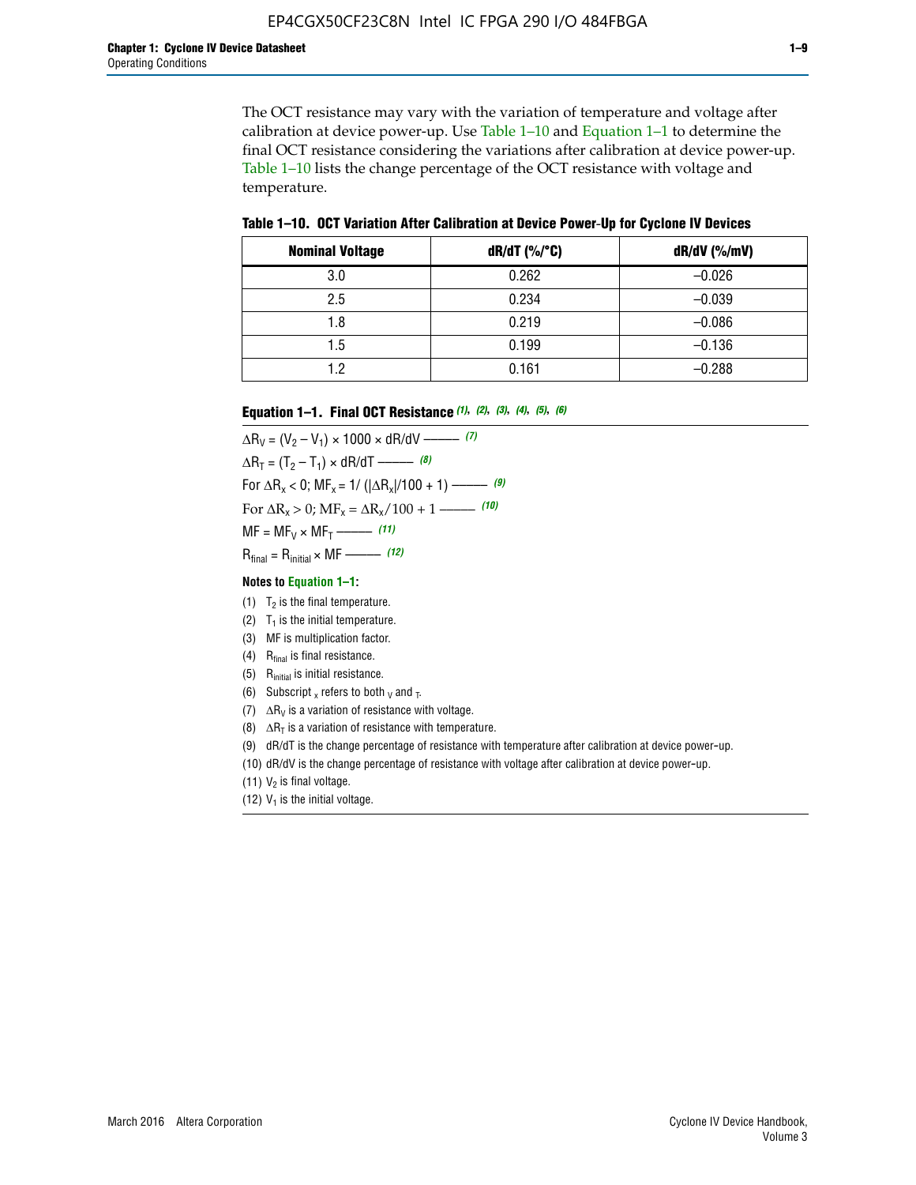The OCT resistance may vary with the variation of temperature and voltage after calibration at device power-up. Use Table 1–10 and Equation 1–1 to determine the final OCT resistance considering the variations after calibration at device power-up. Table 1–10 lists the change percentage of the OCT resistance with voltage and temperature.

**Table 1–10. OCT Variation After Calibration at Device Power-Up for Cyclone IV Devices**

| Nominal Voltage | dR/dT (%/°C) | dR/dV (%/mV) |
|---|---|---|
| 3.0 | 0.262 | –0.026 |
| 2.5 | 0.234 | –0.039 |
| 1.8 | 0.219 | –0.086 |
| 1.5 | 0.199 | –0.136 |
| 1.2 | 0.161 | –0.288 |

**Equation 1–1. Final OCT Resistance** *(1), (2), (3), (4), (5), (6)*

$\Delta R_V = (V_2 - V_1) \times 1000 \times dR/dV$ ——— *(7)*

$\Delta R_T = (T_2 - T_1) \times dR/dT$ ——— *(8)*

For $\Delta R_x < 0$; $MF_x = 1/(|\Delta R_x|/100 + 1)$ ——— *(9)*

For $\Delta R_x > 0$; $MF_x = \Delta R_x/100 + 1$ ——— *(10)*

$MF = MF_V \times MF_T$ ——— *(11)*

$R_{final} = R_{initial} \times MF$ ——— *(12)*

**Notes to Equation 1–1:**

(1) $T_2$ is the final temperature.

(2) $T_1$ is the initial temperature.

(3) MF is multiplication factor.

(4) $R_{final}$ is final resistance.

(5) $R_{initial}$ is initial resistance.

(6) Subscript $_x$ refers to both $_V$ and $_T$.

(7) $\Delta R_V$ is a variation of resistance with voltage.

(8) $\Delta R_T$ is a variation of resistance with temperature.

(9) dR/dT is the change percentage of resistance with temperature after calibration at device power-up.

(10) dR/dV is the change percentage of resistance with voltage after calibration at device power-up.

(11) $V_2$ is final voltage.

(12) $V_1$ is the initial voltage.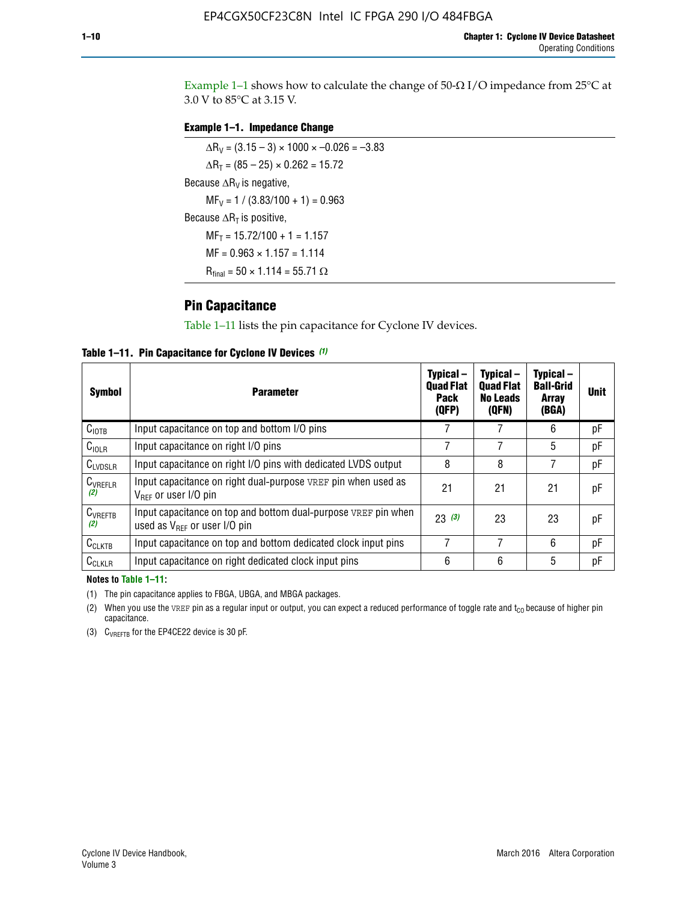Example 1–1 shows how to calculate the change of 50-Ω I/O impedance from 25°C at 3.0 V to 85°C at 3.15 V.

**Example 1–1. Impedance Change**

$\Delta R_V = (3.15 - 3) \times 1000 \times -0.026 = -3.83$

$\Delta R_T = (85 - 25) \times 0.262 = 15.72$

Because $\Delta R_V$ is negative,

$MF_V = 1 / (3.83/100 + 1) = 0.963$

Because $\Delta R_T$ is positive,

$MF_T = 15.72/100 + 1 = 1.157$

$MF = 0.963 \times 1.157 = 1.114$

$R_{final} = 50 \times 1.114 = 55.71\ \Omega$

## Pin Capacitance

Table 1–11 lists the pin capacitance for Cyclone IV devices.

**Table 1–11. Pin Capacitance for Cyclone IV Devices** *(1)*

| Symbol | Parameter | Typical – Quad Flat Pack (QFP) | Typical – Quad Flat No Leads (QFN) | Typical – Ball-Grid Array (BGA) | Unit |
|---|---|---|---|---|---|
| $C_{IOTB}$ | Input capacitance on top and bottom I/O pins | 7 | 7 | 6 | pF |
| $C_{IOLR}$ | Input capacitance on right I/O pins | 7 | 7 | 5 | pF |
| $C_{LVDSLR}$ | Input capacitance on right I/O pins with dedicated LVDS output | 8 | 8 | 7 | pF |
| $C_{VREFLR}$ *(2)* | Input capacitance on right dual-purpose VREF pin when used as $V_{REF}$ or user I/O pin | 21 | 21 | 21 | pF |
| $C_{VREFTB}$ *(2)* | Input capacitance on top and bottom dual-purpose VREF pin when used as $V_{REF}$ or user I/O pin | 23 *(3)* | 23 | 23 | pF |
| $C_{CLKTB}$ | Input capacitance on top and bottom dedicated clock input pins | 7 | 7 | 6 | pF |
| $C_{CLKLR}$ | Input capacitance on right dedicated clock input pins | 6 | 6 | 5 | pF |

**Notes to Table 1–11:**

(1) The pin capacitance applies to FBGA, UBGA, and MBGA packages.

(2) When you use the VREF pin as a regular input or output, you can expect a reduced performance of toggle rate and $t_{CO}$ because of higher pin capacitance.

(3) $C_{VREFTB}$ for the EP4CE22 device is 30 pF.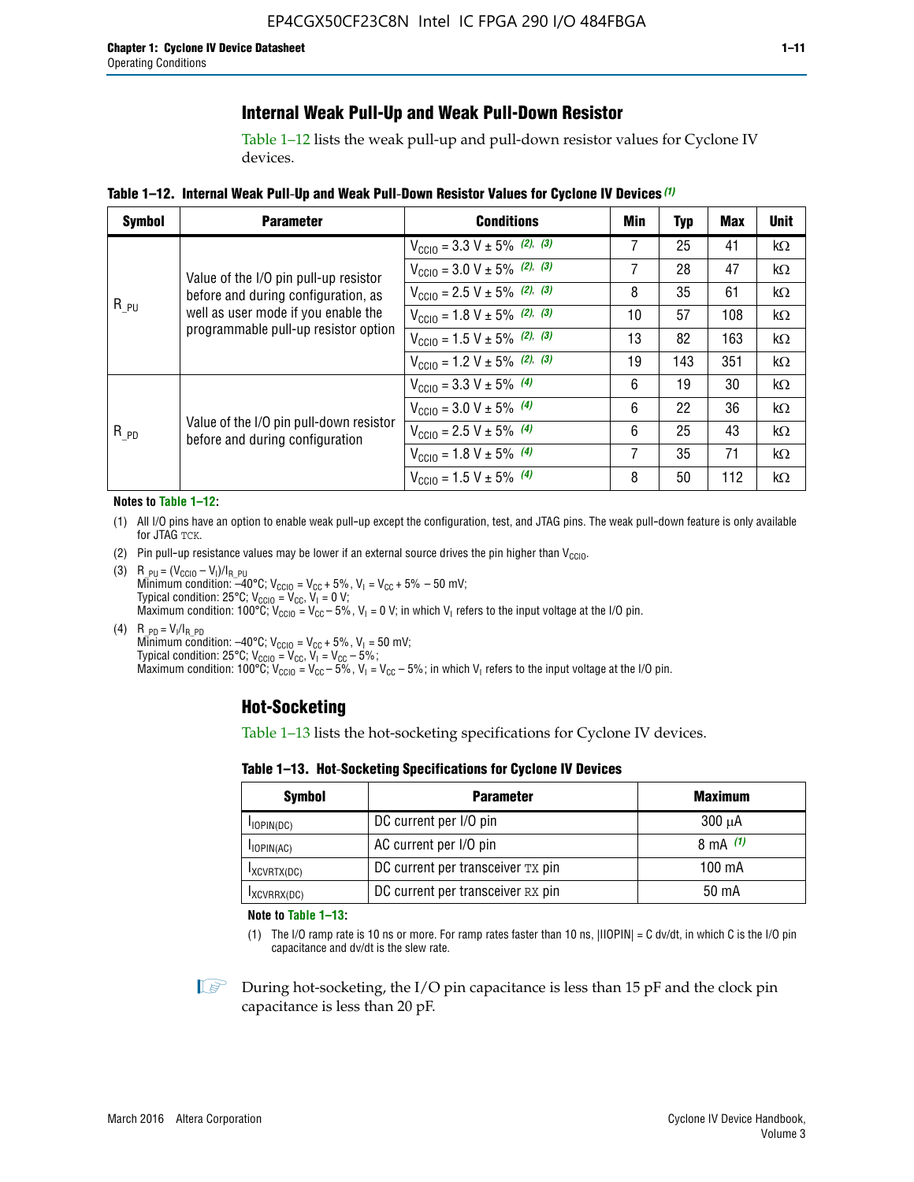## Internal Weak Pull-Up and Weak Pull-Down Resistor

Table 1–12 lists the weak pull-up and pull-down resistor values for Cyclone IV devices.

**Table 1–12. Internal Weak Pull-Up and Weak Pull-Down Resistor Values for Cyclone IV Devices (1)**

| Symbol | Parameter | Conditions | Min | Typ | Max | Unit |
|---|---|---|---|---|---|---|
| $R_{\_PU}$ | Value of the I/O pin pull-up resistor before and during configuration, as well as user mode if you enable the programmable pull-up resistor option | $V_{CCIO}$ = 3.3 V ± 5% (2), (3) | 7 | 25 | 41 | kΩ |
| | | $V_{CCIO}$ = 3.0 V ± 5% (2), (3) | 7 | 28 | 47 | kΩ |
| | | $V_{CCIO}$ = 2.5 V ± 5% (2), (3) | 8 | 35 | 61 | kΩ |
| | | $V_{CCIO}$ = 1.8 V ± 5% (2), (3) | 10 | 57 | 108 | kΩ |
| | | $V_{CCIO}$ = 1.5 V ± 5% (2), (3) | 13 | 82 | 163 | kΩ |
| | | $V_{CCIO}$ = 1.2 V ± 5% (2), (3) | 19 | 143 | 351 | kΩ |
| $R_{\_PD}$ | Value of the I/O pin pull-down resistor before and during configuration | $V_{CCIO}$ = 3.3 V ± 5% (4) | 6 | 19 | 30 | kΩ |
| | | $V_{CCIO}$ = 3.0 V ± 5% (4) | 6 | 22 | 36 | kΩ |
| | | $V_{CCIO}$ = 2.5 V ± 5% (4) | 6 | 25 | 43 | kΩ |
| | | $V_{CCIO}$ = 1.8 V ± 5% (4) | 7 | 35 | 71 | kΩ |
| | | $V_{CCIO}$ = 1.5 V ± 5% (4) | 8 | 50 | 112 | kΩ |

**Notes to Table 1–12:**

(1) All I/O pins have an option to enable weak pull-up except the configuration, test, and JTAG pins. The weak pull-down feature is only available for JTAG TCK.

(2) Pin pull-up resistance values may be lower if an external source drives the pin higher than $V_{CCIO}$.

(3) $R_{\_PU} = (V_{CCIO} - V_I)/I_{R\_PU}$
Minimum condition: –40°C; $V_{CCIO} = V_{CC} + 5\%$, $V_I = V_{CC} + 5\% - 50$ mV;
Typical condition: 25°C; $V_{CCIO} = V_{CC}$, $V_I = 0$ V;
Maximum condition: 100°C; $V_{CCIO} = V_{CC} - 5\%$, $V_I = 0$ V; in which $V_I$ refers to the input voltage at the I/O pin.

(4) $R_{\_PD} = V_I/I_{R\_PD}$
Minimum condition: –40°C; $V_{CCIO} = V_{CC} + 5\%$, $V_I = 50$ mV;
Typical condition: 25°C; $V_{CCIO} = V_{CC}$, $V_I = V_{CC} - 5\%$;
Maximum condition: 100°C; $V_{CCIO} = V_{CC} - 5\%$, $V_I = V_{CC} - 5\%$; in which $V_I$ refers to the input voltage at the I/O pin.

## Hot-Socketing

Table 1–13 lists the hot-socketing specifications for Cyclone IV devices.

**Table 1–13. Hot-Socketing Specifications for Cyclone IV Devices**

| Symbol | Parameter | Maximum |
|---|---|---|
| $I_{IOPIN(DC)}$ | DC current per I/O pin | 300 μA |
| $I_{IOPIN(AC)}$ | AC current per I/O pin | 8 mA (1) |
| $I_{XCVRTX(DC)}$ | DC current per transceiver TX pin | 100 mA |
| $I_{XCVRRX(DC)}$ | DC current per transceiver RX pin | 50 mA |

**Note to Table 1–13:**

(1) The I/O ramp rate is 10 ns or more. For ramp rates faster than 10 ns, |IIOPIN| = C dv/dt, in which C is the I/O pin capacitance and dv/dt is the slew rate.

During hot-socketing, the I/O pin capacitance is less than 15 pF and the clock pin capacitance is less than 20 pF.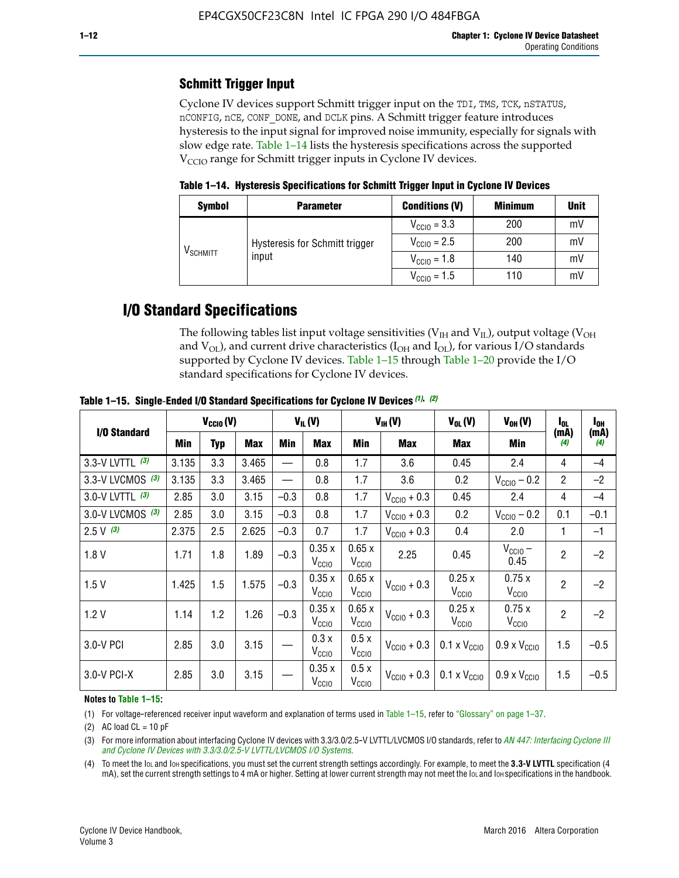## Schmitt Trigger Input

Cyclone IV devices support Schmitt trigger input on the TDI, TMS, TCK, nSTATUS, nCONFIG, nCE, CONF_DONE, and DCLK pins. A Schmitt trigger feature introduces hysteresis to the input signal for improved noise immunity, especially for signals with slow edge rate. Table 1–14 lists the hysteresis specifications across the supported $V_{CCIO}$ range for Schmitt trigger inputs in Cyclone IV devices.

**Table 1–14. Hysteresis Specifications for Schmitt Trigger Input in Cyclone IV Devices**

| Symbol | Parameter | Conditions (V) | Minimum | Unit |
|---|---|---|---|---|
| $V_{SCHMITT}$ | Hysteresis for Schmitt trigger input | $V_{CCIO}$ = 3.3 | 200 | mV |
| | | $V_{CCIO}$ = 2.5 | 200 | mV |
| | | $V_{CCIO}$ = 1.8 | 140 | mV |
| | | $V_{CCIO}$ = 1.5 | 110 | mV |

# I/O Standard Specifications

The following tables list input voltage sensitivities ($V_{IH}$ and $V_{IL}$), output voltage ($V_{OH}$ and $V_{OL}$), and current drive characteristics ($I_{OH}$ and $I_{OL}$), for various I/O standards supported by Cyclone IV devices. Table 1–15 through Table 1–20 provide the I/O standard specifications for Cyclone IV devices.

**Table 1–15. Single-Ended I/O Standard Specifications for Cyclone IV Devices** *(1)*, *(2)*

| I/O Standard | $V_{CCIO}$ (V) | | | $V_{IL}$ (V) | | $V_{IH}$ (V) | | $V_{OL}$ (V) | $V_{OH}$ (V) | $I_{OL}$ (mA) *(4)* | $I_{OH}$ (mA) *(4)* |
|---|---|---|---|---|---|---|---|---|---|---|---|
| | Min | Typ | Max | Min | Max | Min | Max | Max | Min | | |
| 3.3-V LVTTL *(3)* | 3.135 | 3.3 | 3.465 | — | 0.8 | 1.7 | 3.6 | 0.45 | 2.4 | 4 | –4 |
| 3.3-V LVCMOS *(3)* | 3.135 | 3.3 | 3.465 | — | 0.8 | 1.7 | 3.6 | 0.2 | $V_{CCIO}$ – 0.2 | 2 | –2 |
| 3.0-V LVTTL *(3)* | 2.85 | 3.0 | 3.15 | –0.3 | 0.8 | 1.7 | $V_{CCIO}$ + 0.3 | 0.45 | 2.4 | 4 | –4 |
| 3.0-V LVCMOS *(3)* | 2.85 | 3.0 | 3.15 | –0.3 | 0.8 | 1.7 | $V_{CCIO}$ + 0.3 | 0.2 | $V_{CCIO}$ – 0.2 | 0.1 | –0.1 |
| 2.5 V *(3)* | 2.375 | 2.5 | 2.625 | –0.3 | 0.7 | 1.7 | $V_{CCIO}$ + 0.3 | 0.4 | 2.0 | 1 | –1 |
| 1.8 V | 1.71 | 1.8 | 1.89 | –0.3 | 0.35 x $V_{CCIO}$ | 0.65 x $V_{CCIO}$ | 2.25 | 0.45 | $V_{CCIO}$ – 0.45 | 2 | –2 |
| 1.5 V | 1.425 | 1.5 | 1.575 | –0.3 | 0.35 x $V_{CCIO}$ | 0.65 x $V_{CCIO}$ | $V_{CCIO}$ + 0.3 | 0.25 x $V_{CCIO}$ | 0.75 x $V_{CCIO}$ | 2 | –2 |
| 1.2 V | 1.14 | 1.2 | 1.26 | –0.3 | 0.35 x $V_{CCIO}$ | 0.65 x $V_{CCIO}$ | $V_{CCIO}$ + 0.3 | 0.25 x $V_{CCIO}$ | 0.75 x $V_{CCIO}$ | 2 | –2 |
| 3.0-V PCI | 2.85 | 3.0 | 3.15 | — | 0.3 x $V_{CCIO}$ | 0.5 x $V_{CCIO}$ | $V_{CCIO}$ + 0.3 | 0.1 x $V_{CCIO}$ | 0.9 x $V_{CCIO}$ | 1.5 | –0.5 |
| 3.0-V PCI-X | 2.85 | 3.0 | 3.15 | — | 0.35 x $V_{CCIO}$ | 0.5 x $V_{CCIO}$ | $V_{CCIO}$ + 0.3 | 0.1 x $V_{CCIO}$ | 0.9 x $V_{CCIO}$ | 1.5 | –0.5 |

**Notes to Table 1–15:**

(1) For voltage-referenced receiver input waveform and explanation of terms used in Table 1–15, refer to "Glossary" on page 1–37.

(2) AC load CL = 10 pF

(3) For more information about interfacing Cyclone IV devices with 3.3/3.0/2.5-V LVTTL/LVCMOS I/O standards, refer to *AN 447: Interfacing Cyclone III and Cyclone IV Devices with 3.3/3.0/2.5-V LVTTL/LVCMOS I/O Systems*.

(4) To meet the $I_{OL}$ and $I_{OH}$ specifications, you must set the current strength settings accordingly. For example, to meet the **3.3-V LVTTL** specification (4 mA), set the current strength settings to 4 mA or higher. Setting at lower current strength may not meet the $I_{OL}$ and $I_{OH}$ specifications in the handbook.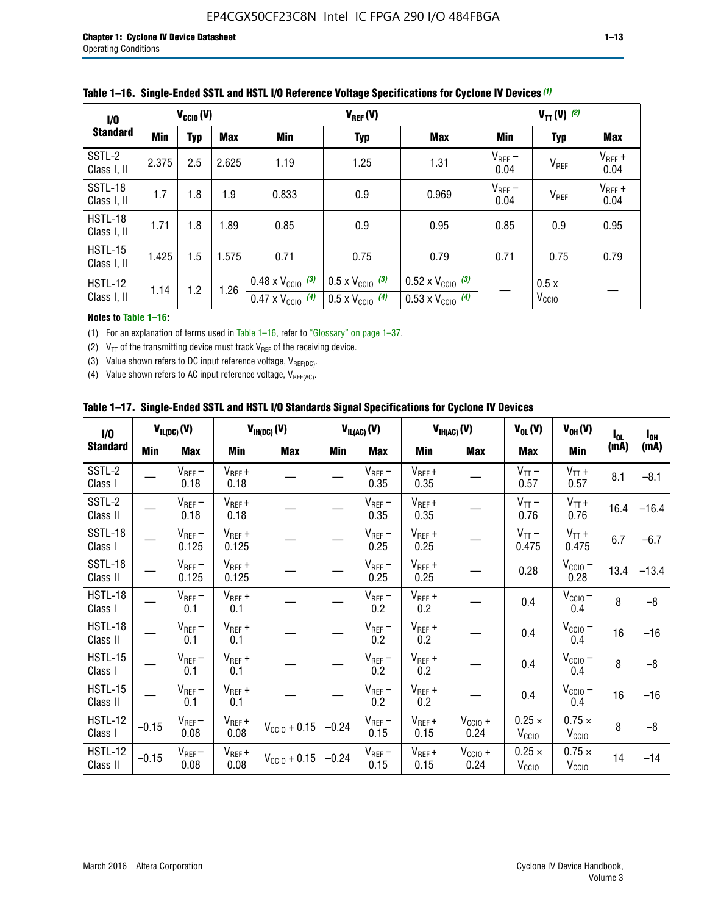**Table 1–16. Single-Ended SSTL and HSTL I/O Reference Voltage Specifications for Cyclone IV Devices (1)**

| I/O Standard | $V_{CCIO}$ (V) | | | $V_{REF}$ (V) | | | $V_{TT}$ (V) (2) | | |
|---|---|---|---|---|---|---|---|---|---|
| | Min | Typ | Max | Min | Typ | Max | Min | Typ | Max |
| SSTL-2 Class I, II | 2.375 | 2.5 | 2.625 | 1.19 | 1.25 | 1.31 | $V_{REF}$ – 0.04 | $V_{REF}$ | $V_{REF}$ + 0.04 |
| SSTL-18 Class I, II | 1.7 | 1.8 | 1.9 | 0.833 | 0.9 | 0.969 | $V_{REF}$ – 0.04 | $V_{REF}$ | $V_{REF}$ + 0.04 |
| HSTL-18 Class I, II | 1.71 | 1.8 | 1.89 | 0.85 | 0.9 | 0.95 | 0.85 | 0.9 | 0.95 |
| HSTL-15 Class I, II | 1.425 | 1.5 | 1.575 | 0.71 | 0.75 | 0.79 | 0.71 | 0.75 | 0.79 |
| HSTL-12 Class I, II | 1.14 | 1.2 | 1.26 | 0.48 x $V_{CCIO}$ (3) / 0.47 x $V_{CCIO}$ (4) | 0.5 x $V_{CCIO}$ (3) / 0.5 x $V_{CCIO}$ (4) | 0.52 x $V_{CCIO}$ (3) / 0.53 x $V_{CCIO}$ (4) | — | 0.5 x $V_{CCIO}$ | — |

**Notes to Table 1–16:**

(1) For an explanation of terms used in Table 1–16, refer to "Glossary" on page 1–37.

(2) $V_{TT}$ of the transmitting device must track $V_{REF}$ of the receiving device.

(3) Value shown refers to DC input reference voltage, $V_{REF(DC)}$.

(4) Value shown refers to AC input reference voltage, $V_{REF(AC)}$.

**Table 1–17. Single-Ended SSTL and HSTL I/O Standards Signal Specifications for Cyclone IV Devices**

| I/O Standard | $V_{IL(DC)}$ (V) | | $V_{IH(DC)}$ (V) | | $V_{IL(AC)}$ (V) | | $V_{IH(AC)}$ (V) | | $V_{OL}$ (V) | $V_{OH}$ (V) | $I_{OL}$ (mA) | $I_{OH}$ (mA) |
|---|---|---|---|---|---|---|---|---|---|---|---|---|
| | Min | Max | Min | Max | Min | Max | Min | Max | Max | Min | | |
| SSTL-2 Class I | — | $V_{REF}$ – 0.18 | $V_{REF}$ + 0.18 | — | — | $V_{REF}$ – 0.35 | $V_{REF}$ + 0.35 | — | $V_{TT}$ – 0.57 | $V_{TT}$ + 0.57 | 8.1 | –8.1 |
| SSTL-2 Class II | — | $V_{REF}$ – 0.18 | $V_{REF}$ + 0.18 | — | — | $V_{REF}$ – 0.35 | $V_{REF}$ + 0.35 | — | $V_{TT}$ – 0.76 | $V_{TT}$ + 0.76 | 16.4 | –16.4 |
| SSTL-18 Class I | — | $V_{REF}$ – 0.125 | $V_{REF}$ + 0.125 | — | — | $V_{REF}$ – 0.25 | $V_{REF}$ + 0.25 | — | $V_{TT}$ – 0.475 | $V_{TT}$ + 0.475 | 6.7 | –6.7 |
| SSTL-18 Class II | — | $V_{REF}$ – 0.125 | $V_{REF}$ + 0.125 | — | — | $V_{REF}$ – 0.25 | $V_{REF}$ + 0.25 | — | 0.28 | $V_{CCIO}$ – 0.28 | 13.4 | –13.4 |
| HSTL-18 Class I | — | $V_{REF}$ – 0.1 | $V_{REF}$ + 0.1 | — | — | $V_{REF}$ – 0.2 | $V_{REF}$ + 0.2 | — | 0.4 | $V_{CCIO}$ – 0.4 | 8 | –8 |
| HSTL-18 Class II | — | $V_{REF}$ – 0.1 | $V_{REF}$ + 0.1 | — | — | $V_{REF}$ – 0.2 | $V_{REF}$ + 0.2 | — | 0.4 | $V_{CCIO}$ – 0.4 | 16 | –16 |
| HSTL-15 Class I | — | $V_{REF}$ – 0.1 | $V_{REF}$ + 0.1 | — | — | $V_{REF}$ – 0.2 | $V_{REF}$ + 0.2 | — | 0.4 | $V_{CCIO}$ – 0.4 | 8 | –8 |
| HSTL-15 Class II | — | $V_{REF}$ – 0.1 | $V_{REF}$ + 0.1 | — | — | $V_{REF}$ – 0.2 | $V_{REF}$ + 0.2 | — | 0.4 | $V_{CCIO}$ – 0.4 | 16 | –16 |
| HSTL-12 Class I | –0.15 | $V_{REF}$ – 0.08 | $V_{REF}$ + 0.08 | $V_{CCIO}$ + 0.15 | –0.24 | $V_{REF}$ – 0.15 | $V_{REF}$ + 0.15 | $V_{CCIO}$ + 0.24 | 0.25 × $V_{CCIO}$ | 0.75 × $V_{CCIO}$ | 8 | –8 |
| HSTL-12 Class II | –0.15 | $V_{REF}$ – 0.08 | $V_{REF}$ + 0.08 | $V_{CCIO}$ + 0.15 | –0.24 | $V_{REF}$ – 0.15 | $V_{REF}$ + 0.15 | $V_{CCIO}$ + 0.24 | 0.25 × $V_{CCIO}$ | 0.75 × $V_{CCIO}$ | 14 | –14 |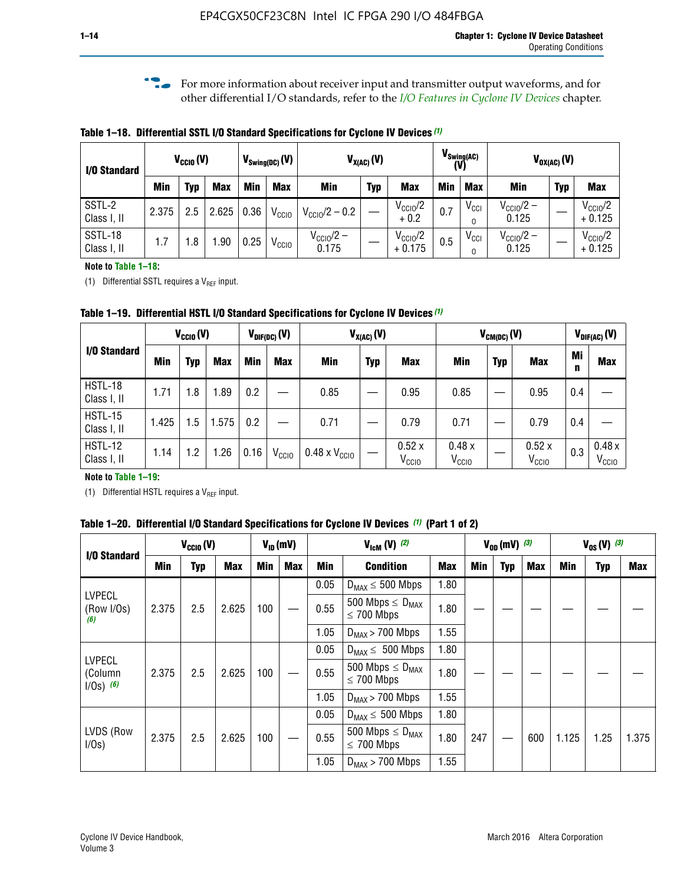For more information about receiver input and transmitter output waveforms, and for other differential I/O standards, refer to the *I/O Features in Cyclone IV Devices* chapter.

**Table 1–18. Differential SSTL I/O Standard Specifications for Cyclone IV Devices (1)**

| I/O Standard | $V_{CCIO}$ (V) | | | $V_{Swing(DC)}$ (V) | | $V_{X(AC)}$ (V) | | | $V_{Swing(AC)}$ (V) | | $V_{OX(AC)}$ (V) | | |
|---|---|---|---|---|---|---|---|---|---|---|---|---|---|
| | Min | Typ | Max | Min | Max | Min | Typ | Max | Min | Max | Min | Typ | Max |
| SSTL-2 Class I, II | 2.375 | 2.5 | 2.625 | 0.36 | $V_{CCIO}$ | $V_{CCIO}/2 - 0.2$ | — | $V_{CCIO}/2 + 0.2$ | 0.7 | $V_{CCIO}$ | $V_{CCIO}/2 - 0.125$ | — | $V_{CCIO}/2 + 0.125$ |
| SSTL-18 Class I, II | 1.7 | 1.8 | 1.90 | 0.25 | $V_{CCIO}$ | $V_{CCIO}/2 - 0.175$ | — | $V_{CCIO}/2 + 0.175$ | 0.5 | $V_{CCIO}$ | $V_{CCIO}/2 - 0.125$ | — | $V_{CCIO}/2 + 0.125$ |

**Note to Table 1–18:**

(1) Differential SSTL requires a $V_{REF}$ input.

**Table 1–19. Differential HSTL I/O Standard Specifications for Cyclone IV Devices (1)**

| I/O Standard | $V_{CCIO}$ (V) | | | $V_{DIF(DC)}$ (V) | | $V_{X(AC)}$ (V) | | | $V_{CM(DC)}$ (V) | | | $V_{DIF(AC)}$ (V) | |
|---|---|---|---|---|---|---|---|---|---|---|---|---|---|
| | Min | Typ | Max | Min | Max | Min | Typ | Max | Min | Typ | Max | Min | Max |
| HSTL-18 Class I, II | 1.71 | 1.8 | 1.89 | 0.2 | — | 0.85 | — | 0.95 | 0.85 | — | 0.95 | 0.4 | — |
| HSTL-15 Class I, II | 1.425 | 1.5 | 1.575 | 0.2 | — | 0.71 | — | 0.79 | 0.71 | — | 0.79 | 0.4 | — |
| HSTL-12 Class I, II | 1.14 | 1.2 | 1.26 | 0.16 | $V_{CCIO}$ | 0.48 x $V_{CCIO}$ | — | 0.52 x $V_{CCIO}$ | 0.48 x $V_{CCIO}$ | — | 0.52 x $V_{CCIO}$ | 0.3 | 0.48 x $V_{CCIO}$ |

**Note to Table 1–19:**

(1) Differential HSTL requires a $V_{REF}$ input.

**Table 1–20. Differential I/O Standard Specifications for Cyclone IV Devices (1) (Part 1 of 2)**

| I/O Standard | $V_{CCIO}$ (V) | | | $V_{ID}$ (mV) | | $V_{IcM}$ (V) (2) | | | $V_{OD}$ (mV) (3) | | | $V_{OS}$ (V) (3) | | |
|---|---|---|---|---|---|---|---|---|---|---|---|---|---|---|
| | Min | Typ | Max | Min | Max | Min | Condition | Max | Min | Typ | Max | Min | Typ | Max |
| LVPECL (Row I/Os) (6) | 2.375 | 2.5 | 2.625 | 100 | — | 0.05 | $D_{MAX} \leq 500$ Mbps | 1.80 | — | — | — | — | — | — |
| | | | | | | 0.55 | 500 Mbps $\leq D_{MAX} \leq 700$ Mbps | 1.80 | | | | | | |
| | | | | | | 1.05 | $D_{MAX} > 700$ Mbps | 1.55 | | | | | | |
| LVPECL (Column I/Os) (6) | 2.375 | 2.5 | 2.625 | 100 | — | 0.05 | $D_{MAX} \leq 500$ Mbps | 1.80 | — | — | — | — | — | — |
| | | | | | | 0.55 | 500 Mbps $\leq D_{MAX} \leq 700$ Mbps | 1.80 | | | | | | |
| | | | | | | 1.05 | $D_{MAX} > 700$ Mbps | 1.55 | | | | | | |
| LVDS (Row I/Os) | 2.375 | 2.5 | 2.625 | 100 | — | 0.05 | $D_{MAX} \leq 500$ Mbps | 1.80 | 247 | — | 600 | 1.125 | 1.25 | 1.375 |
| | | | | | | 0.55 | 500 Mbps $\leq D_{MAX} \leq 700$ Mbps | 1.80 | | | | | | |
| | | | | | | 1.05 | $D_{MAX} > 700$ Mbps | 1.55 | | | | | | |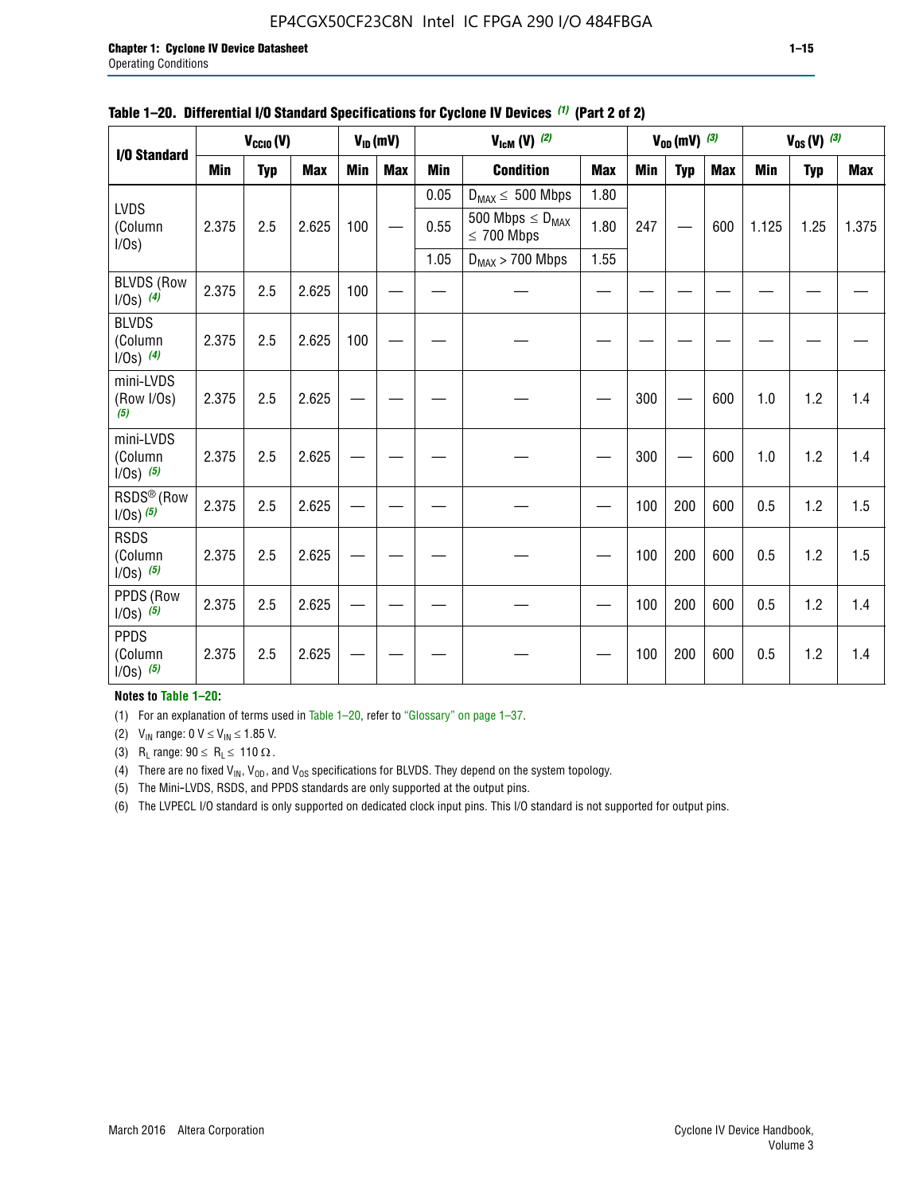**Table 1–20. Differential I/O Standard Specifications for Cyclone IV Devices (1) (Part 2 of 2)**

| I/O Standard | $V_{CCIO}$ (V) | | | $V_{ID}$ (mV) | | $V_{IcM}$ (V) (2) | | | $V_{OD}$ (mV) (3) | | | $V_{OS}$ (V) (3) | | |
|---|---|---|---|---|---|---|---|---|---|---|---|---|---|---|
| | Min | Typ | Max | Min | Max | Min | Condition | Max | Min | Typ | Max | Min | Typ | Max |
| LVDS (Column I/Os) | 2.375 | 2.5 | 2.625 | 100 | — | 0.05 | $D_{MAX} \leq$ 500 Mbps | 1.80 | 247 | — | 600 | 1.125 | 1.25 | 1.375 |
| | | | | | | 0.55 | 500 Mbps $\leq D_{MAX} \leq$ 700 Mbps | 1.80 | | | | | | |
| | | | | | | 1.05 | $D_{MAX} >$ 700 Mbps | 1.55 | | | | | | |
| BLVDS (Row I/Os) (4) | 2.375 | 2.5 | 2.625 | 100 | — | — | — | — | — | — | — | — | — | — |
| BLVDS (Column I/Os) (4) | 2.375 | 2.5 | 2.625 | 100 | — | — | — | — | — | — | — | — | — | — |
| mini-LVDS (Row I/Os) (5) | 2.375 | 2.5 | 2.625 | — | — | — | — | — | 300 | — | 600 | 1.0 | 1.2 | 1.4 |
| mini-LVDS (Column I/Os) (5) | 2.375 | 2.5 | 2.625 | — | — | — | — | — | 300 | — | 600 | 1.0 | 1.2 | 1.4 |
| RSDS® (Row I/Os) (5) | 2.375 | 2.5 | 2.625 | — | — | — | — | — | 100 | 200 | 600 | 0.5 | 1.2 | 1.5 |
| RSDS (Column I/Os) (5) | 2.375 | 2.5 | 2.625 | — | — | — | — | — | 100 | 200 | 600 | 0.5 | 1.2 | 1.5 |
| PPDS (Row I/Os) (5) | 2.375 | 2.5 | 2.625 | — | — | — | — | — | 100 | 200 | 600 | 0.5 | 1.2 | 1.4 |
| PPDS (Column I/Os) (5) | 2.375 | 2.5 | 2.625 | — | — | — | — | — | 100 | 200 | 600 | 0.5 | 1.2 | 1.4 |

**Notes to Table 1–20:**

(1) For an explanation of terms used in Table 1–20, refer to "Glossary" on page 1–37.

(2) $V_{IN}$ range: 0 V $\leq V_{IN} \leq$ 1.85 V.

(3) $R_L$ range: 90 $\leq R_L \leq$ 110 Ω.

(4) There are no fixed $V_{IN}$, $V_{OD}$, and $V_{OS}$ specifications for BLVDS. They depend on the system topology.

(5) The Mini-LVDS, RSDS, and PPDS standards are only supported at the output pins.

(6) The LVPECL I/O standard is only supported on dedicated clock input pins. This I/O standard is not supported for output pins.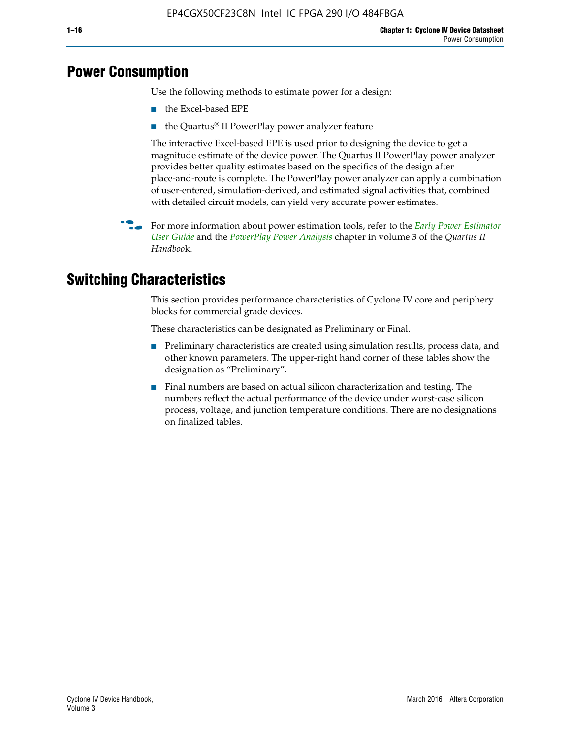## Power Consumption

Use the following methods to estimate power for a design:

- the Excel-based EPE
- the Quartus® II PowerPlay power analyzer feature

The interactive Excel-based EPE is used prior to designing the device to get a magnitude estimate of the device power. The Quartus II PowerPlay power analyzer provides better quality estimates based on the specifics of the design after place-and-route is complete. The PowerPlay power analyzer can apply a combination of user-entered, simulation-derived, and estimated signal activities that, combined with detailed circuit models, can yield very accurate power estimates.

For more information about power estimation tools, refer to the *Early Power Estimator User Guide* and the *PowerPlay Power Analysis* chapter in volume 3 of the *Quartus II Handbook*.

## Switching Characteristics

This section provides performance characteristics of Cyclone IV core and periphery blocks for commercial grade devices.

These characteristics can be designated as Preliminary or Final.

- Preliminary characteristics are created using simulation results, process data, and other known parameters. The upper-right hand corner of these tables show the designation as "Preliminary".
- Final numbers are based on actual silicon characterization and testing. The numbers reflect the actual performance of the device under worst-case silicon process, voltage, and junction temperature conditions. There are no designations on finalized tables.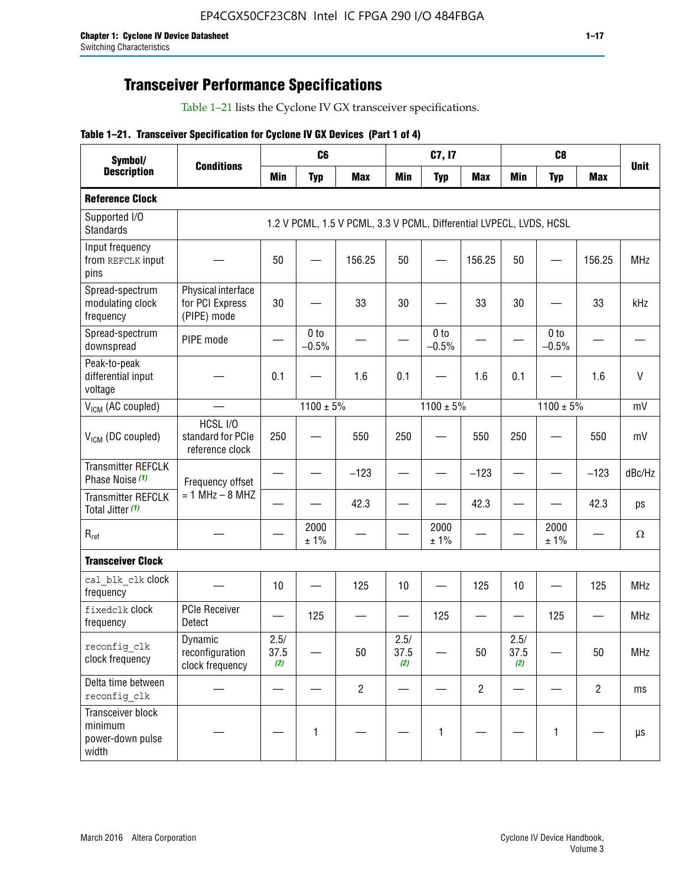## Transceiver Performance Specifications

Table 1–21 lists the Cyclone IV GX transceiver specifications.

**Table 1–21. Transceiver Specification for Cyclone IV GX Devices (Part 1 of 4)**

| Symbol/ Description | Conditions | C6 | | | C7, I7 | | | C8 | | | Unit |
|---|---|---|---|---|---|---|---|---|---|---|---|
| | | Min | Typ | Max | Min | Typ | Max | Min | Typ | Max | |
| **Reference Clock** | | | | | | | | | | | |
| Supported I/O Standards | 1.2 V PCML, 1.5 V PCML, 3.3 V PCML, Differential LVPECL, LVDS, HCSL | | | | | | | | | | |
| Input frequency from REFCLK input pins | — | 50 | — | 156.25 | 50 | — | 156.25 | 50 | — | 156.25 | MHz |
| Spread-spectrum modulating clock frequency | Physical interface for PCI Express (PIPE) mode | 30 | — | 33 | 30 | — | 33 | 30 | — | 33 | kHz |
| Spread-spectrum downspread | PIPE mode | — | 0 to −0.5% | — | — | 0 to −0.5% | — | — | 0 to −0.5% | — | — |
| Peak-to-peak differential input voltage | — | 0.1 | — | 1.6 | 0.1 | — | 1.6 | 0.1 | — | 1.6 | V |
| $V_{ICM}$ (AC coupled) | — | 1100 ± 5% | | | 1100 ± 5% | | | 1100 ± 5% | | | mV |
| $V_{ICM}$ (DC coupled) | HCSL I/O standard for PCIe reference clock | 250 | — | 550 | 250 | — | 550 | 250 | — | 550 | mV |
| Transmitter REFCLK Phase Noise (1) | Frequency offset = 1 MHz – 8 MHZ | — | — | −123 | — | — | −123 | — | — | −123 | dBc/Hz |
| Transmitter REFCLK Total Jitter (1) | | — | — | 42.3 | — | — | 42.3 | — | — | 42.3 | ps |
| $R_{ref}$ | — | — | 2000 ± 1% | — | — | 2000 ± 1% | — | — | 2000 ± 1% | — | Ω |
| **Transceiver Clock** | | | | | | | | | | | |
| cal_blk_clk clock frequency | — | 10 | — | 125 | 10 | — | 125 | 10 | — | 125 | MHz |
| fixedclk clock frequency | PCIe Receiver Detect | — | 125 | — | — | 125 | — | — | 125 | — | MHz |
| reconfig_clk clock frequency | Dynamic reconfiguration clock frequency | 2.5/ 37.5 (2) | — | 50 | 2.5/ 37.5 (2) | — | 50 | 2.5/ 37.5 (2) | — | 50 | MHz |
| Delta time between reconfig_clk | — | — | — | 2 | — | — | 2 | — | — | 2 | ms |
| Transceiver block minimum power-down pulse width | — | — | 1 | — | — | 1 | — | — | 1 | — | µs |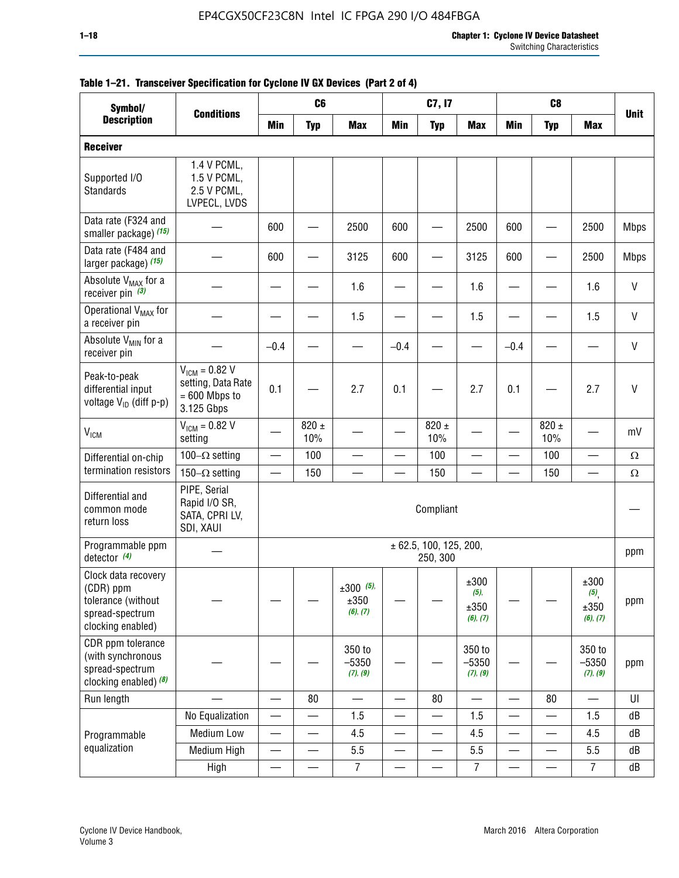**Table 1–21. Transceiver Specification for Cyclone IV GX Devices (Part 2 of 4)**

| Symbol/ Description | Conditions | C6 | | | C7, I7 | | | C8 | | | Unit |
|---|---|---|---|---|---|---|---|---|---|---|---|
| | | Min | Typ | Max | Min | Typ | Max | Min | Typ | Max | |
| **Receiver** | | | | | | | | | | | |
| Supported I/O Standards | 1.4 V PCML, 1.5 V PCML, 2.5 V PCML, LVPECL, LVDS | | | | | | | | | | |
| Data rate (F324 and smaller package) *(15)* | — | 600 | — | 2500 | 600 | — | 2500 | 600 | — | 2500 | Mbps |
| Data rate (F484 and larger package) *(15)* | — | 600 | — | 3125 | 600 | — | 3125 | 600 | — | 2500 | Mbps |
| Absolute $V_{MAX}$ for a receiver pin *(3)* | — | — | — | 1.6 | — | — | 1.6 | — | — | 1.6 | V |
| Operational $V_{MAX}$ for a receiver pin | — | — | — | 1.5 | — | — | 1.5 | — | — | 1.5 | V |
| Absolute $V_{MIN}$ for a receiver pin | — | –0.4 | — | — | –0.4 | — | — | –0.4 | — | — | V |
| Peak-to-peak differential input voltage $V_{ID}$ (diff p-p) | $V_{ICM}$ = 0.82 V setting, Data Rate = 600 Mbps to 3.125 Gbps | 0.1 | — | 2.7 | 0.1 | — | 2.7 | 0.1 | — | 2.7 | V |
| $V_{ICM}$ | $V_{ICM}$ = 0.82 V setting | — | 820 ± 10% | — | — | 820 ± 10% | — | — | 820 ± 10% | — | mV |
| Differential on-chip termination resistors | 100–Ω setting | — | 100 | — | — | 100 | — | — | 100 | — | Ω |
| | 150–Ω setting | — | 150 | — | — | 150 | — | — | 150 | — | Ω |
| Differential and common mode return loss | PIPE, Serial Rapid I/O SR, SATA, CPRI LV, SDI, XAUI | Compliant | | | | | | | | | — |
| Programmable ppm detector *(4)* | — | ± 62.5, 100, 125, 200, 250, 300 | | | | | | | | | ppm |
| Clock data recovery (CDR) ppm tolerance (without spread-spectrum clocking enabled) | — | — | — | ±300 *(5)*, ±350 *(6)*, *(7)* | — | — | ±300 *(5)*, ±350 *(6)*, *(7)* | — | — | ±300 *(5)*, ±350 *(6)*, *(7)* | ppm |
| CDR ppm tolerance (with synchronous spread-spectrum clocking enabled) *(8)* | — | — | — | 350 to –5350 *(7)*, *(9)* | — | — | 350 to –5350 *(7)*, *(9)* | — | — | 350 to –5350 *(7)*, *(9)* | ppm |
| Run length | — | — | 80 | — | — | 80 | — | — | 80 | — | UI |
| Programmable equalization | No Equalization | — | — | 1.5 | — | — | 1.5 | — | — | 1.5 | dB |
| | Medium Low | — | — | 4.5 | — | — | 4.5 | — | — | 4.5 | dB |
| | Medium High | — | — | 5.5 | — | — | 5.5 | — | — | 5.5 | dB |
| | High | — | — | 7 | — | — | 7 | — | — | 7 | dB |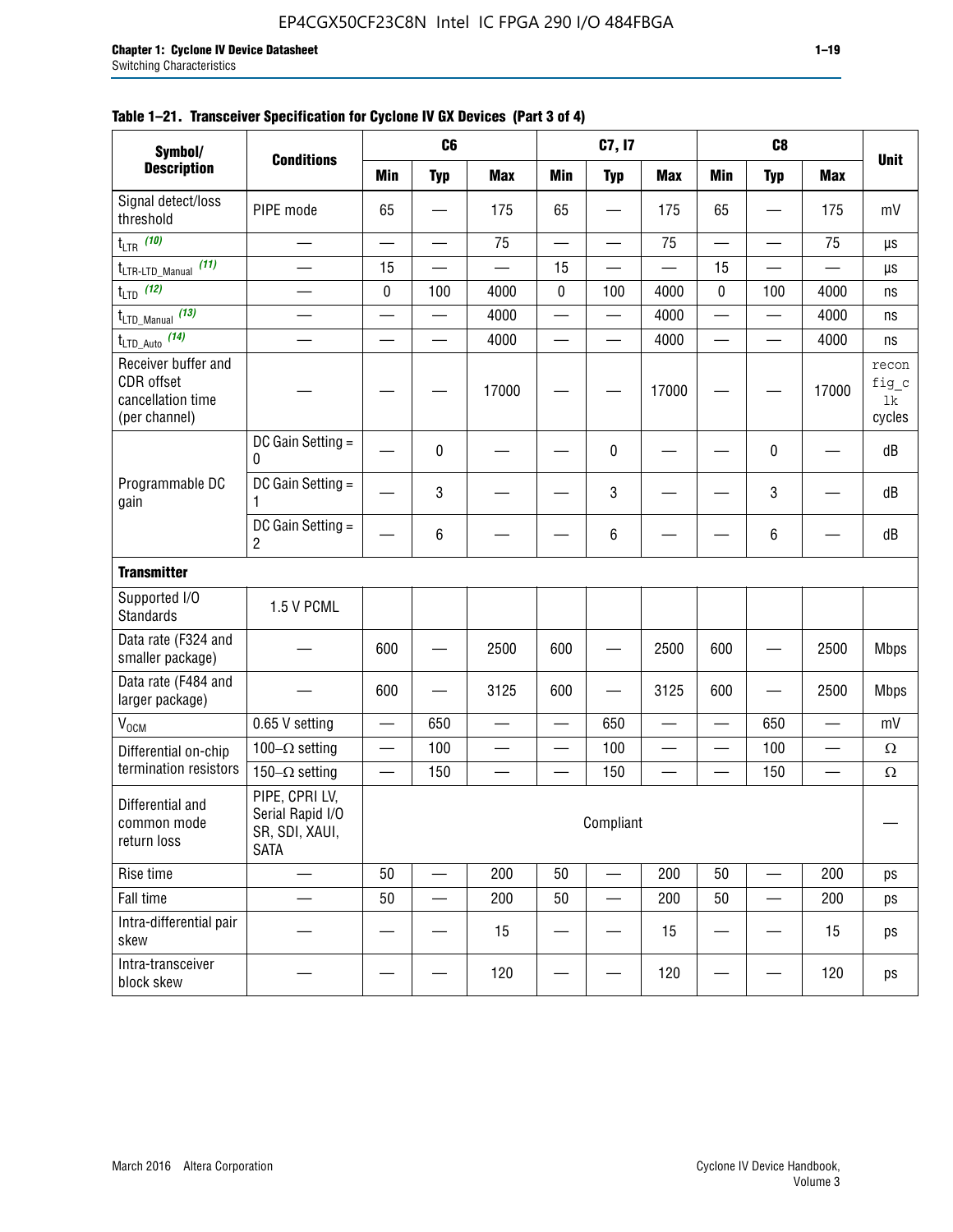**Table 1–21. Transceiver Specification for Cyclone IV GX Devices (Part 3 of 4)**

| Symbol/ Description | Conditions | C6 | | | C7, I7 | | | C8 | | | Unit |
|---|---|---|---|---|---|---|---|---|---|---|---|
| | | Min | Typ | Max | Min | Typ | Max | Min | Typ | Max | |
| Signal detect/loss threshold | PIPE mode | 65 | — | 175 | 65 | — | 175 | 65 | — | 175 | mV |
| $t_{LTR}$ (10) | — | — | — | 75 | — | — | 75 | — | — | 75 | µs |
| $t_{LTR\text{-}LTD\_Manual}$ (11) | — | 15 | — | — | 15 | — | — | 15 | — | — | µs |
| $t_{LTD}$ (12) | — | 0 | 100 | 4000 | 0 | 100 | 4000 | 0 | 100 | 4000 | ns |
| $t_{LTD\_Manual}$ (13) | — | — | — | 4000 | — | — | 4000 | — | — | 4000 | ns |
| $t_{LTD\_Auto}$ (14) | — | — | — | 4000 | — | — | 4000 | — | — | 4000 | ns |
| Receiver buffer and CDR offset cancellation time (per channel) | — | — | — | 17000 | — | — | 17000 | — | — | 17000 | reconfig_clk cycles |
| Programmable DC gain | DC Gain Setting = 0 | — | 0 | — | — | 0 | — | — | 0 | — | dB |
| | DC Gain Setting = 1 | — | 3 | — | — | 3 | — | — | 3 | — | dB |
| | DC Gain Setting = 2 | — | 6 | — | — | 6 | — | — | 6 | — | dB |
| **Transmitter** | | | | | | | | | | | |
| Supported I/O Standards | 1.5 V PCML | | | | | | | | | | |
| Data rate (F324 and smaller package) | — | 600 | — | 2500 | 600 | — | 2500 | 600 | — | 2500 | Mbps |
| Data rate (F484 and larger package) | — | 600 | — | 3125 | 600 | — | 3125 | 600 | — | 2500 | Mbps |
| $V_{OCM}$ | 0.65 V setting | — | 650 | — | — | 650 | — | — | 650 | — | mV |
| Differential on-chip termination resistors | 100–Ω setting | — | 100 | — | — | 100 | — | — | 100 | — | Ω |
| | 150–Ω setting | — | 150 | — | — | 150 | — | — | 150 | — | Ω |
| Differential and common mode return loss | PIPE, CPRI LV, Serial Rapid I/O SR, SDI, XAUI, SATA | Compliant | | | | | | | | | — |
| Rise time | — | 50 | — | 200 | 50 | — | 200 | 50 | — | 200 | ps |
| Fall time | — | 50 | — | 200 | 50 | — | 200 | 50 | — | 200 | ps |
| Intra-differential pair skew | — | — | — | 15 | — | — | 15 | — | — | 15 | ps |
| Intra-transceiver block skew | — | — | — | 120 | — | — | 120 | — | — | 120 | ps |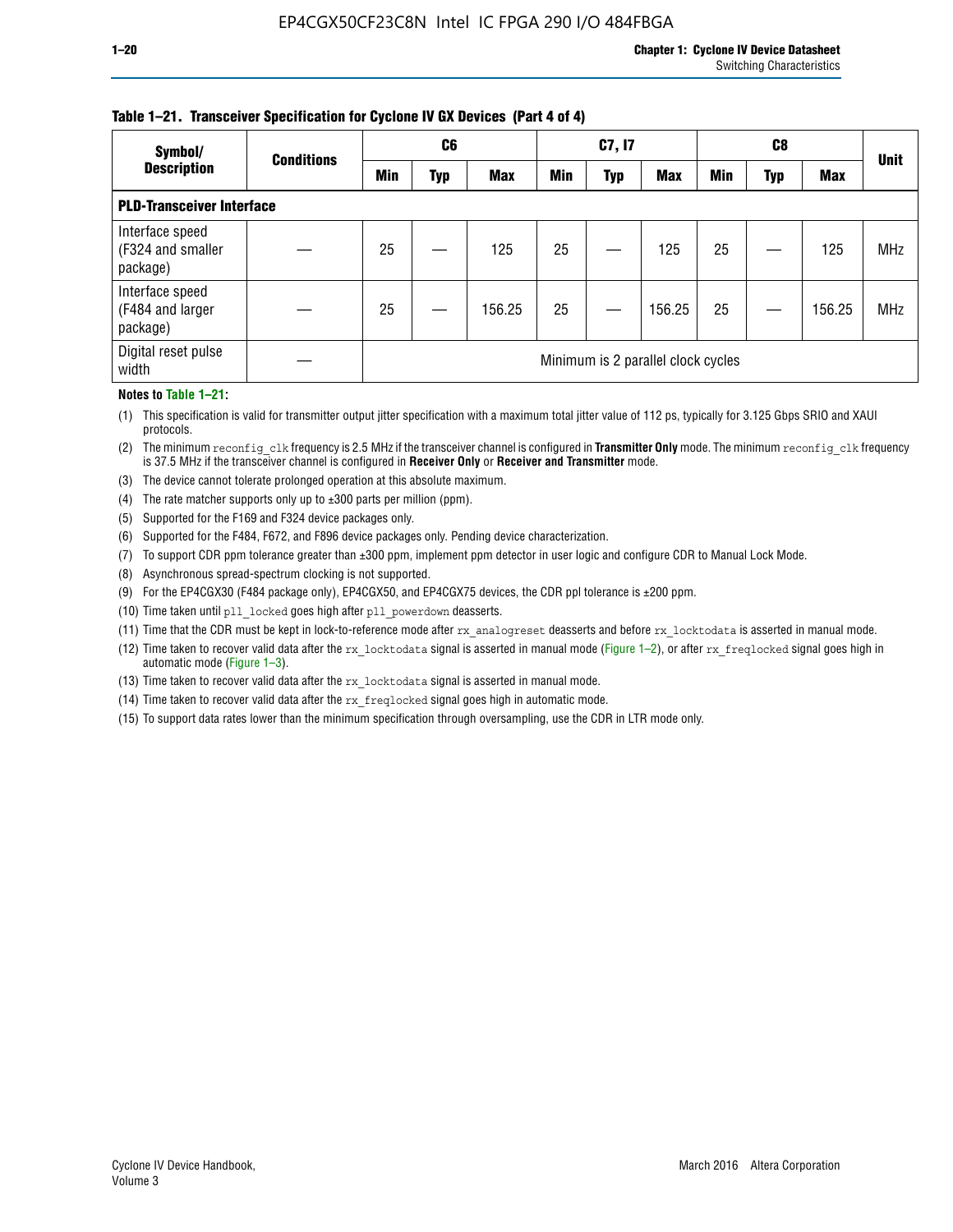**Table 1–21. Transceiver Specification for Cyclone IV GX Devices (Part 4 of 4)**

| Symbol/ Description | Conditions | C6 | | | C7, I7 | | | C8 | | | Unit |
|---|---|---|---|---|---|---|---|---|---|---|---|
| | | Min | Typ | Max | Min | Typ | Max | Min | Typ | Max | |
| **PLD-Transceiver Interface** | | | | | | | | | | | |
| Interface speed (F324 and smaller package) | — | 25 | — | 125 | 25 | — | 125 | 25 | — | 125 | MHz |
| Interface speed (F484 and larger package) | — | 25 | — | 156.25 | 25 | — | 156.25 | 25 | — | 156.25 | MHz |
| Digital reset pulse width | — | Minimum is 2 parallel clock cycles | | | | | | | | | |

**Notes to Table 1–21:**

(1) This specification is valid for transmitter output jitter specification with a maximum total jitter value of 112 ps, typically for 3.125 Gbps SRIO and XAUI protocols.

(2) The minimum reconfig_clk frequency is 2.5 MHz if the transceiver channel is configured in **Transmitter Only** mode. The minimum reconfig_clk frequency is 37.5 MHz if the transceiver channel is configured in **Receiver Only** or **Receiver and Transmitter** mode.

(3) The device cannot tolerate prolonged operation at this absolute maximum.

(4) The rate matcher supports only up to ±300 parts per million (ppm).

(5) Supported for the F169 and F324 device packages only.

(6) Supported for the F484, F672, and F896 device packages only. Pending device characterization.

(7) To support CDR ppm tolerance greater than ±300 ppm, implement ppm detector in user logic and configure CDR to Manual Lock Mode.

(8) Asynchronous spread-spectrum clocking is not supported.

(9) For the EP4CGX30 (F484 package only), EP4CGX50, and EP4CGX75 devices, the CDR ppl tolerance is ±200 ppm.

(10) Time taken until pll_locked goes high after pll_powerdown deasserts.

(11) Time that the CDR must be kept in lock-to-reference mode after rx_analogreset deasserts and before rx_locktodata is asserted in manual mode.

(12) Time taken to recover valid data after the rx_locktodata signal is asserted in manual mode (Figure 1–2), or after rx_freqlocked signal goes high in automatic mode (Figure 1–3).

(13) Time taken to recover valid data after the rx_locktodata signal is asserted in manual mode.

(14) Time taken to recover valid data after the rx_freqlocked signal goes high in automatic mode.

(15) To support data rates lower than the minimum specification through oversampling, use the CDR in LTR mode only.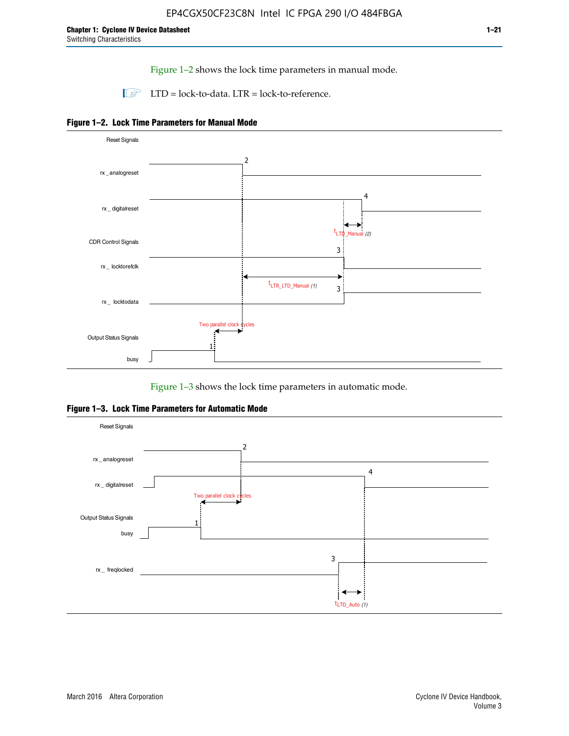Figure 1–2 shows the lock time parameters in manual mode.

LTD = lock-to-data. LTR = lock-to-reference.

**Figure 1–2. Lock Time Parameters for Manual Mode**

Reset Signals

rx_analogreset

rx_digitalreset

$t_{LTD\_Manual}$ (2)

CDR Control Signals

rx_locktorefclk

$t_{LTR\_LTD\_Manual}$ (1)

rx_locktodata

Two parallel clock cycles

Output Status Signals

busy

Figure 1–3 shows the lock time parameters in automatic mode.

**Figure 1–3. Lock Time Parameters for Automatic Mode**

Reset Signals

rx_analogreset

rx_digitalreset

Two parallel clock cycles

Output Status Signals

busy

rx_freqlocked

$t_{LTD\_Auto}$ (1)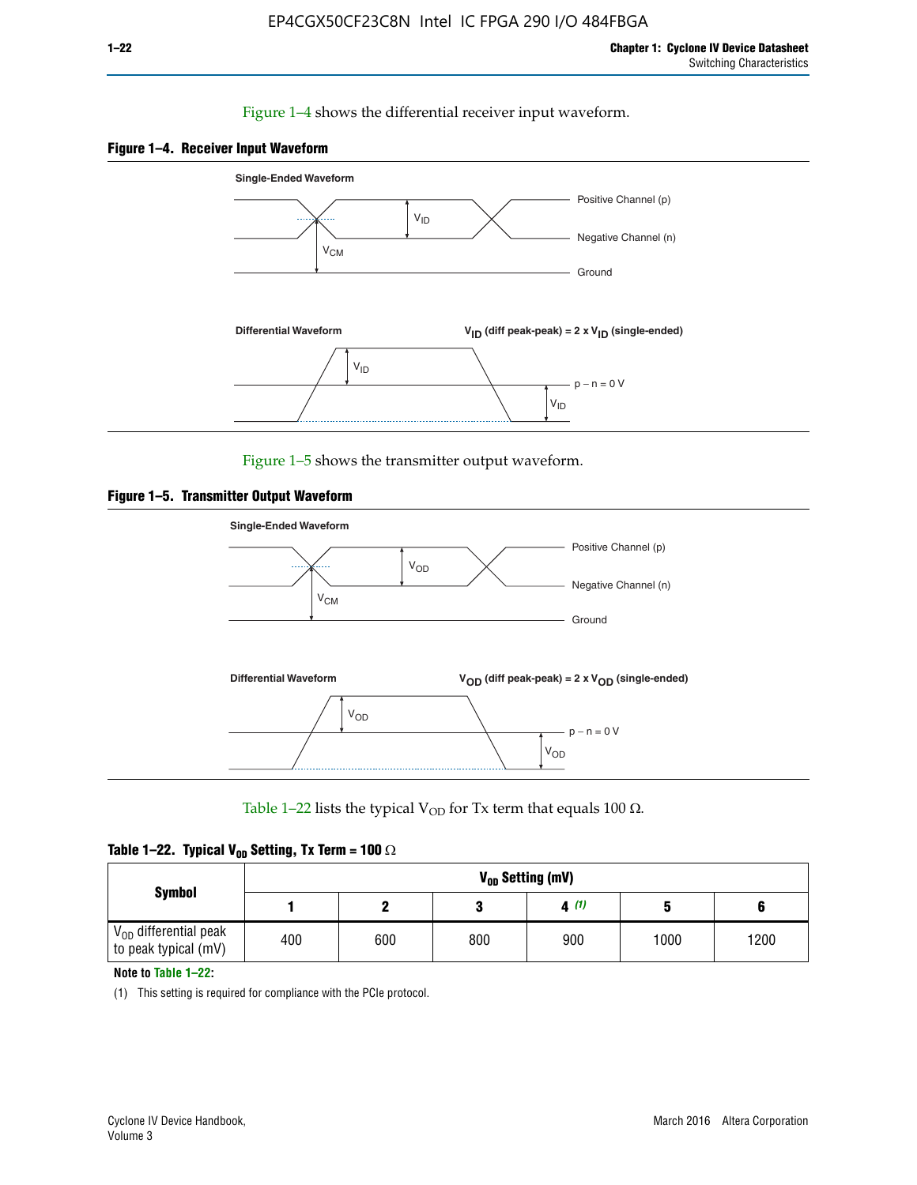Figure 1–4 shows the differential receiver input waveform.

**Figure 1–4. Receiver Input Waveform**

Single-Ended Waveform

Positive Channel (p)

Negative Channel (n)

Ground

$V_{ID}$

$V_{CM}$

Differential Waveform

$V_{ID}$ (diff peak-peak) = 2 x $V_{ID}$ (single-ended)

$V_{ID}$

p − n = 0 V

$V_{ID}$

Figure 1–5 shows the transmitter output waveform.

**Figure 1–5. Transmitter Output Waveform**

Single-Ended Waveform

Positive Channel (p)

Negative Channel (n)

Ground

$V_{OD}$

$V_{CM}$

Differential Waveform

$V_{OD}$ (diff peak-peak) = 2 x $V_{OD}$ (single-ended)

$V_{OD}$

p − n = 0 V

$V_{OD}$

Table 1–22 lists the typical $V_{OD}$ for Tx term that equals 100 Ω.

**Table 1–22. Typical $V_{OD}$ Setting, Tx Term = 100 Ω**

| Symbol | $V_{OD}$ Setting (mV) | | | | | |
|---|---|---|---|---|---|---|
| | 1 | 2 | 3 | 4 (1) | 5 | 6 |
| $V_{OD}$ differential peak to peak typical (mV) | 400 | 600 | 800 | 900 | 1000 | 1200 |

**Note to Table 1–22:**

(1) This setting is required for compliance with the PCIe protocol.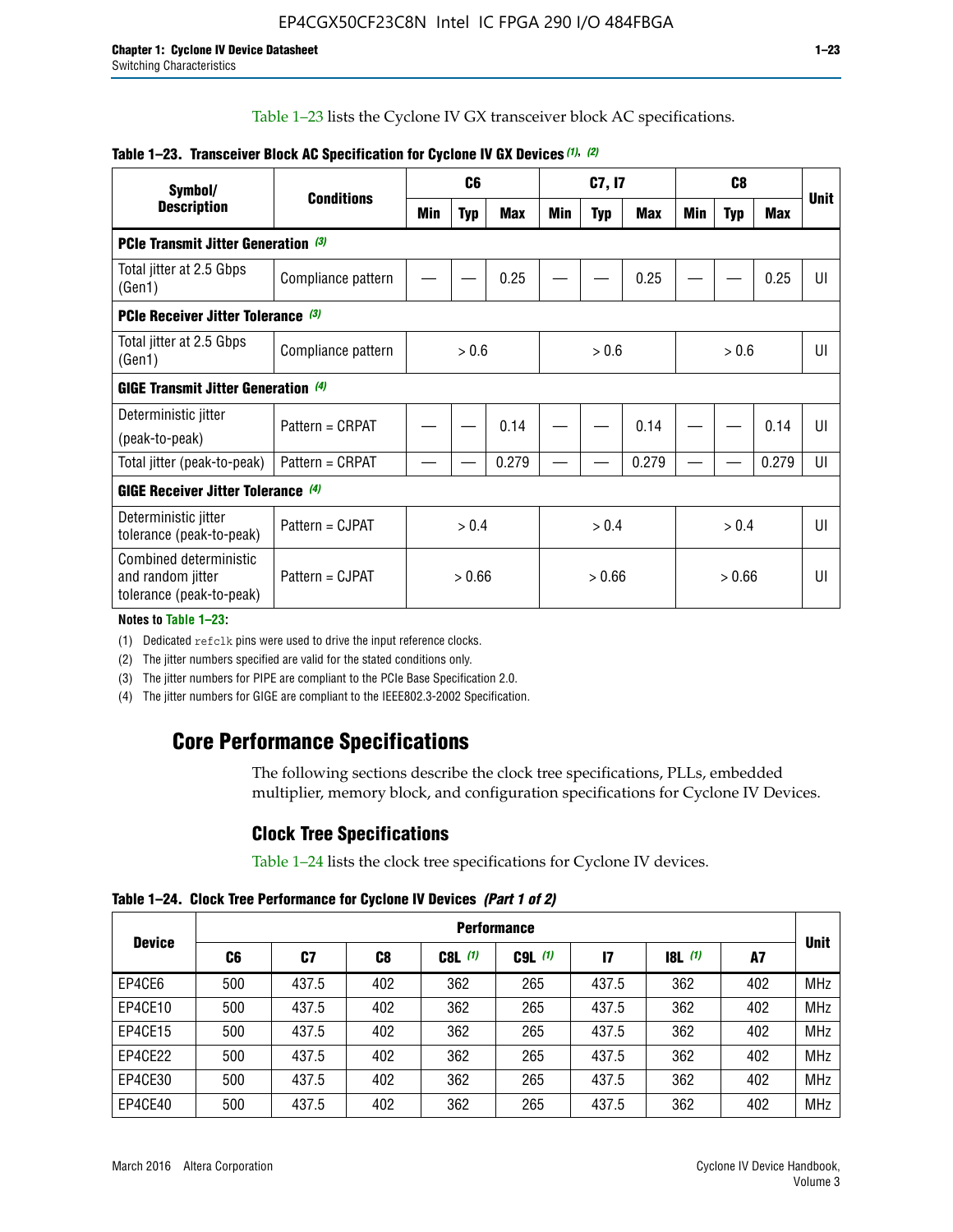Table 1–23 lists the Cyclone IV GX transceiver block AC specifications.

**Table 1–23. Transceiver Block AC Specification for Cyclone IV GX Devices** *(1)*, *(2)*

| Symbol/ Description | Conditions | C6 | | | C7, I7 | | | C8 | | | Unit |
|---|---|---|---|---|---|---|---|---|---|---|---|
| | | Min | Typ | Max | Min | Typ | Max | Min | Typ | Max | |
| **PCIe Transmit Jitter Generation** *(3)* | | | | | | | | | | | |
| Total jitter at 2.5 Gbps (Gen1) | Compliance pattern | — | — | 0.25 | — | — | 0.25 | — | — | 0.25 | UI |
| **PCIe Receiver Jitter Tolerance** *(3)* | | | | | | | | | | | |
| Total jitter at 2.5 Gbps (Gen1) | Compliance pattern | > 0.6 | | | > 0.6 | | | > 0.6 | | | UI |
| **GIGE Transmit Jitter Generation** *(4)* | | | | | | | | | | | |
| Deterministic jitter (peak-to-peak) | Pattern = CRPAT | — | — | 0.14 | — | — | 0.14 | — | — | 0.14 | UI |
| Total jitter (peak-to-peak) | Pattern = CRPAT | — | — | 0.279 | — | — | 0.279 | — | — | 0.279 | UI |
| **GIGE Receiver Jitter Tolerance** *(4)* | | | | | | | | | | | |
| Deterministic jitter tolerance (peak-to-peak) | Pattern = CJPAT | > 0.4 | | | > 0.4 | | | > 0.4 | | | UI |
| Combined deterministic and random jitter tolerance (peak-to-peak) | Pattern = CJPAT | > 0.66 | | | > 0.66 | | | > 0.66 | | | UI |

**Notes to Table 1–23:**

(1) Dedicated refclk pins were used to drive the input reference clocks.

(2) The jitter numbers specified are valid for the stated conditions only.

(3) The jitter numbers for PIPE are compliant to the PCIe Base Specification 2.0.

(4) The jitter numbers for GIGE are compliant to the IEEE802.3-2002 Specification.

## Core Performance Specifications

The following sections describe the clock tree specifications, PLLs, embedded multiplier, memory block, and configuration specifications for Cyclone IV Devices.

### Clock Tree Specifications

Table 1–24 lists the clock tree specifications for Cyclone IV devices.

**Table 1–24. Clock Tree Performance for Cyclone IV Devices** *(Part 1 of 2)*

| Device | Performance | | | | | | | | Unit |
|---|---|---|---|---|---|---|---|---|---|
| | C6 | C7 | C8 | C8L *(1)* | C9L *(1)* | I7 | I8L *(1)* | A7 | |
| EP4CE6 | 500 | 437.5 | 402 | 362 | 265 | 437.5 | 362 | 402 | MHz |
| EP4CE10 | 500 | 437.5 | 402 | 362 | 265 | 437.5 | 362 | 402 | MHz |
| EP4CE15 | 500 | 437.5 | 402 | 362 | 265 | 437.5 | 362 | 402 | MHz |
| EP4CE22 | 500 | 437.5 | 402 | 362 | 265 | 437.5 | 362 | 402 | MHz |
| EP4CE30 | 500 | 437.5 | 402 | 362 | 265 | 437.5 | 362 | 402 | MHz |
| EP4CE40 | 500 | 437.5 | 402 | 362 | 265 | 437.5 | 362 | 402 | MHz |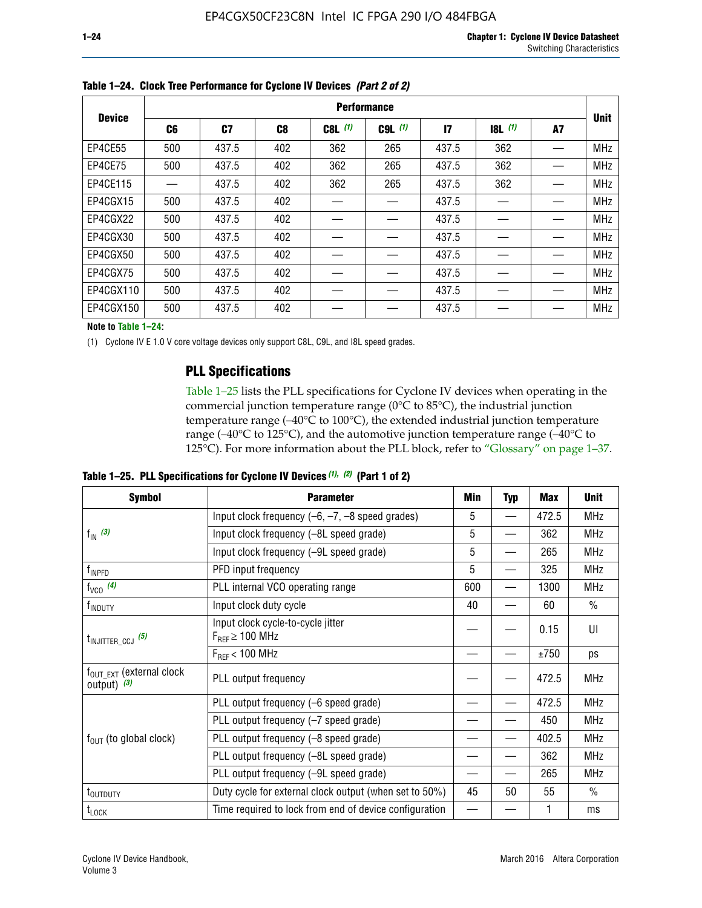**Table 1–24. Clock Tree Performance for Cyclone IV Devices *(Part 2 of 2)***

| Device | Performance | | | | | | | | Unit |
|---|---|---|---|---|---|---|---|---|---|
| | C6 | C7 | C8 | C8L *(1)* | C9L *(1)* | I7 | I8L *(1)* | A7 | |
| EP4CE55 | 500 | 437.5 | 402 | 362 | 265 | 437.5 | 362 | — | MHz |
| EP4CE75 | 500 | 437.5 | 402 | 362 | 265 | 437.5 | 362 | — | MHz |
| EP4CE115 | — | 437.5 | 402 | 362 | 265 | 437.5 | 362 | — | MHz |
| EP4CGX15 | 500 | 437.5 | 402 | — | — | 437.5 | — | — | MHz |
| EP4CGX22 | 500 | 437.5 | 402 | — | — | 437.5 | — | — | MHz |
| EP4CGX30 | 500 | 437.5 | 402 | — | — | 437.5 | — | — | MHz |
| EP4CGX50 | 500 | 437.5 | 402 | — | — | 437.5 | — | — | MHz |
| EP4CGX75 | 500 | 437.5 | 402 | — | — | 437.5 | — | — | MHz |
| EP4CGX110 | 500 | 437.5 | 402 | — | — | 437.5 | — | — | MHz |
| EP4CGX150 | 500 | 437.5 | 402 | — | — | 437.5 | — | — | MHz |

**Note to Table 1–24:**

(1) Cyclone IV E 1.0 V core voltage devices only support C8L, C9L, and I8L speed grades.

## PLL Specifications

Table 1–25 lists the PLL specifications for Cyclone IV devices when operating in the commercial junction temperature range (0°C to 85°C), the industrial junction temperature range (–40°C to 100°C), the extended industrial junction temperature range (–40°C to 125°C), and the automotive junction temperature range (–40°C to 125°C). For more information about the PLL block, refer to "Glossary" on page 1–37.

**Table 1–25. PLL Specifications for Cyclone IV Devices *(1), (2)* (Part 1 of 2)**

| Symbol | Parameter | Min | Typ | Max | Unit |
|---|---|---|---|---|---|
| $f_{IN}$ *(3)* | Input clock frequency (–6, –7, –8 speed grades) | 5 | — | 472.5 | MHz |
| | Input clock frequency (–8L speed grade) | 5 | — | 362 | MHz |
| | Input clock frequency (–9L speed grade) | 5 | — | 265 | MHz |
| $f_{INPFD}$ | PFD input frequency | 5 | — | 325 | MHz |
| $f_{VCO}$ *(4)* | PLL internal VCO operating range | 600 | — | 1300 | MHz |
| $f_{INDUTY}$ | Input clock duty cycle | 40 | — | 60 | % |
| $t_{INJITTER\_CCJ}$ *(5)* | Input clock cycle-to-cycle jitter $F_{REF} \geq 100$ MHz | — | — | 0.15 | UI |
| | $F_{REF} < 100$ MHz | — | — | ±750 | ps |
| $f_{OUT\_EXT}$ (external clock output) *(3)* | PLL output frequency | — | — | 472.5 | MHz |
| $f_{OUT}$ (to global clock) | PLL output frequency (–6 speed grade) | — | — | 472.5 | MHz |
| | PLL output frequency (–7 speed grade) | — | — | 450 | MHz |
| | PLL output frequency (–8 speed grade) | — | — | 402.5 | MHz |
| | PLL output frequency (–8L speed grade) | — | — | 362 | MHz |
| | PLL output frequency (–9L speed grade) | — | — | 265 | MHz |
| $t_{OUTDUTY}$ | Duty cycle for external clock output (when set to 50%) | 45 | 50 | 55 | % |
| $t_{LOCK}$ | Time required to lock from end of device configuration | — | — | 1 | ms |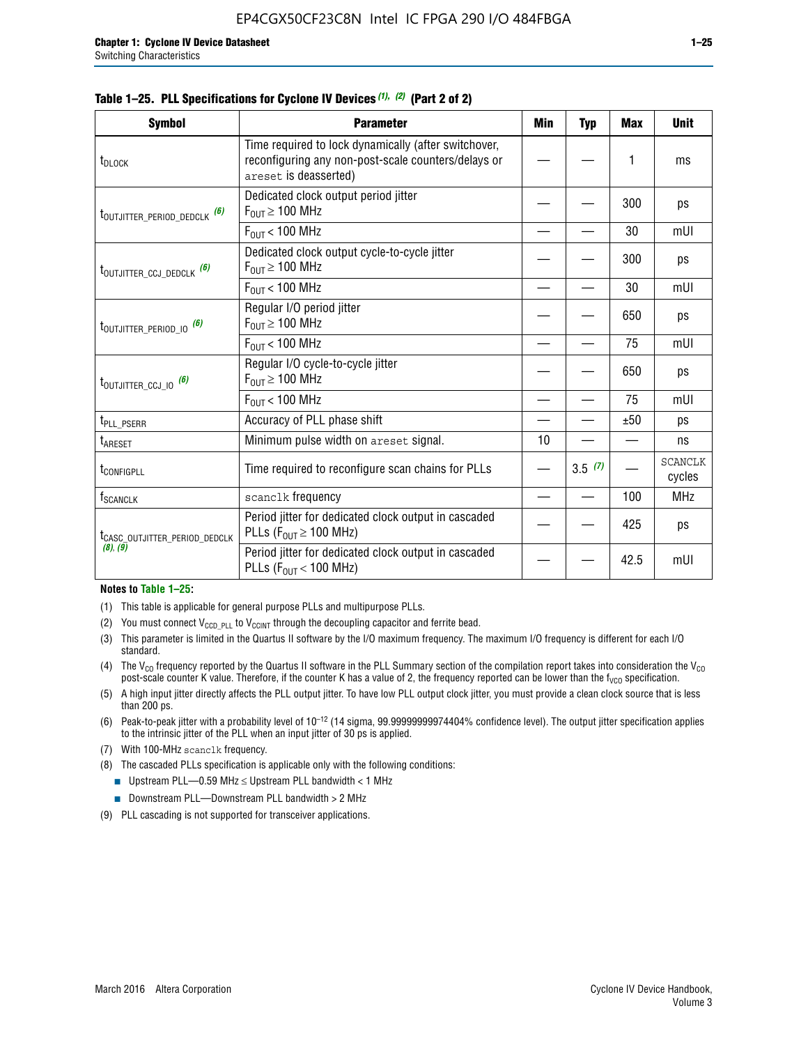**Table 1–25. PLL Specifications for Cyclone IV Devices (1), (2) (Part 2 of 2)**

| Symbol | Parameter | Min | Typ | Max | Unit |
|---|---|---|---|---|---|
| $t_{DLOCK}$ | Time required to lock dynamically (after switchover, reconfiguring any non-post-scale counters/delays or areset is deasserted) | — | — | 1 | ms |
| $t_{OUTJITTER\_PERIOD\_DEDCLK}$ (6) | Dedicated clock output period jitter $F_{OUT} \geq 100$ MHz | — | — | 300 | ps |
| | $F_{OUT} < 100$ MHz | — | — | 30 | mUI |
| $t_{OUTJITTER\_CCJ\_DEDCLK}$ (6) | Dedicated clock output cycle-to-cycle jitter $F_{OUT} \geq 100$ MHz | — | — | 300 | ps |
| | $F_{OUT} < 100$ MHz | — | — | 30 | mUI |
| $t_{OUTJITTER\_PERIOD\_IO}$ (6) | Regular I/O period jitter $F_{OUT} \geq 100$ MHz | — | — | 650 | ps |
| | $F_{OUT} < 100$ MHz | — | — | 75 | mUI |
| $t_{OUTJITTER\_CCJ\_IO}$ (6) | Regular I/O cycle-to-cycle jitter $F_{OUT} \geq 100$ MHz | — | — | 650 | ps |
| | $F_{OUT} < 100$ MHz | — | — | 75 | mUI |
| $t_{PLL\_PSERR}$ | Accuracy of PLL phase shift | — | — | ±50 | ps |
| $t_{ARESET}$ | Minimum pulse width on areset signal. | 10 | — | — | ns |
| $t_{CONFIGPLL}$ | Time required to reconfigure scan chains for PLLs | — | 3.5 (7) | — | SCANCLK cycles |
| $f_{SCANCLK}$ | scanclk frequency | — | — | 100 | MHz |
| $t_{CASC\_OUTJITTER\_PERIOD\_DEDCLK}$ (8), (9) | Period jitter for dedicated clock output in cascaded PLLs ($F_{OUT} \geq 100$ MHz) | — | — | 425 | ps |
| | Period jitter for dedicated clock output in cascaded PLLs ($F_{OUT} < 100$ MHz) | — | — | 42.5 | mUI |

**Notes to Table 1–25:**

(1) This table is applicable for general purpose PLLs and multipurpose PLLs.

(2) You must connect $V_{CCD\_PLL}$ to $V_{CCINT}$ through the decoupling capacitor and ferrite bead.

(3) This parameter is limited in the Quartus II software by the I/O maximum frequency. The maximum I/O frequency is different for each I/O standard.

(4) The $V_{CO}$ frequency reported by the Quartus II software in the PLL Summary section of the compilation report takes into consideration the $V_{CO}$ post-scale counter K value. Therefore, if the counter K has a value of 2, the frequency reported can be lower than the $f_{VCO}$ specification.

(5) A high input jitter directly affects the PLL output jitter. To have low PLL output clock jitter, you must provide a clean clock source that is less than 200 ps.

(6) Peak-to-peak jitter with a probability level of $10^{-12}$ (14 sigma, 99.99999999974404% confidence level). The output jitter specification applies to the intrinsic jitter of the PLL when an input jitter of 30 ps is applied.

(7) With 100-MHz scanclk frequency.

(8) The cascaded PLLs specification is applicable only with the following conditions:
- Upstream PLL—0.59 MHz ≤ Upstream PLL bandwidth < 1 MHz
- Downstream PLL—Downstream PLL bandwidth > 2 MHz

(9) PLL cascading is not supported for transceiver applications.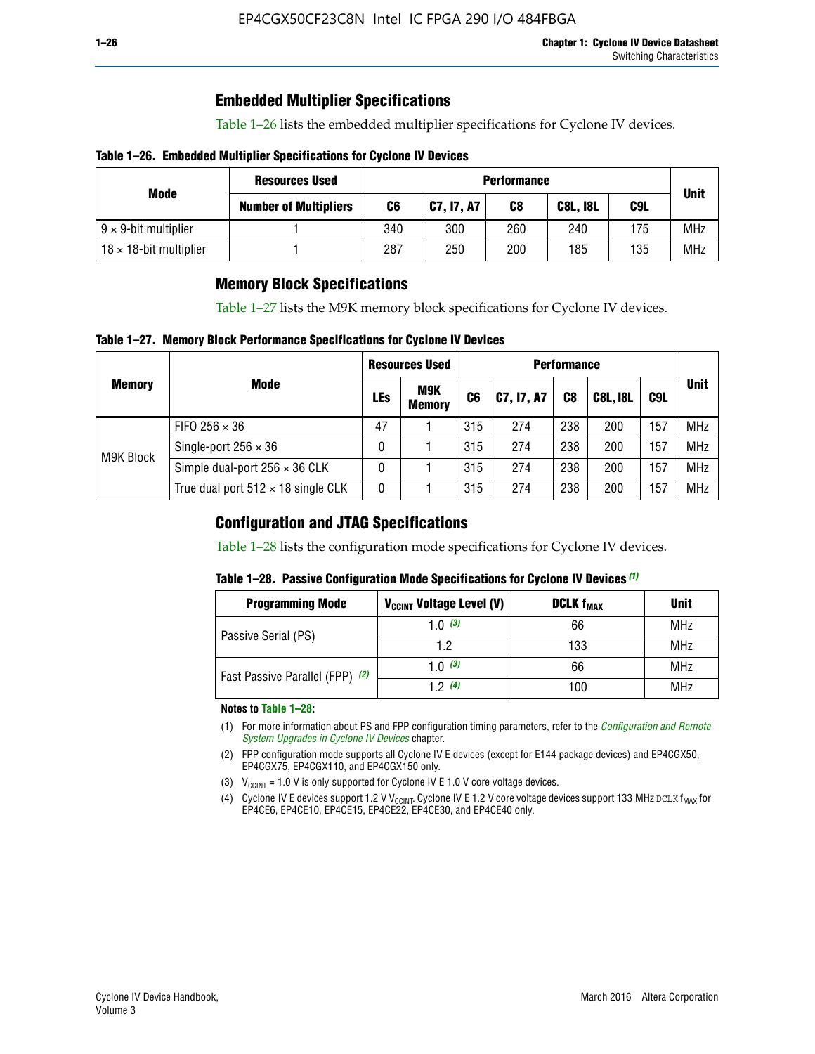## Embedded Multiplier Specifications

Table 1–26 lists the embedded multiplier specifications for Cyclone IV devices.

**Table 1–26. Embedded Multiplier Specifications for Cyclone IV Devices**

| Mode | Resources Used | Performance | | | | | Unit |
|---|---|---|---|---|---|---|---|
| | Number of Multipliers | C6 | C7, I7, A7 | C8 | C8L, I8L | C9L | |
| 9 × 9-bit multiplier | 1 | 340 | 300 | 260 | 240 | 175 | MHz |
| 18 × 18-bit multiplier | 1 | 287 | 250 | 200 | 185 | 135 | MHz |

## Memory Block Specifications

Table 1–27 lists the M9K memory block specifications for Cyclone IV devices.

**Table 1–27. Memory Block Performance Specifications for Cyclone IV Devices**

| Memory | Mode | Resources Used | | Performance | | | | | Unit |
|---|---|---|---|---|---|---|---|---|---|
| | | LEs | M9K Memory | C6 | C7, I7, A7 | C8 | C8L, I8L | C9L | |
| M9K Block | FIFO 256 × 36 | 47 | 1 | 315 | 274 | 238 | 200 | 157 | MHz |
| | Single-port 256 × 36 | 0 | 1 | 315 | 274 | 238 | 200 | 157 | MHz |
| | Simple dual-port 256 × 36 CLK | 0 | 1 | 315 | 274 | 238 | 200 | 157 | MHz |
| | True dual port 512 × 18 single CLK | 0 | 1 | 315 | 274 | 238 | 200 | 157 | MHz |

## Configuration and JTAG Specifications

Table 1–28 lists the configuration mode specifications for Cyclone IV devices.

**Table 1–28. Passive Configuration Mode Specifications for Cyclone IV Devices** *(1)*

| Programming Mode | $V_{CCINT}$ Voltage Level (V) | DCLK $f_{MAX}$ | Unit |
|---|---|---|---|
| Passive Serial (PS) | 1.0 *(3)* | 66 | MHz |
| | 1.2 | 133 | MHz |
| Fast Passive Parallel (FPP) *(2)* | 1.0 *(3)* | 66 | MHz |
| | 1.2 *(4)* | 100 | MHz |

**Notes to Table 1–28:**

(1) For more information about PS and FPP configuration timing parameters, refer to the *Configuration and Remote System Upgrades in Cyclone IV Devices* chapter.

(2) FPP configuration mode supports all Cyclone IV E devices (except for E144 package devices) and EP4CGX50, EP4CGX75, EP4CGX110, and EP4CGX150 only.

(3) $V_{CCINT}$ = 1.0 V is only supported for Cyclone IV E 1.0 V core voltage devices.

(4) Cyclone IV E devices support 1.2 V $V_{CCINT}$. Cyclone IV E 1.2 V core voltage devices support 133 MHz DCLK $f_{MAX}$ for EP4CE6, EP4CE10, EP4CE15, EP4CE22, EP4CE30, and EP4CE40 only.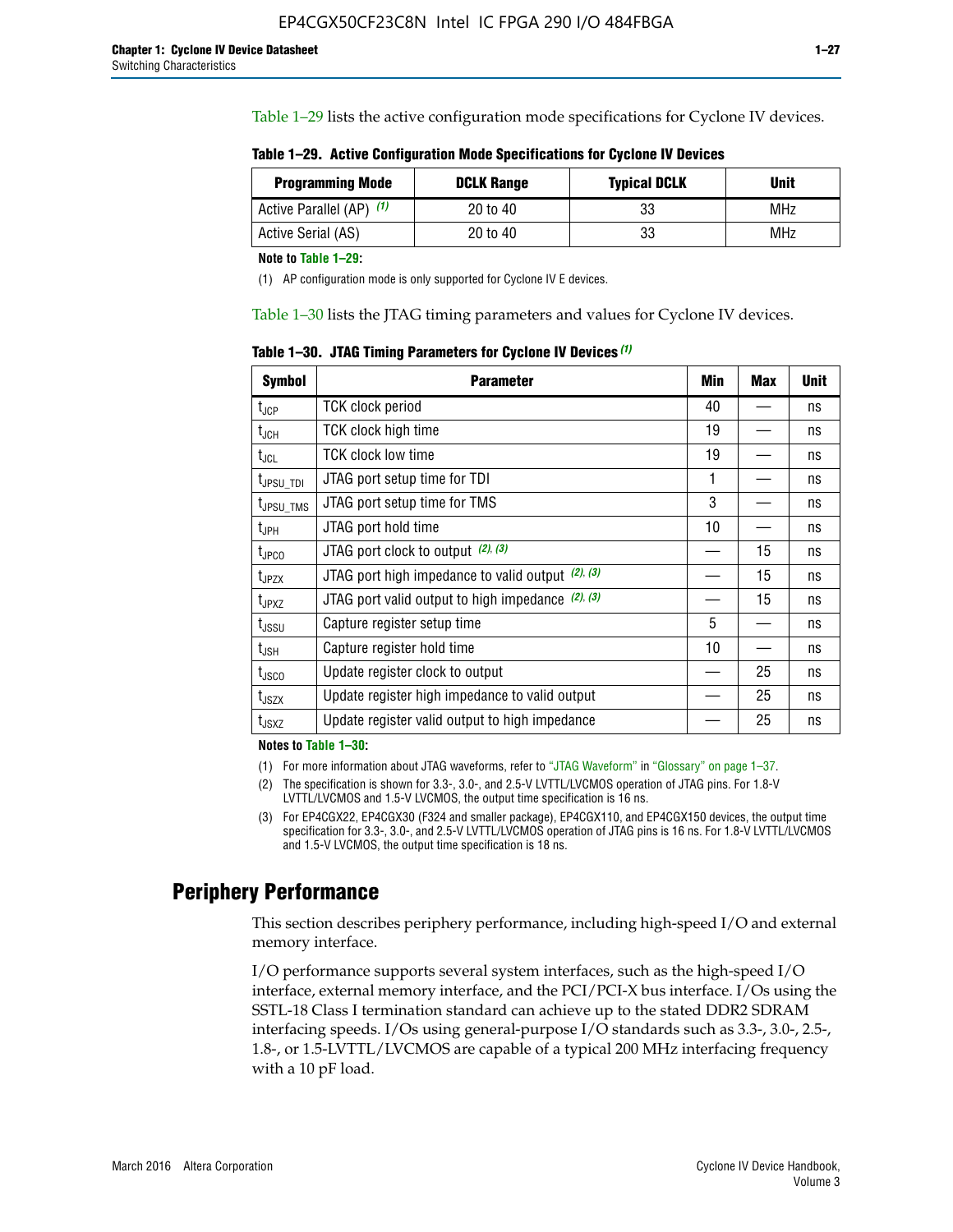Table 1–29 lists the active configuration mode specifications for Cyclone IV devices.

**Table 1–29. Active Configuration Mode Specifications for Cyclone IV Devices**

| Programming Mode | DCLK Range | Typical DCLK | Unit |
|---|---|---|---|
| Active Parallel (AP) (1) | 20 to 40 | 33 | MHz |
| Active Serial (AS) | 20 to 40 | 33 | MHz |

**Note to Table 1–29:**

(1) AP configuration mode is only supported for Cyclone IV E devices.

Table 1–30 lists the JTAG timing parameters and values for Cyclone IV devices.

**Table 1–30. JTAG Timing Parameters for Cyclone IV Devices (1)**

| Symbol | Parameter | Min | Max | Unit |
|---|---|---|---|---|
| $t_{JCP}$ | TCK clock period | 40 | — | ns |
| $t_{JCH}$ | TCK clock high time | 19 | — | ns |
| $t_{JCL}$ | TCK clock low time | 19 | — | ns |
| $t_{JPSU\_TDI}$ | JTAG port setup time for TDI | 1 | — | ns |
| $t_{JPSU\_TMS}$ | JTAG port setup time for TMS | 3 | — | ns |
| $t_{JPH}$ | JTAG port hold time | 10 | — | ns |
| $t_{JPCO}$ | JTAG port clock to output (2), (3) | — | 15 | ns |
| $t_{JPZX}$ | JTAG port high impedance to valid output (2), (3) | — | 15 | ns |
| $t_{JPXZ}$ | JTAG port valid output to high impedance (2), (3) | — | 15 | ns |
| $t_{JSSU}$ | Capture register setup time | 5 | — | ns |
| $t_{JSH}$ | Capture register hold time | 10 | — | ns |
| $t_{JSCO}$ | Update register clock to output | — | 25 | ns |
| $t_{JSZX}$ | Update register high impedance to valid output | — | 25 | ns |
| $t_{JSXZ}$ | Update register valid output to high impedance | — | 25 | ns |

**Notes to Table 1–30:**

(1) For more information about JTAG waveforms, refer to "JTAG Waveform" in "Glossary" on page 1–37.

(2) The specification is shown for 3.3-, 3.0-, and 2.5-V LVTTL/LVCMOS operation of JTAG pins. For 1.8-V LVTTL/LVCMOS and 1.5-V LVCMOS, the output time specification is 16 ns.

(3) For EP4CGX22, EP4CGX30 (F324 and smaller package), EP4CGX110, and EP4CGX150 devices, the output time specification for 3.3-, 3.0-, and 2.5-V LVTTL/LVCMOS operation of JTAG pins is 16 ns. For 1.8-V LVTTL/LVCMOS and 1.5-V LVCMOS, the output time specification is 18 ns.

## Periphery Performance

This section describes periphery performance, including high-speed I/O and external memory interface.

I/O performance supports several system interfaces, such as the high-speed I/O interface, external memory interface, and the PCI/PCI-X bus interface. I/Os using the SSTL-18 Class I termination standard can achieve up to the stated DDR2 SDRAM interfacing speeds. I/Os using general-purpose I/O standards such as 3.3-, 3.0-, 2.5-, 1.8-, or 1.5-LVTTL/LVCMOS are capable of a typical 200 MHz interfacing frequency with a 10 pF load.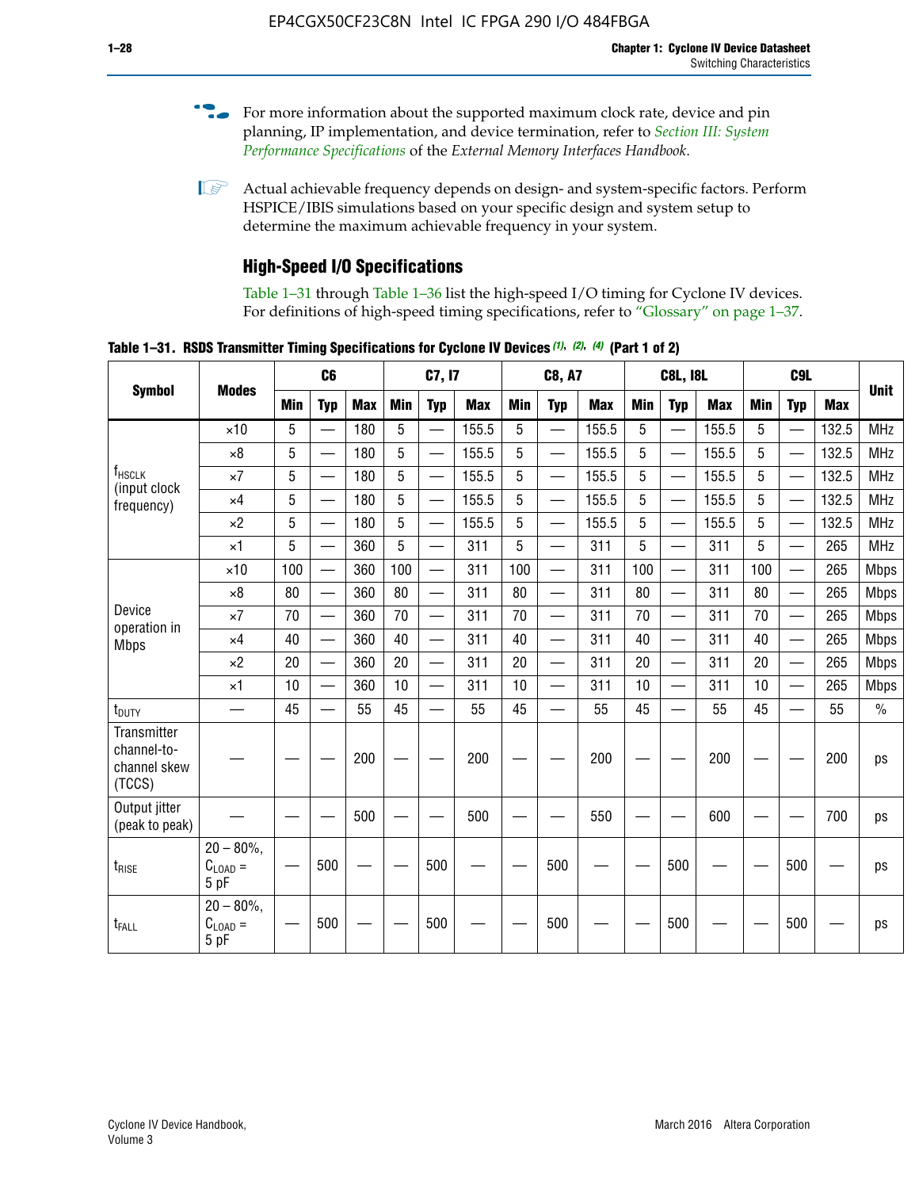For more information about the supported maximum clock rate, device and pin planning, IP implementation, and device termination, refer to *Section III: System Performance Specifications* of the *External Memory Interfaces Handbook*.

Actual achievable frequency depends on design- and system-specific factors. Perform HSPICE/IBIS simulations based on your specific design and system setup to determine the maximum achievable frequency in your system.

### High-Speed I/O Specifications

Table 1–31 through Table 1–36 list the high-speed I/O timing for Cyclone IV devices. For definitions of high-speed timing specifications, refer to "Glossary" on page 1–37.

**Table 1–31. RSDS Transmitter Timing Specifications for Cyclone IV Devices (1), (2), (4) (Part 1 of 2)**

| Symbol | Modes | C6 | | | C7, I7 | | | C8, A7 | | | C8L, I8L | | | C9L | | | Unit |
|---|---|---|---|---|---|---|---|---|---|---|---|---|---|---|---|---|---|
| | | Min | Typ | Max | Min | Typ | Max | Min | Typ | Max | Min | Typ | Max | Min | Typ | Max | |
| $f_{HSCLK}$ (input clock frequency) | ×10 | 5 | — | 180 | 5 | — | 155.5 | 5 | — | 155.5 | 5 | — | 155.5 | 5 | — | 132.5 | MHz |
| | ×8 | 5 | — | 180 | 5 | — | 155.5 | 5 | — | 155.5 | 5 | — | 155.5 | 5 | — | 132.5 | MHz |
| | ×7 | 5 | — | 180 | 5 | — | 155.5 | 5 | — | 155.5 | 5 | — | 155.5 | 5 | — | 132.5 | MHz |
| | ×4 | 5 | — | 180 | 5 | — | 155.5 | 5 | — | 155.5 | 5 | — | 155.5 | 5 | — | 132.5 | MHz |
| | ×2 | 5 | — | 180 | 5 | — | 155.5 | 5 | — | 155.5 | 5 | — | 155.5 | 5 | — | 132.5 | MHz |
| | ×1 | 5 | — | 360 | 5 | — | 311 | 5 | — | 311 | 5 | — | 311 | 5 | — | 265 | MHz |
| Device operation in Mbps | ×10 | 100 | — | 360 | 100 | — | 311 | 100 | — | 311 | 100 | — | 311 | 100 | — | 265 | Mbps |
| | ×8 | 80 | — | 360 | 80 | — | 311 | 80 | — | 311 | 80 | — | 311 | 80 | — | 265 | Mbps |
| | ×7 | 70 | — | 360 | 70 | — | 311 | 70 | — | 311 | 70 | — | 311 | 70 | — | 265 | Mbps |
| | ×4 | 40 | — | 360 | 40 | — | 311 | 40 | — | 311 | 40 | — | 311 | 40 | — | 265 | Mbps |
| | ×2 | 20 | — | 360 | 20 | — | 311 | 20 | — | 311 | 20 | — | 311 | 20 | — | 265 | Mbps |
| | ×1 | 10 | — | 360 | 10 | — | 311 | 10 | — | 311 | 10 | — | 311 | 10 | — | 265 | Mbps |
| $t_{DUTY}$ | — | 45 | — | 55 | 45 | — | 55 | 45 | — | 55 | 45 | — | 55 | 45 | — | 55 | % |
| Transmitter channel-to-channel skew (TCCS) | — | — | — | 200 | — | — | 200 | — | — | 200 | — | — | 200 | — | — | 200 | ps |
| Output jitter (peak to peak) | — | — | — | 500 | — | — | 500 | — | — | 550 | — | — | 600 | — | — | 700 | ps |
| $t_{RISE}$ | 20 – 80%, $C_{LOAD}$ = 5 pF | — | 500 | — | — | 500 | — | — | 500 | — | — | 500 | — | — | 500 | — | ps |
| $t_{FALL}$ | 20 – 80%, $C_{LOAD}$ = 5 pF | — | 500 | — | — | 500 | — | — | 500 | — | — | 500 | — | — | 500 | — | ps |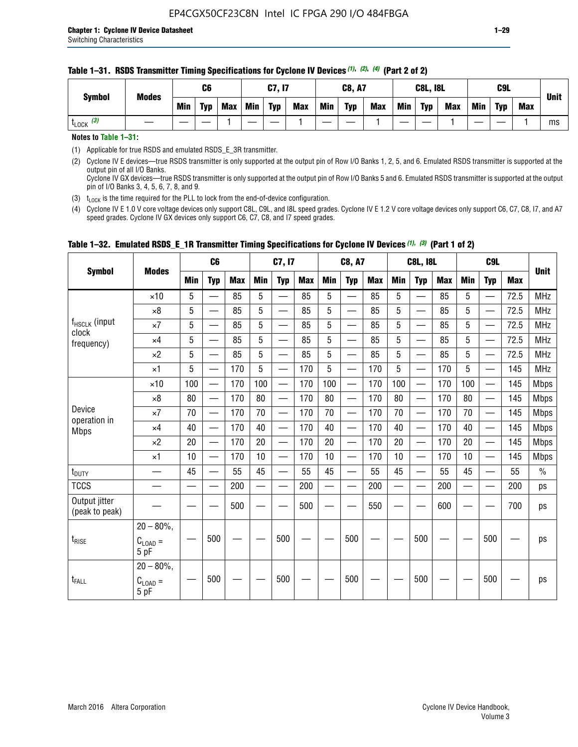**Table 1–31. RSDS Transmitter Timing Specifications for Cyclone IV Devices (1), (2), (4) (Part 2 of 2)**

| Symbol | Modes | C6 | | | C7, I7 | | | C8, A7 | | | C8L, I8L | | | C9L | | | Unit |
|---|---|---|---|---|---|---|---|---|---|---|---|---|---|---|---|---|---|
| | | Min | Typ | Max | Min | Typ | Max | Min | Typ | Max | Min | Typ | Max | Min | Typ | Max | |
| $t_{LOCK}$ (3) | — | — | — | 1 | — | — | 1 | — | — | 1 | — | — | 1 | — | — | 1 | ms |

**Notes to Table 1–31:**

(1) Applicable for true RSDS and emulated RSDS_E_3R transmitter.

(2) Cyclone IV E devices—true RSDS transmitter is only supported at the output pin of Row I/O Banks 1, 2, 5, and 6. Emulated RSDS transmitter is supported at the output pin of all I/O Banks.
Cyclone IV GX devices—true RSDS transmitter is only supported at the output pin of Row I/O Banks 5 and 6. Emulated RSDS transmitter is supported at the output pin of I/O Banks 3, 4, 5, 6, 7, 8, and 9.

(3) $t_{LOCK}$ is the time required for the PLL to lock from the end-of-device configuration.

(4) Cyclone IV E 1.0 V core voltage devices only support C8L, C9L, and I8L speed grades. Cyclone IV E 1.2 V core voltage devices only support C6, C7, C8, I7, and A7 speed grades. Cyclone IV GX devices only support C6, C7, C8, and I7 speed grades.

**Table 1–32. Emulated RSDS_E_1R Transmitter Timing Specifications for Cyclone IV Devices (1), (3) (Part 1 of 2)**

| Symbol | Modes | C6 | | | C7, I7 | | | C8, A7 | | | C8L, I8L | | | C9L | | | Unit |
|---|---|---|---|---|---|---|---|---|---|---|---|---|---|---|---|---|---|
| | | Min | Typ | Max | Min | Typ | Max | Min | Typ | Max | Min | Typ | Max | Min | Typ | Max | |
| $f_{HSCLK}$ (input clock frequency) | ×10 | 5 | — | 85 | 5 | — | 85 | 5 | — | 85 | 5 | — | 85 | 5 | — | 72.5 | MHz |
| | ×8 | 5 | — | 85 | 5 | — | 85 | 5 | — | 85 | 5 | — | 85 | 5 | — | 72.5 | MHz |
| | ×7 | 5 | — | 85 | 5 | — | 85 | 5 | — | 85 | 5 | — | 85 | 5 | — | 72.5 | MHz |
| | ×4 | 5 | — | 85 | 5 | — | 85 | 5 | — | 85 | 5 | — | 85 | 5 | — | 72.5 | MHz |
| | ×2 | 5 | — | 85 | 5 | — | 85 | 5 | — | 85 | 5 | — | 85 | 5 | — | 72.5 | MHz |
| | ×1 | 5 | — | 170 | 5 | — | 170 | 5 | — | 170 | 5 | — | 170 | 5 | — | 145 | MHz |
| Device operation in Mbps | ×10 | 100 | — | 170 | 100 | — | 170 | 100 | — | 170 | 100 | — | 170 | 100 | — | 145 | Mbps |
| | ×8 | 80 | — | 170 | 80 | — | 170 | 80 | — | 170 | 80 | — | 170 | 80 | — | 145 | Mbps |
| | ×7 | 70 | — | 170 | 70 | — | 170 | 70 | — | 170 | 70 | — | 170 | 70 | — | 145 | Mbps |
| | ×4 | 40 | — | 170 | 40 | — | 170 | 40 | — | 170 | 40 | — | 170 | 40 | — | 145 | Mbps |
| | ×2 | 20 | — | 170 | 20 | — | 170 | 20 | — | 170 | 20 | — | 170 | 20 | — | 145 | Mbps |
| | ×1 | 10 | — | 170 | 10 | — | 170 | 10 | — | 170 | 10 | — | 170 | 10 | — | 145 | Mbps |
| $t_{DUTY}$ | — | 45 | — | 55 | 45 | — | 55 | 45 | — | 55 | 45 | — | 55 | 45 | — | 55 | % |
| TCCS | — | — | — | 200 | — | — | 200 | — | — | 200 | — | — | 200 | — | — | 200 | ps |
| Output jitter (peak to peak) | — | — | — | 500 | — | — | 500 | — | — | 550 | — | — | 600 | — | — | 700 | ps |
| $t_{RISE}$ | 20 – 80%, $C_{LOAD}$ = 5 pF | — | 500 | — | — | 500 | — | — | 500 | — | — | 500 | — | — | 500 | — | ps |
| $t_{FALL}$ | 20 – 80%, $C_{LOAD}$ = 5 pF | — | 500 | — | — | 500 | — | — | 500 | — | — | 500 | — | — | 500 | — | ps |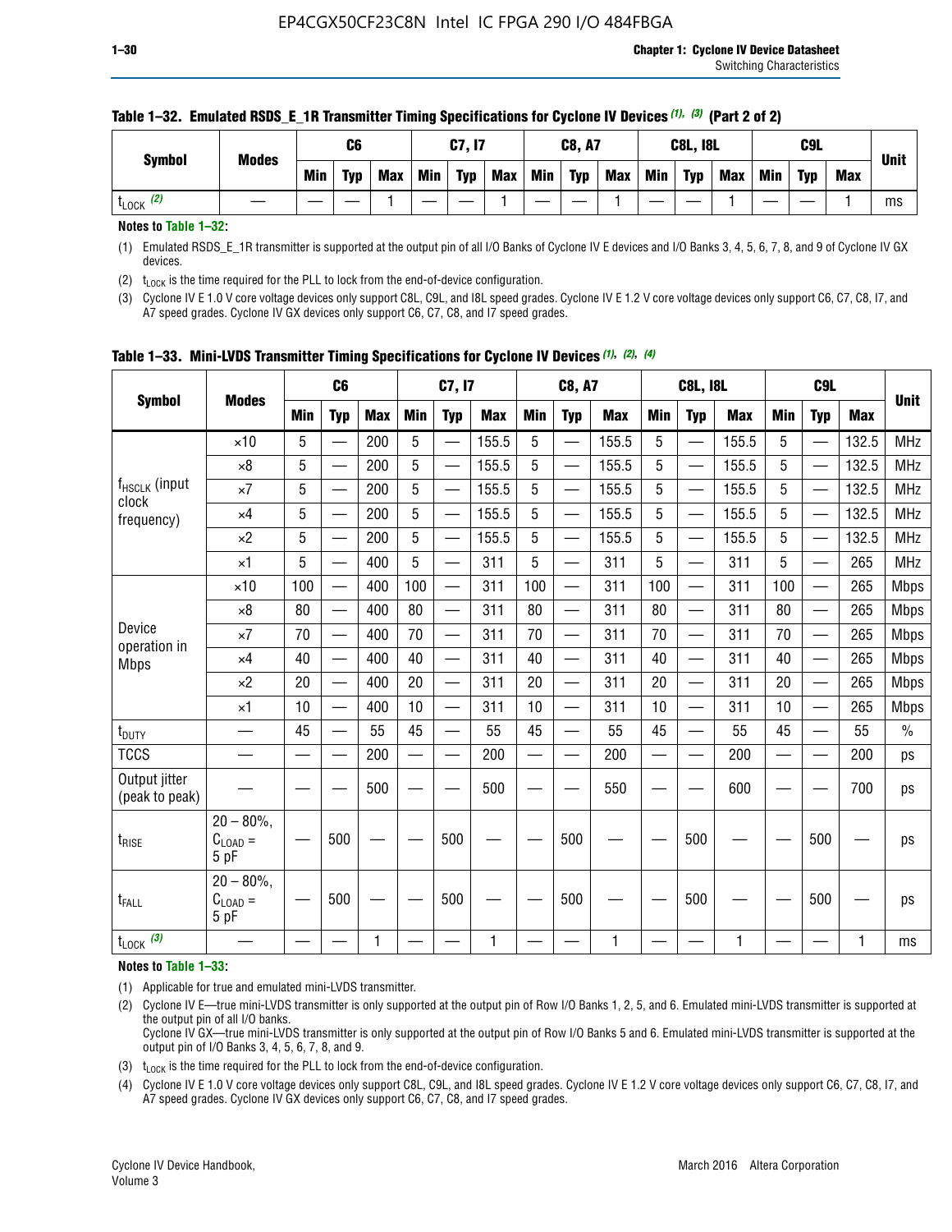**Table 1–32. Emulated RSDS_E_1R Transmitter Timing Specifications for Cyclone IV Devices (1), (3) (Part 2 of 2)**

| Symbol | Modes | C6 | | | C7, I7 | | | C8, A7 | | | C8L, I8L | | | C9L | | | Unit |
|---|---|---|---|---|---|---|---|---|---|---|---|---|---|---|---|---|---|
| | | Min | Typ | Max | Min | Typ | Max | Min | Typ | Max | Min | Typ | Max | Min | Typ | Max | |
| $t_{LOCK}$ (2) | — | — | — | 1 | — | — | 1 | — | — | 1 | — | — | 1 | — | — | 1 | ms |

**Notes to Table 1–32:**

(1) Emulated RSDS_E_1R transmitter is supported at the output pin of all I/O Banks of Cyclone IV E devices and I/O Banks 3, 4, 5, 6, 7, 8, and 9 of Cyclone IV GX devices.

(2) $t_{LOCK}$ is the time required for the PLL to lock from the end-of-device configuration.

(3) Cyclone IV E 1.0 V core voltage devices only support C8L, C9L, and I8L speed grades. Cyclone IV E 1.2 V core voltage devices only support C6, C7, C8, I7, and A7 speed grades. Cyclone IV GX devices only support C6, C7, C8, and I7 speed grades.

**Table 1–33. Mini-LVDS Transmitter Timing Specifications for Cyclone IV Devices (1), (2), (4)**

| Symbol | Modes | C6 | | | C7, I7 | | | C8, A7 | | | C8L, I8L | | | C9L | | | Unit |
|---|---|---|---|---|---|---|---|---|---|---|---|---|---|---|---|---|---|
| | | Min | Typ | Max | Min | Typ | Max | Min | Typ | Max | Min | Typ | Max | Min | Typ | Max | |
| $f_{HSCLK}$ (input clock frequency) | ×10 | 5 | — | 200 | 5 | — | 155.5 | 5 | — | 155.5 | 5 | — | 155.5 | 5 | — | 132.5 | MHz |
| | ×8 | 5 | — | 200 | 5 | — | 155.5 | 5 | — | 155.5 | 5 | — | 155.5 | 5 | — | 132.5 | MHz |
| | ×7 | 5 | — | 200 | 5 | — | 155.5 | 5 | — | 155.5 | 5 | — | 155.5 | 5 | — | 132.5 | MHz |
| | ×4 | 5 | — | 200 | 5 | — | 155.5 | 5 | — | 155.5 | 5 | — | 155.5 | 5 | — | 132.5 | MHz |
| | ×2 | 5 | — | 200 | 5 | — | 155.5 | 5 | — | 155.5 | 5 | — | 155.5 | 5 | — | 132.5 | MHz |
| | ×1 | 5 | — | 400 | 5 | — | 311 | 5 | — | 311 | 5 | — | 311 | 5 | — | 265 | MHz |
| Device operation in Mbps | ×10 | 100 | — | 400 | 100 | — | 311 | 100 | — | 311 | 100 | — | 311 | 100 | — | 265 | Mbps |
| | ×8 | 80 | — | 400 | 80 | — | 311 | 80 | — | 311 | 80 | — | 311 | 80 | — | 265 | Mbps |
| | ×7 | 70 | — | 400 | 70 | — | 311 | 70 | — | 311 | 70 | — | 311 | 70 | — | 265 | Mbps |
| | ×4 | 40 | — | 400 | 40 | — | 311 | 40 | — | 311 | 40 | — | 311 | 40 | — | 265 | Mbps |
| | ×2 | 20 | — | 400 | 20 | — | 311 | 20 | — | 311 | 20 | — | 311 | 20 | — | 265 | Mbps |
| | ×1 | 10 | — | 400 | 10 | — | 311 | 10 | — | 311 | 10 | — | 311 | 10 | — | 265 | Mbps |
| $t_{DUTY}$ | — | 45 | — | 55 | 45 | — | 55 | 45 | — | 55 | 45 | — | 55 | 45 | — | 55 | % |
| TCCS | — | — | — | 200 | — | — | 200 | — | — | 200 | — | — | 200 | — | — | 200 | ps |
| Output jitter (peak to peak) | — | — | — | 500 | — | — | 500 | — | — | 550 | — | — | 600 | — | — | 700 | ps |
| $t_{RISE}$ | 20 – 80%, $C_{LOAD}$ = 5 pF | — | 500 | — | — | 500 | — | — | 500 | — | — | 500 | — | — | 500 | — | ps |
| $t_{FALL}$ | 20 – 80%, $C_{LOAD}$ = 5 pF | — | 500 | — | — | 500 | — | — | 500 | — | — | 500 | — | — | 500 | — | ps |
| $t_{LOCK}$ (3) | — | — | — | 1 | — | — | 1 | — | — | 1 | — | — | 1 | — | — | 1 | ms |

**Notes to Table 1–33:**

(1) Applicable for true and emulated mini-LVDS transmitter.

(2) Cyclone IV E—true mini-LVDS transmitter is only supported at the output pin of Row I/O Banks 1, 2, 5, and 6. Emulated mini-LVDS transmitter is supported at the output pin of all I/O Banks.
Cyclone IV GX—true mini-LVDS transmitter is only supported at the output pin of Row I/O Banks 5 and 6. Emulated mini-LVDS transmitter is supported at the output pin of I/O Banks 3, 4, 5, 6, 7, 8, and 9.

(3) $t_{LOCK}$ is the time required for the PLL to lock from the end-of-device configuration.

(4) Cyclone IV E 1.0 V core voltage devices only support C8L, C9L, and I8L speed grades. Cyclone IV E 1.2 V core voltage devices only support C6, C7, C8, I7, and A7 speed grades. Cyclone IV GX devices only support C6, C7, C8, and I7 speed grades.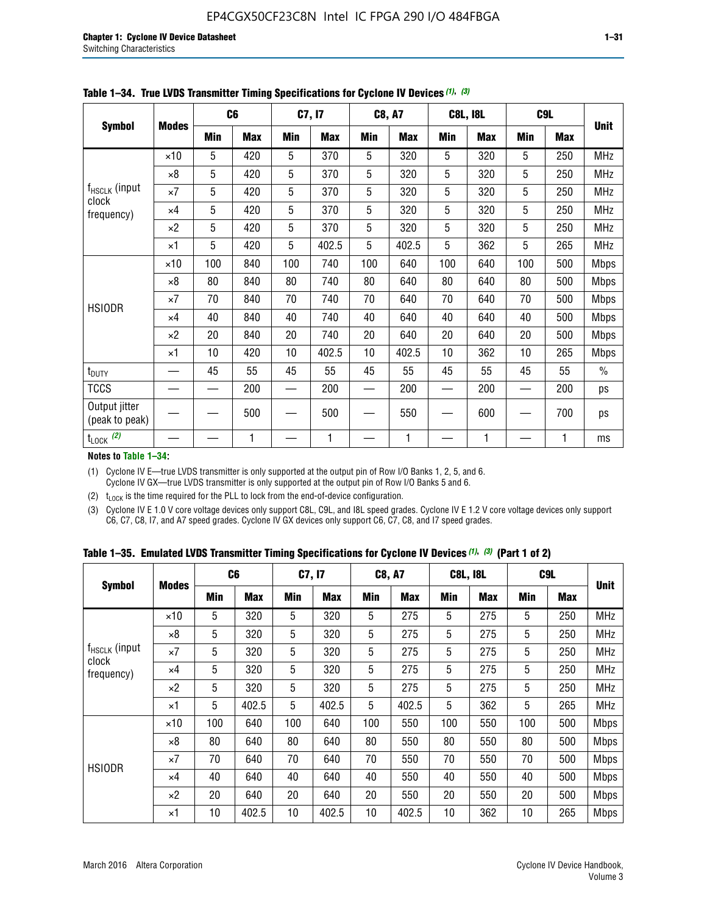**Table 1–34. True LVDS Transmitter Timing Specifications for Cyclone IV Devices (1), (3)**

| Symbol | Modes | C6 | | C7, I7 | | C8, A7 | | C8L, I8L | | C9L | | Unit |
|---|---|---|---|---|---|---|---|---|---|---|---|---|
| | | Min | Max | Min | Max | Min | Max | Min | Max | Min | Max | |
| $f_{HSCLK}$ (input clock frequency) | ×10 | 5 | 420 | 5 | 370 | 5 | 320 | 5 | 320 | 5 | 250 | MHz |
| | ×8 | 5 | 420 | 5 | 370 | 5 | 320 | 5 | 320 | 5 | 250 | MHz |
| | ×7 | 5 | 420 | 5 | 370 | 5 | 320 | 5 | 320 | 5 | 250 | MHz |
| | ×4 | 5 | 420 | 5 | 370 | 5 | 320 | 5 | 320 | 5 | 250 | MHz |
| | ×2 | 5 | 420 | 5 | 370 | 5 | 320 | 5 | 320 | 5 | 250 | MHz |
| | ×1 | 5 | 420 | 5 | 402.5 | 5 | 402.5 | 5 | 362 | 5 | 265 | MHz |
| HSIODR | ×10 | 100 | 840 | 100 | 740 | 100 | 640 | 100 | 640 | 100 | 500 | Mbps |
| | ×8 | 80 | 840 | 80 | 740 | 80 | 640 | 80 | 640 | 80 | 500 | Mbps |
| | ×7 | 70 | 840 | 70 | 740 | 70 | 640 | 70 | 640 | 70 | 500 | Mbps |
| | ×4 | 40 | 840 | 40 | 740 | 40 | 640 | 40 | 640 | 40 | 500 | Mbps |
| | ×2 | 20 | 840 | 20 | 740 | 20 | 640 | 20 | 640 | 20 | 500 | Mbps |
| | ×1 | 10 | 420 | 10 | 402.5 | 10 | 402.5 | 10 | 362 | 10 | 265 | Mbps |
| $t_{DUTY}$ | — | 45 | 55 | 45 | 55 | 45 | 55 | 45 | 55 | 45 | 55 | % |
| TCCS | — | — | 200 | — | 200 | — | 200 | — | 200 | — | 200 | ps |
| Output jitter (peak to peak) | — | — | 500 | — | 500 | — | 550 | — | 600 | — | 700 | ps |
| $t_{LOCK}$ (2) | — | — | 1 | — | 1 | — | 1 | — | 1 | — | 1 | ms |

**Notes to Table 1–34:**

(1) Cyclone IV E—true LVDS transmitter is only supported at the output pin of Row I/O Banks 1, 2, 5, and 6. Cyclone IV GX—true LVDS transmitter is only supported at the output pin of Row I/O Banks 5 and 6.

(2) $t_{LOCK}$ is the time required for the PLL to lock from the end-of-device configuration.

(3) Cyclone IV E 1.0 V core voltage devices only support C8L, C9L, and I8L speed grades. Cyclone IV E 1.2 V core voltage devices only support C6, C7, C8, I7, and A7 speed grades. Cyclone IV GX devices only support C6, C7, C8, and I7 speed grades.

**Table 1–35. Emulated LVDS Transmitter Timing Specifications for Cyclone IV Devices (1), (3) (Part 1 of 2)**

| Symbol | Modes | C6 | | C7, I7 | | C8, A7 | | C8L, I8L | | C9L | | Unit |
|---|---|---|---|---|---|---|---|---|---|---|---|---|
| | | Min | Max | Min | Max | Min | Max | Min | Max | Min | Max | |
| $f_{HSCLK}$ (input clock frequency) | ×10 | 5 | 320 | 5 | 320 | 5 | 275 | 5 | 275 | 5 | 250 | MHz |
| | ×8 | 5 | 320 | 5 | 320 | 5 | 275 | 5 | 275 | 5 | 250 | MHz |
| | ×7 | 5 | 320 | 5 | 320 | 5 | 275 | 5 | 275 | 5 | 250 | MHz |
| | ×4 | 5 | 320 | 5 | 320 | 5 | 275 | 5 | 275 | 5 | 250 | MHz |
| | ×2 | 5 | 320 | 5 | 320 | 5 | 275 | 5 | 275 | 5 | 250 | MHz |
| | ×1 | 5 | 402.5 | 5 | 402.5 | 5 | 402.5 | 5 | 362 | 5 | 265 | MHz |
| HSIODR | ×10 | 100 | 640 | 100 | 640 | 100 | 550 | 100 | 550 | 100 | 500 | Mbps |
| | ×8 | 80 | 640 | 80 | 640 | 80 | 550 | 80 | 550 | 80 | 500 | Mbps |
| | ×7 | 70 | 640 | 70 | 640 | 70 | 550 | 70 | 550 | 70 | 500 | Mbps |
| | ×4 | 40 | 640 | 40 | 640 | 40 | 550 | 40 | 550 | 40 | 500 | Mbps |
| | ×2 | 20 | 640 | 20 | 640 | 20 | 550 | 20 | 550 | 20 | 500 | Mbps |
| | ×1 | 10 | 402.5 | 10 | 402.5 | 10 | 402.5 | 10 | 362 | 10 | 265 | Mbps |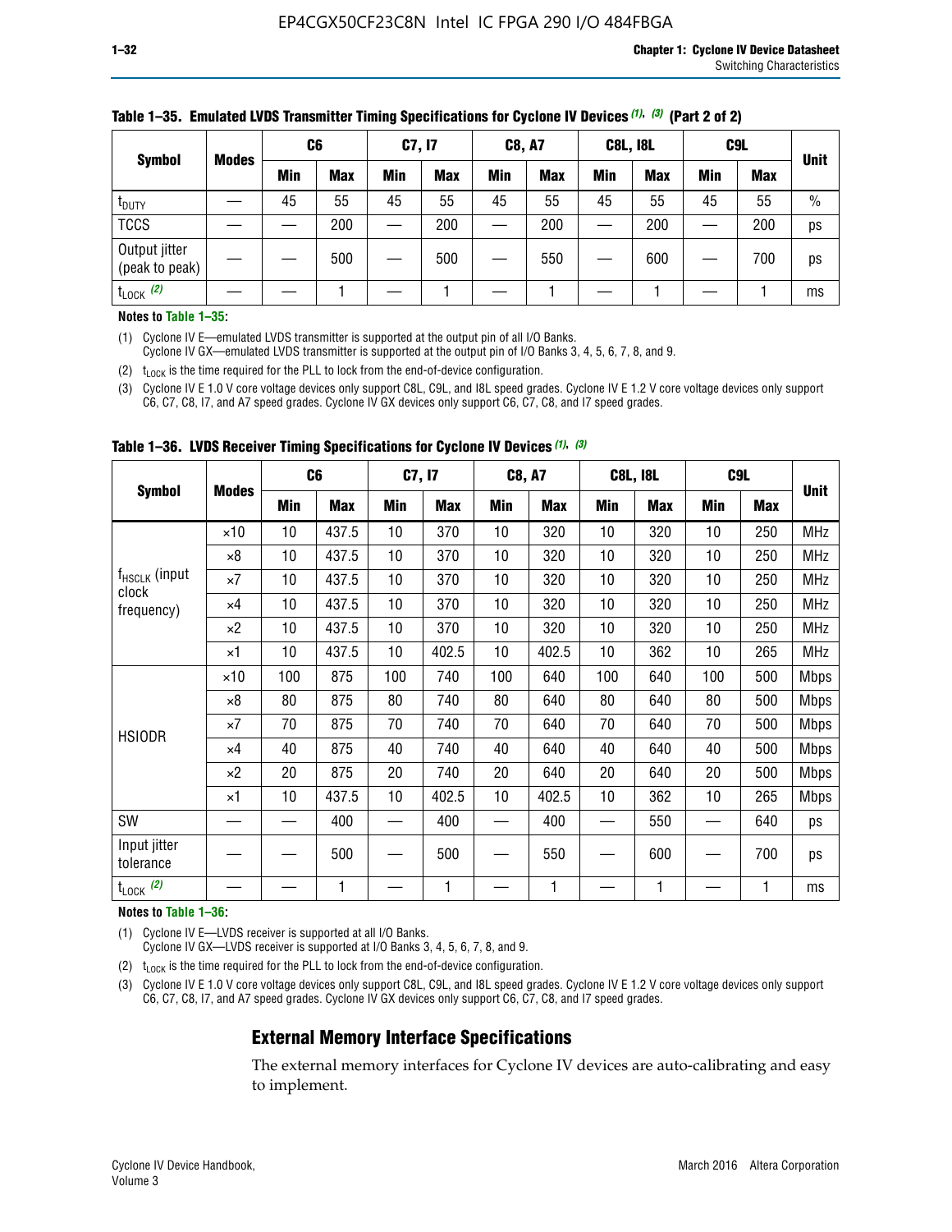**Table 1–35. Emulated LVDS Transmitter Timing Specifications for Cyclone IV Devices (1), (3) (Part 2 of 2)**

| Symbol | Modes | C6 | | C7, I7 | | C8, A7 | | C8L, I8L | | C9L | | Unit |
|---|---|---|---|---|---|---|---|---|---|---|---|---|
| | | Min | Max | Min | Max | Min | Max | Min | Max | Min | Max | |
| $t_{DUTY}$ | — | 45 | 55 | 45 | 55 | 45 | 55 | 45 | 55 | 45 | 55 | % |
| TCCS | — | — | 200 | — | 200 | — | 200 | — | 200 | — | 200 | ps |
| Output jitter (peak to peak) | — | — | 500 | — | 500 | — | 550 | — | 600 | — | 700 | ps |
| $t_{LOCK}$ (2) | — | — | 1 | — | 1 | — | 1 | — | 1 | — | 1 | ms |

**Notes to Table 1–35:**

(1) Cyclone IV E—emulated LVDS transmitter is supported at the output pin of all I/O Banks.
Cyclone IV GX—emulated LVDS transmitter is supported at the output pin of I/O Banks 3, 4, 5, 6, 7, 8, and 9.

(2) $t_{LOCK}$ is the time required for the PLL to lock from the end-of-device configuration.

(3) Cyclone IV E 1.0 V core voltage devices only support C8L, C9L, and I8L speed grades. Cyclone IV E 1.2 V core voltage devices only support C6, C7, C8, I7, and A7 speed grades. Cyclone IV GX devices only support C6, C7, C8, and I7 speed grades.

**Table 1–36. LVDS Receiver Timing Specifications for Cyclone IV Devices (1), (3)**

| Symbol | Modes | C6 | | C7, I7 | | C8, A7 | | C8L, I8L | | C9L | | Unit |
|---|---|---|---|---|---|---|---|---|---|---|---|---|
| | | Min | Max | Min | Max | Min | Max | Min | Max | Min | Max | |
| $f_{HSCLK}$ (input clock frequency) | ×10 | 10 | 437.5 | 10 | 370 | 10 | 320 | 10 | 320 | 10 | 250 | MHz |
| | ×8 | 10 | 437.5 | 10 | 370 | 10 | 320 | 10 | 320 | 10 | 250 | MHz |
| | ×7 | 10 | 437.5 | 10 | 370 | 10 | 320 | 10 | 320 | 10 | 250 | MHz |
| | ×4 | 10 | 437.5 | 10 | 370 | 10 | 320 | 10 | 320 | 10 | 250 | MHz |
| | ×2 | 10 | 437.5 | 10 | 370 | 10 | 320 | 10 | 320 | 10 | 250 | MHz |
| | ×1 | 10 | 437.5 | 10 | 402.5 | 10 | 402.5 | 10 | 362 | 10 | 265 | MHz |
| HSIODR | ×10 | 100 | 875 | 100 | 740 | 100 | 640 | 100 | 640 | 100 | 500 | Mbps |
| | ×8 | 80 | 875 | 80 | 740 | 80 | 640 | 80 | 640 | 80 | 500 | Mbps |
| | ×7 | 70 | 875 | 70 | 740 | 70 | 640 | 70 | 640 | 70 | 500 | Mbps |
| | ×4 | 40 | 875 | 40 | 740 | 40 | 640 | 40 | 640 | 40 | 500 | Mbps |
| | ×2 | 20 | 875 | 20 | 740 | 20 | 640 | 20 | 640 | 20 | 500 | Mbps |
| | ×1 | 10 | 437.5 | 10 | 402.5 | 10 | 402.5 | 10 | 362 | 10 | 265 | Mbps |
| SW | — | — | 400 | — | 400 | — | 400 | — | 550 | — | 640 | ps |
| Input jitter tolerance | — | — | 500 | — | 500 | — | 550 | — | 600 | — | 700 | ps |
| $t_{LOCK}$ (2) | — | — | 1 | — | 1 | — | 1 | — | 1 | — | 1 | ms |

**Notes to Table 1–36:**

(1) Cyclone IV E—LVDS receiver is supported at all I/O Banks.
Cyclone IV GX—LVDS receiver is supported at I/O Banks 3, 4, 5, 6, 7, 8, and 9.

(2) $t_{LOCK}$ is the time required for the PLL to lock from the end-of-device configuration.

(3) Cyclone IV E 1.0 V core voltage devices only support C8L, C9L, and I8L speed grades. Cyclone IV E 1.2 V core voltage devices only support C6, C7, C8, I7, and A7 speed grades. Cyclone IV GX devices only support C6, C7, C8, and I7 speed grades.

## External Memory Interface Specifications

The external memory interfaces for Cyclone IV devices are auto-calibrating and easy to implement.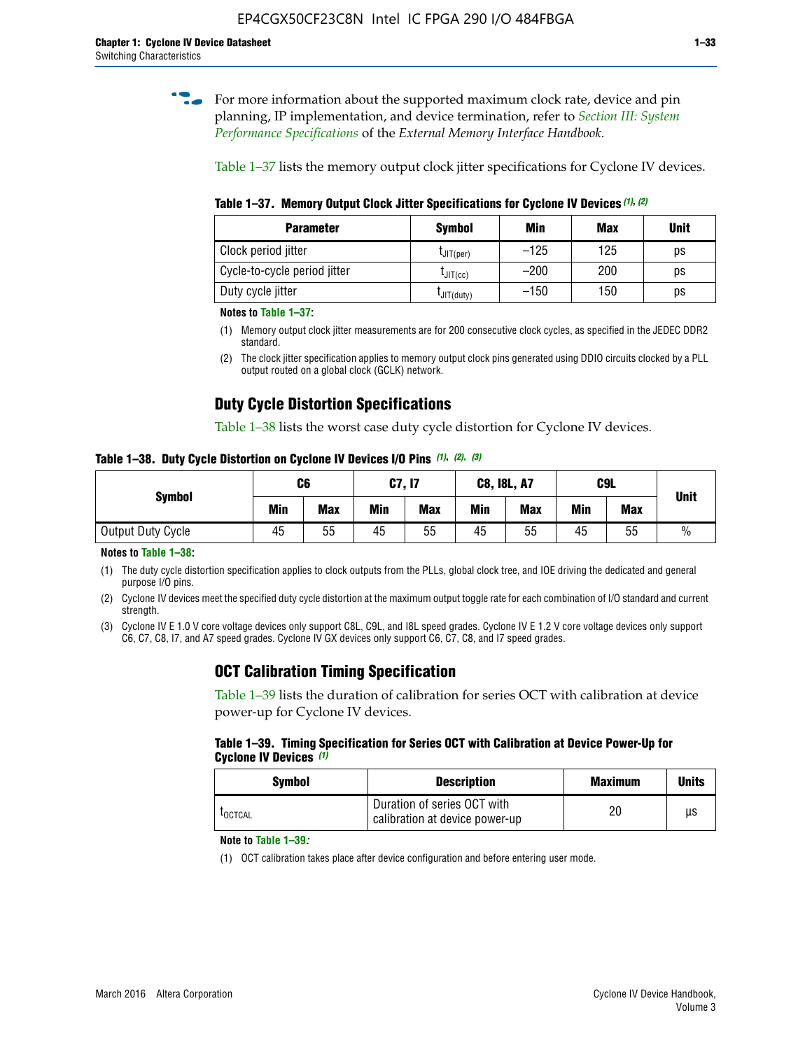For more information about the supported maximum clock rate, device and pin planning, IP implementation, and device termination, refer to *Section III: System Performance Specifications* of the *External Memory Interface Handbook*.

Table 1–37 lists the memory output clock jitter specifications for Cyclone IV devices.

**Table 1–37. Memory Output Clock Jitter Specifications for Cyclone IV Devices (1), (2)**

| Parameter | Symbol | Min | Max | Unit |
|---|---|---|---|---|
| Clock period jitter | $t_{JIT(per)}$ | –125 | 125 | ps |
| Cycle-to-cycle period jitter | $t_{JIT(cc)}$ | –200 | 200 | ps |
| Duty cycle jitter | $t_{JIT(duty)}$ | –150 | 150 | ps |

**Notes to Table 1–37:**

(1) Memory output clock jitter measurements are for 200 consecutive clock cycles, as specified in the JEDEC DDR2 standard.

(2) The clock jitter specification applies to memory output clock pins generated using DDIO circuits clocked by a PLL output routed on a global clock (GCLK) network.

## Duty Cycle Distortion Specifications

Table 1–38 lists the worst case duty cycle distortion for Cyclone IV devices.

**Table 1–38. Duty Cycle Distortion on Cyclone IV Devices I/O Pins (1), (2), (3)**

| Symbol | C6 | | C7, I7 | | C8, I8L, A7 | | C9L | | Unit |
|---|---|---|---|---|---|---|---|---|---|
| | Min | Max | Min | Max | Min | Max | Min | Max | |
| Output Duty Cycle | 45 | 55 | 45 | 55 | 45 | 55 | 45 | 55 | % |

**Notes to Table 1–38:**

(1) The duty cycle distortion specification applies to clock outputs from the PLLs, global clock tree, and IOE driving the dedicated and general purpose I/O pins.

(2) Cyclone IV devices meet the specified duty cycle distortion at the maximum output toggle rate for each combination of I/O standard and current strength.

(3) Cyclone IV E 1.0 V core voltage devices only support C8L, C9L, and I8L speed grades. Cyclone IV E 1.2 V core voltage devices only support C6, C7, C8, I7, and A7 speed grades. Cyclone IV GX devices only support C6, C7, C8, and I7 speed grades.

## OCT Calibration Timing Specification

Table 1–39 lists the duration of calibration for series OCT with calibration at device power-up for Cyclone IV devices.

**Table 1–39. Timing Specification for Series OCT with Calibration at Device Power-Up for Cyclone IV Devices (1)**

| Symbol | Description | Maximum | Units |
|---|---|---|---|
| $t_{OCTCAL}$ | Duration of series OCT with calibration at device power-up | 20 | µs |

**Note to Table 1–39:**

(1) OCT calibration takes place after device configuration and before entering user mode.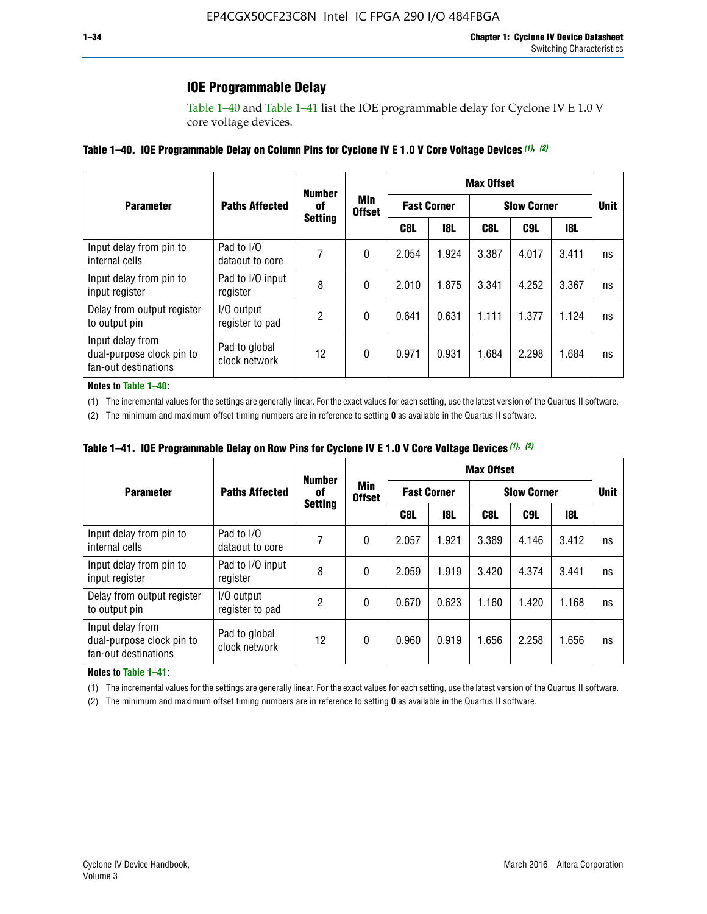## IOE Programmable Delay

Table 1–40 and Table 1–41 list the IOE programmable delay for Cyclone IV E 1.0 V core voltage devices.

**Table 1–40. IOE Programmable Delay on Column Pins for Cyclone IV E 1.0 V Core Voltage Devices** *(1)*, *(2)*

| Parameter | Paths Affected | Number of Setting | Min Offset | Max Offset | | | | | Unit |
|---|---|---|---|---|---|---|---|---|---|
| | | | | Fast Corner | | Slow Corner | | | |
| | | | | C8L | I8L | C8L | C9L | I8L | |
| Input delay from pin to internal cells | Pad to I/O dataout to core | 7 | 0 | 2.054 | 1.924 | 3.387 | 4.017 | 3.411 | ns |
| Input delay from pin to input register | Pad to I/O input register | 8 | 0 | 2.010 | 1.875 | 3.341 | 4.252 | 3.367 | ns |
| Delay from output register to output pin | I/O output register to pad | 2 | 0 | 0.641 | 0.631 | 1.111 | 1.377 | 1.124 | ns |
| Input delay from dual-purpose clock pin to fan-out destinations | Pad to global clock network | 12 | 0 | 0.971 | 0.931 | 1.684 | 2.298 | 1.684 | ns |

**Notes to Table 1–40:**

(1) The incremental values for the settings are generally linear. For the exact values for each setting, use the latest version of the Quartus II software.

(2) The minimum and maximum offset timing numbers are in reference to setting **0** as available in the Quartus II software.

**Table 1–41. IOE Programmable Delay on Row Pins for Cyclone IV E 1.0 V Core Voltage Devices** *(1)*, *(2)*

| Parameter | Paths Affected | Number of Setting | Min Offset | Max Offset | | | | | Unit |
|---|---|---|---|---|---|---|---|---|---|
| | | | | Fast Corner | | Slow Corner | | | |
| | | | | C8L | I8L | C8L | C9L | I8L | |
| Input delay from pin to internal cells | Pad to I/O dataout to core | 7 | 0 | 2.057 | 1.921 | 3.389 | 4.146 | 3.412 | ns |
| Input delay from pin to input register | Pad to I/O input register | 8 | 0 | 2.059 | 1.919 | 3.420 | 4.374 | 3.441 | ns |
| Delay from output register to output pin | I/O output register to pad | 2 | 0 | 0.670 | 0.623 | 1.160 | 1.420 | 1.168 | ns |
| Input delay from dual-purpose clock pin to fan-out destinations | Pad to global clock network | 12 | 0 | 0.960 | 0.919 | 1.656 | 2.258 | 1.656 | ns |

**Notes to Table 1–41:**

(1) The incremental values for the settings are generally linear. For the exact values for each setting, use the latest version of the Quartus II software.

(2) The minimum and maximum offset timing numbers are in reference to setting **0** as available in the Quartus II software.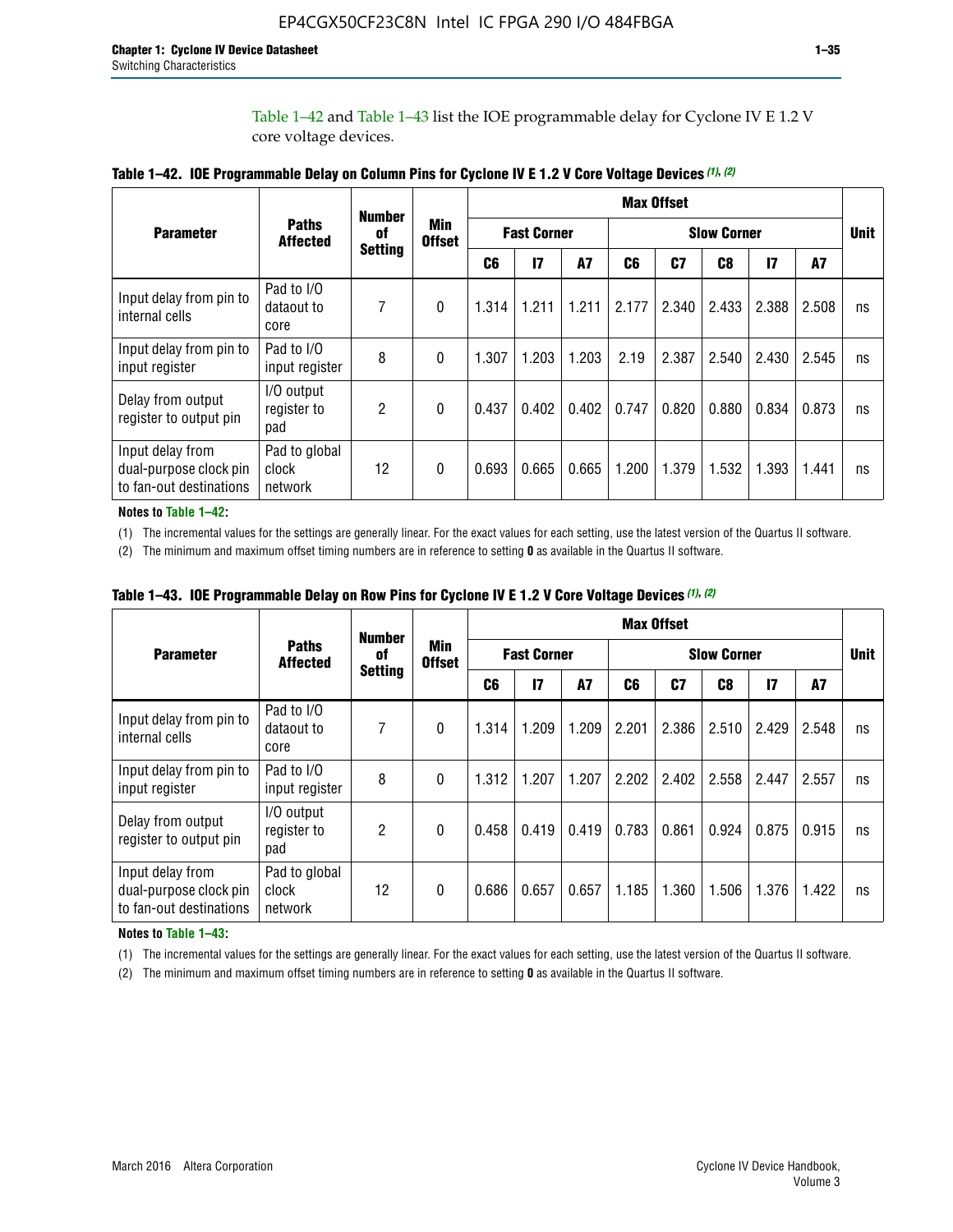Table 1–42 and Table 1–43 list the IOE programmable delay for Cyclone IV E 1.2 V core voltage devices.

**Table 1–42. IOE Programmable Delay on Column Pins for Cyclone IV E 1.2 V Core Voltage Devices (1), (2)**

| Parameter | Paths Affected | Number of Setting | Min Offset | Max Offset | | | | | | | | Unit |
|---|---|---|---|---|---|---|---|---|---|---|---|---|
| | | | | Fast Corner | | | Slow Corner | | | | | |
| | | | | C6 | I7 | A7 | C6 | C7 | C8 | I7 | A7 | |
| Input delay from pin to internal cells | Pad to I/O dataout to core | 7 | 0 | 1.314 | 1.211 | 1.211 | 2.177 | 2.340 | 2.433 | 2.388 | 2.508 | ns |
| Input delay from pin to input register | Pad to I/O input register | 8 | 0 | 1.307 | 1.203 | 1.203 | 2.19 | 2.387 | 2.540 | 2.430 | 2.545 | ns |
| Delay from output register to output pin | I/O output register to pad | 2 | 0 | 0.437 | 0.402 | 0.402 | 0.747 | 0.820 | 0.880 | 0.834 | 0.873 | ns |
| Input delay from dual-purpose clock pin to fan-out destinations | Pad to global clock network | 12 | 0 | 0.693 | 0.665 | 0.665 | 1.200 | 1.379 | 1.532 | 1.393 | 1.441 | ns |

**Notes to Table 1–42:**

(1) The incremental values for the settings are generally linear. For the exact values for each setting, use the latest version of the Quartus II software.

(2) The minimum and maximum offset timing numbers are in reference to setting **0** as available in the Quartus II software.

**Table 1–43. IOE Programmable Delay on Row Pins for Cyclone IV E 1.2 V Core Voltage Devices (1), (2)**

| Parameter | Paths Affected | Number of Setting | Min Offset | Max Offset | | | | | | | | Unit |
|---|---|---|---|---|---|---|---|---|---|---|---|---|
| | | | | Fast Corner | | | Slow Corner | | | | | |
| | | | | C6 | I7 | A7 | C6 | C7 | C8 | I7 | A7 | |
| Input delay from pin to internal cells | Pad to I/O dataout to core | 7 | 0 | 1.314 | 1.209 | 1.209 | 2.201 | 2.386 | 2.510 | 2.429 | 2.548 | ns |
| Input delay from pin to input register | Pad to I/O input register | 8 | 0 | 1.312 | 1.207 | 1.207 | 2.202 | 2.402 | 2.558 | 2.447 | 2.557 | ns |
| Delay from output register to output pin | I/O output register to pad | 2 | 0 | 0.458 | 0.419 | 0.419 | 0.783 | 0.861 | 0.924 | 0.875 | 0.915 | ns |
| Input delay from dual-purpose clock pin to fan-out destinations | Pad to global clock network | 12 | 0 | 0.686 | 0.657 | 0.657 | 1.185 | 1.360 | 1.506 | 1.376 | 1.422 | ns |

**Notes to Table 1–43:**

(1) The incremental values for the settings are generally linear. For the exact values for each setting, use the latest version of the Quartus II software.

(2) The minimum and maximum offset timing numbers are in reference to setting **0** as available in the Quartus II software.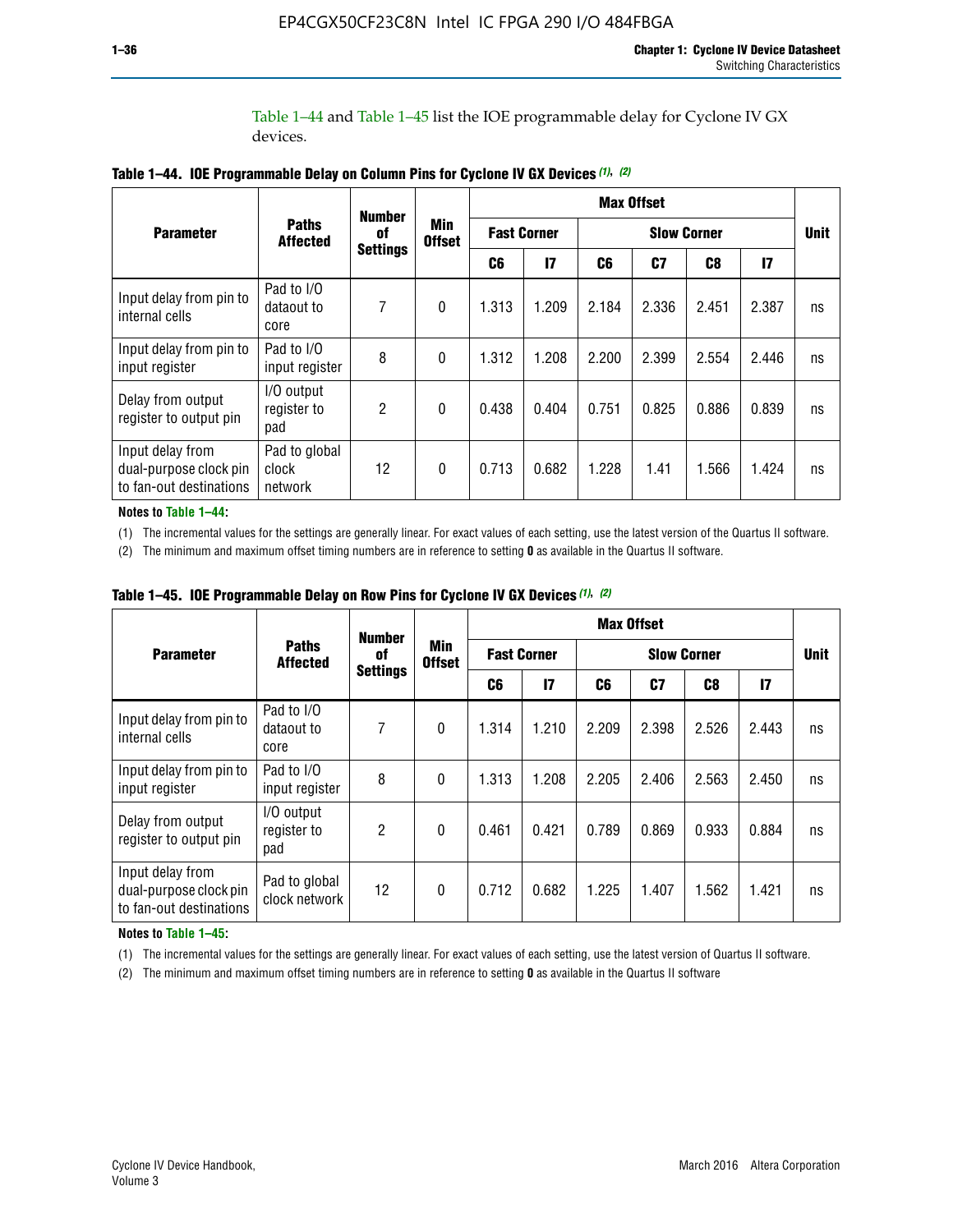Table 1–44 and Table 1–45 list the IOE programmable delay for Cyclone IV GX devices.

**Table 1–44. IOE Programmable Delay on Column Pins for Cyclone IV GX Devices (1), (2)**

| Parameter | Paths Affected | Number of Settings | Min Offset | Max Offset | | | | | | Unit |
|---|---|---|---|---|---|---|---|---|---|---|
| | | | | Fast Corner | | Slow Corner | | | | |
| | | | | C6 | I7 | C6 | C7 | C8 | I7 | |
| Input delay from pin to internal cells | Pad to I/O dataout to core | 7 | 0 | 1.313 | 1.209 | 2.184 | 2.336 | 2.451 | 2.387 | ns |
| Input delay from pin to input register | Pad to I/O input register | 8 | 0 | 1.312 | 1.208 | 2.200 | 2.399 | 2.554 | 2.446 | ns |
| Delay from output register to output pin | I/O output register to pad | 2 | 0 | 0.438 | 0.404 | 0.751 | 0.825 | 0.886 | 0.839 | ns |
| Input delay from dual-purpose clock pin to fan-out destinations | Pad to global clock network | 12 | 0 | 0.713 | 0.682 | 1.228 | 1.41 | 1.566 | 1.424 | ns |

**Notes to Table 1–44:**

(1) The incremental values for the settings are generally linear. For exact values of each setting, use the latest version of the Quartus II software.

(2) The minimum and maximum offset timing numbers are in reference to setting **0** as available in the Quartus II software.

**Table 1–45. IOE Programmable Delay on Row Pins for Cyclone IV GX Devices (1), (2)**

| Parameter | Paths Affected | Number of Settings | Min Offset | Max Offset | | | | | | Unit |
|---|---|---|---|---|---|---|---|---|---|---|
| | | | | Fast Corner | | Slow Corner | | | | |
| | | | | C6 | I7 | C6 | C7 | C8 | I7 | |
| Input delay from pin to internal cells | Pad to I/O dataout to core | 7 | 0 | 1.314 | 1.210 | 2.209 | 2.398 | 2.526 | 2.443 | ns |
| Input delay from pin to input register | Pad to I/O input register | 8 | 0 | 1.313 | 1.208 | 2.205 | 2.406 | 2.563 | 2.450 | ns |
| Delay from output register to output pin | I/O output register to pad | 2 | 0 | 0.461 | 0.421 | 0.789 | 0.869 | 0.933 | 0.884 | ns |
| Input delay from dual-purpose clock pin to fan-out destinations | Pad to global clock network | 12 | 0 | 0.712 | 0.682 | 1.225 | 1.407 | 1.562 | 1.421 | ns |

**Notes to Table 1–45:**

(1) The incremental values for the settings are generally linear. For exact values of each setting, use the latest version of Quartus II software.

(2) The minimum and maximum offset timing numbers are in reference to setting **0** as available in the Quartus II software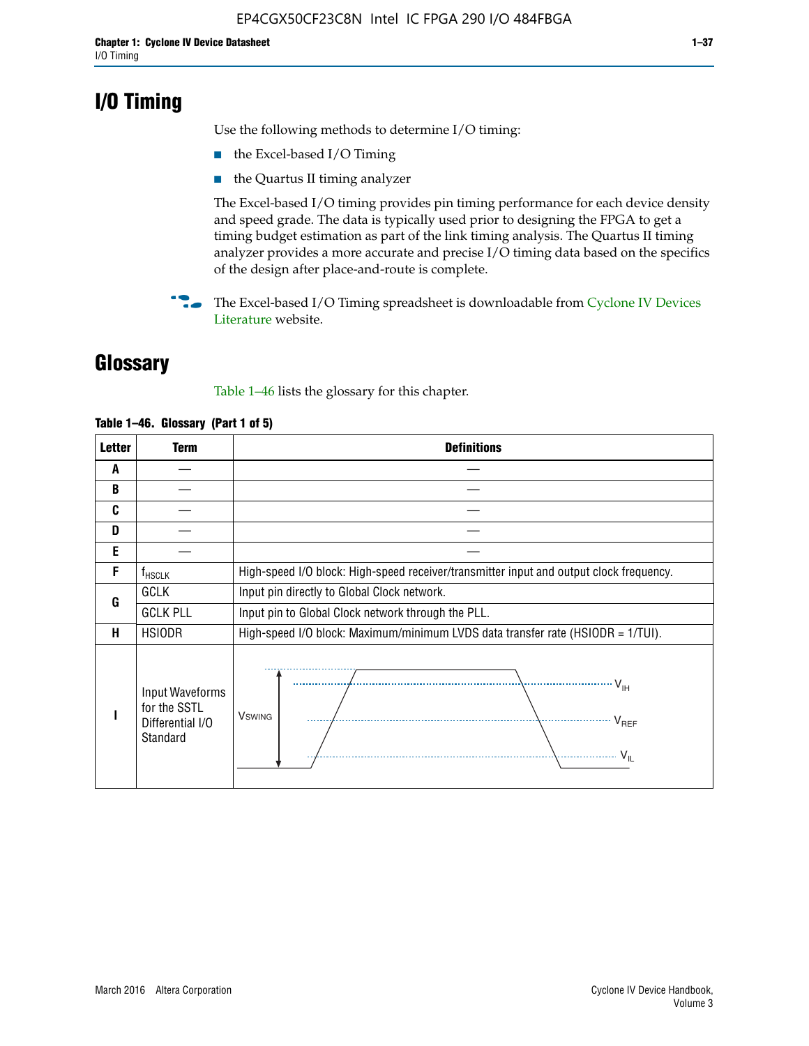# I/O Timing

Use the following methods to determine I/O timing:

- the Excel-based I/O Timing
- the Quartus II timing analyzer

The Excel-based I/O timing provides pin timing performance for each device density and speed grade. The data is typically used prior to designing the FPGA to get a timing budget estimation as part of the link timing analysis. The Quartus II timing analyzer provides a more accurate and precise I/O timing data based on the specifics of the design after place-and-route is complete.

The Excel-based I/O Timing spreadsheet is downloadable from Cyclone IV Devices Literature website.

# Glossary

Table 1–46 lists the glossary for this chapter.

**Table 1–46. Glossary (Part 1 of 5)**

| Letter | Term | Definitions |
|---|---|---|
| A | — | — |
| B | — | — |
| C | — | — |
| D | — | — |
| E | — | — |
| F | $f_{HSCLK}$ | High-speed I/O block: High-speed receiver/transmitter input and output clock frequency. |
| G | GCLK | Input pin directly to Global Clock network. |
| | GCLK PLL | Input pin to Global Clock network through the PLL. |
| H | HSIODR | High-speed I/O block: Maximum/minimum LVDS data transfer rate (HSIODR = 1/TUI). |
| I | Input Waveforms for the SSTL Differential I/O Standard | $V_{SWING}$, $V_{IH}$, $V_{REF}$, $V_{IL}$ |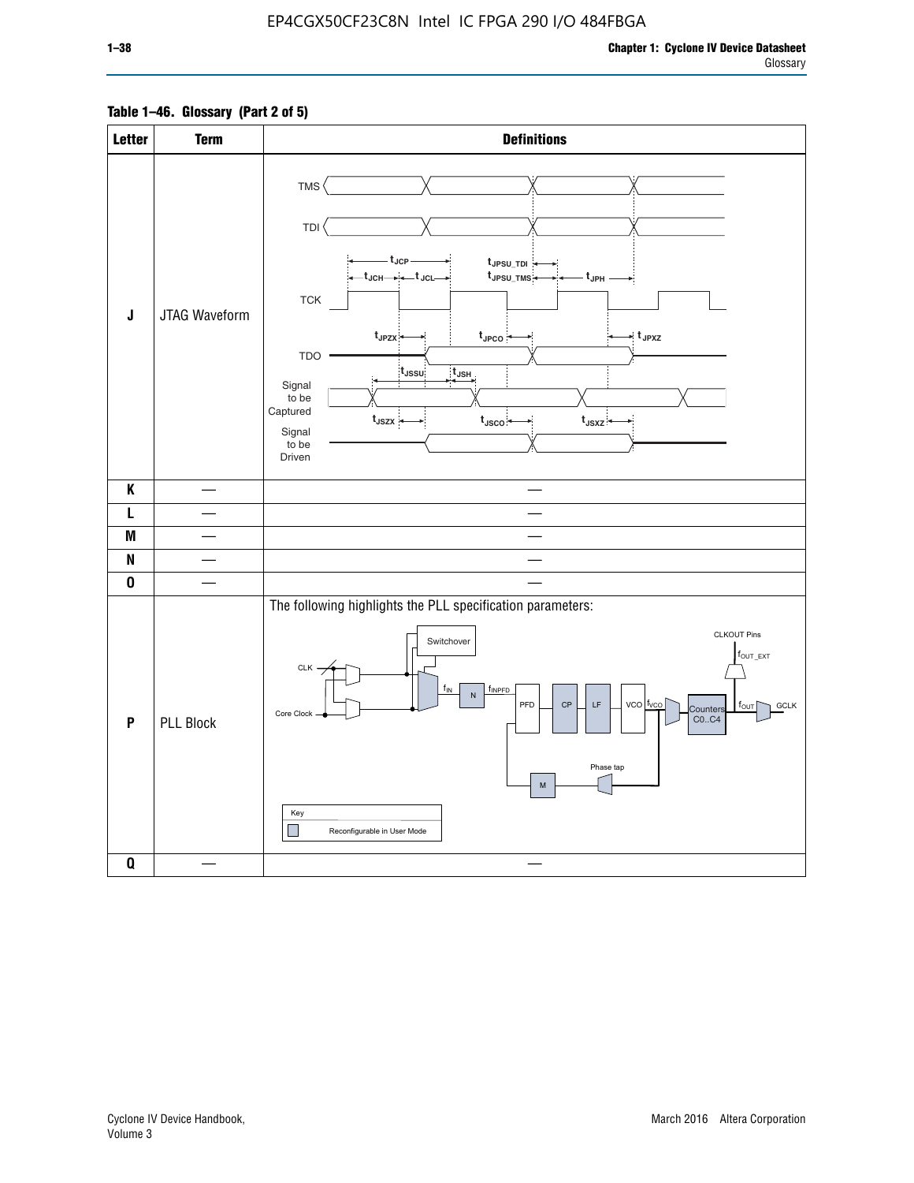**Table 1–46. Glossary (Part 2 of 5)**

| Letter | Term | Definitions |
|---|---|---|
| J | JTAG Waveform | TMS, TDI, TCK, TDO, Signal to be Captured, Signal to be Driven; $t_{JCP}$, $t_{JCH}$, $t_{JCL}$, $t_{JPSU\_TDI}$, $t_{JPSU\_TMS}$, $t_{JPH}$, $t_{JPZX}$, $t_{JPCO}$, $t_{JPXZ}$, $t_{JSSU}$, $t_{JSH}$, $t_{JSZX}$, $t_{JSCO}$, $t_{JSXZ}$ |
| K | — | — |
| L | — | — |
| M | — | — |
| N | — | — |
| O | — | — |
| P | PLL Block | The following highlights the PLL specification parameters: CLK, Core Clock, Switchover, $f_{IN}$, N, $f_{INPFD}$, PFD, CP, LF, VCO, $f_{VCO}$, Counters C0..C4, $f_{OUT}$, GCLK, CLKOUT Pins, $f_{OUT\_EXT}$, Phase tap, M. Key: Reconfigurable in User Mode |
| Q | — | — |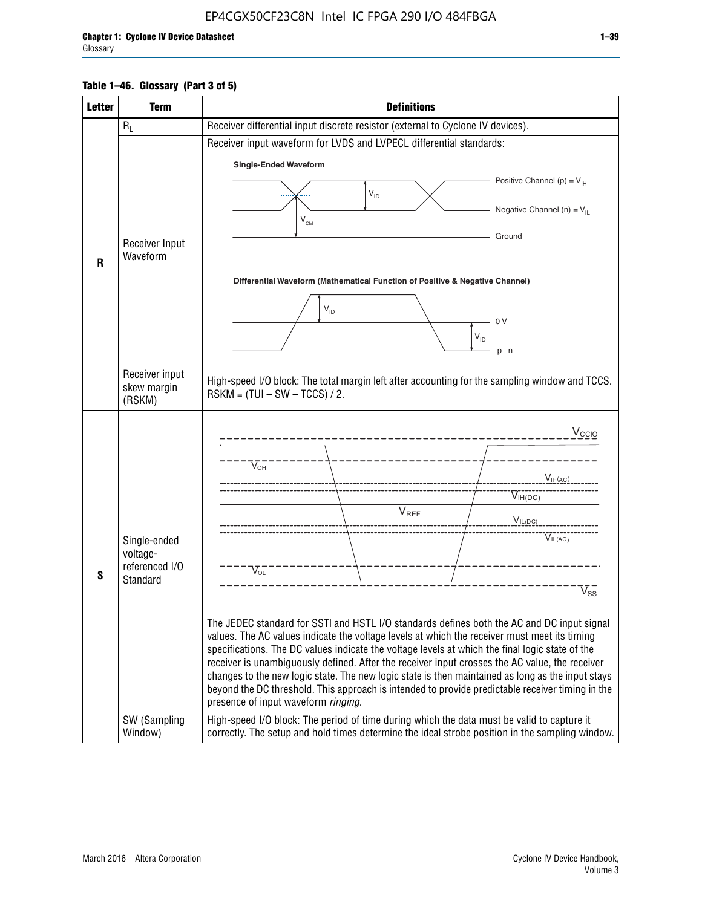**Table 1–46. Glossary (Part 3 of 5)**

| Letter | Term | Definitions |
|---|---|---|
| R | $R_L$ | Receiver differential input discrete resistor (external to Cyclone IV devices). |
| | Receiver Input Waveform | Receiver input waveform for LVDS and LVPECL differential standards: Single-Ended Waveform: Positive Channel (p) = $V_{IH}$, Negative Channel (n) = $V_{IL}$, Ground, $V_{ID}$, $V_{CM}$. Differential Waveform (Mathematical Function of Positive & Negative Channel): $V_{ID}$, 0 V, p - n |
| | Receiver input skew margin (RSKM) | High-speed I/O block: The total margin left after accounting for the sampling window and TCCS. RSKM = (TUI – SW – TCCS) / 2. |
| S | Single-ended voltage-referenced I/O Standard | ($V_{CCIO}$, $V_{OH}$, $V_{IH(AC)}$, $V_{IH(DC)}$, $V_{REF}$, $V_{IL(DC)}$, $V_{IL(AC)}$, $V_{OL}$, $V_{SS}$) The JEDEC standard for SSTl and HSTL I/O standards defines both the AC and DC input signal values. The AC values indicate the voltage levels at which the receiver must meet its timing specifications. The DC values indicate the voltage levels at which the final logic state of the receiver is unambiguously defined. After the receiver input crosses the AC value, the receiver changes to the new logic state. The new logic state is then maintained as long as the input stays beyond the DC threshold. This approach is intended to provide predictable receiver timing in the presence of input waveform *ringing*. |
| | SW (Sampling Window) | High-speed I/O block: The period of time during which the data must be valid to capture it correctly. The setup and hold times determine the ideal strobe position in the sampling window. |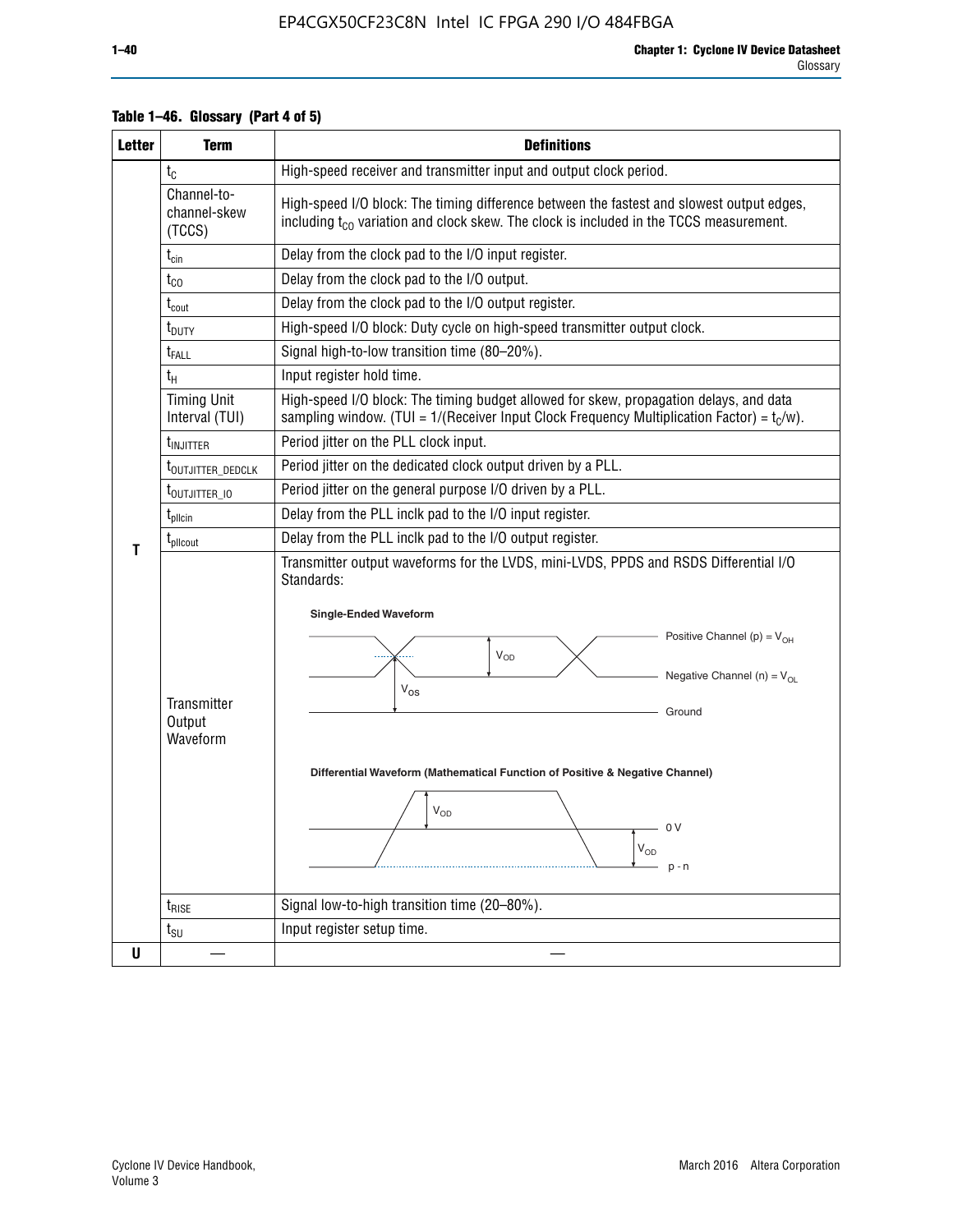**Table 1–46. Glossary (Part 4 of 5)**

| Letter | Term | Definitions |
|---|---|---|
| T | $t_C$ | High-speed receiver and transmitter input and output clock period. |
| | Channel-to-channel-skew (TCCS) | High-speed I/O block: The timing difference between the fastest and slowest output edges, including $t_{CO}$ variation and clock skew. The clock is included in the TCCS measurement. |
| | $t_{cin}$ | Delay from the clock pad to the I/O input register. |
| | $t_{CO}$ | Delay from the clock pad to the I/O output. |
| | $t_{cout}$ | Delay from the clock pad to the I/O output register. |
| | $t_{DUTY}$ | High-speed I/O block: Duty cycle on high-speed transmitter output clock. |
| | $t_{FALL}$ | Signal high-to-low transition time (80–20%). |
| | $t_H$ | Input register hold time. |
| | Timing Unit Interval (TUI) | High-speed I/O block: The timing budget allowed for skew, propagation delays, and data sampling window. (TUI = 1/(Receiver Input Clock Frequency Multiplication Factor) = $t_C/w$). |
| | $t_{INJITTER}$ | Period jitter on the PLL clock input. |
| | $t_{OUTJITTER\_DEDCLK}$ | Period jitter on the dedicated clock output driven by a PLL. |
| | $t_{OUTJITTER\_IO}$ | Period jitter on the general purpose I/O driven by a PLL. |
| | $t_{pllcin}$ | Delay from the PLL inclk pad to the I/O input register. |
| | $t_{pllcout}$ | Delay from the PLL inclk pad to the I/O output register. |
| | Transmitter Output Waveform | Transmitter output waveforms for the LVDS, mini-LVDS, PPDS and RSDS Differential I/O Standards:<br><br>**Single-Ended Waveform**<br>Positive Channel (p) = $V_{OH}$; Negative Channel (n) = $V_{OL}$; $V_{OD}$; $V_{OS}$; Ground<br><br>**Differential Waveform (Mathematical Function of Positive & Negative Channel)**<br>$V_{OD}$; 0 V; $V_{OD}$; p - n |
| | $t_{RISE}$ | Signal low-to-high transition time (20–80%). |
| | $t_{SU}$ | Input register setup time. |
| U | — | — |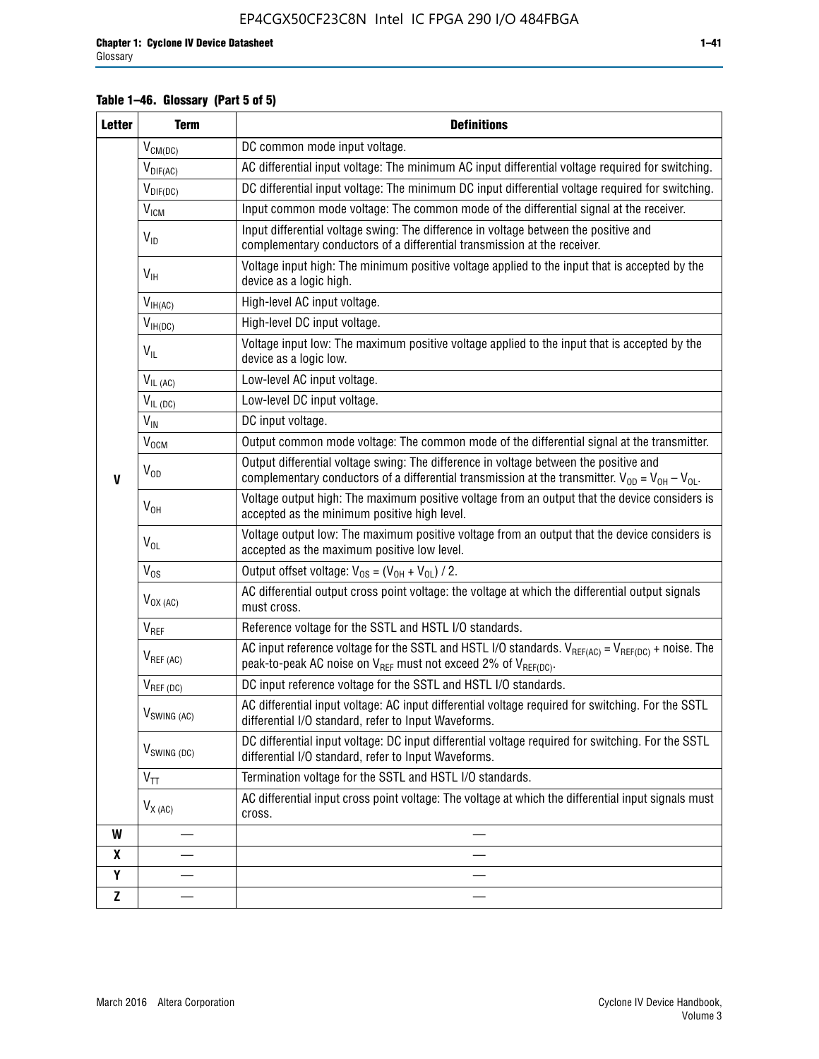**Table 1–46. Glossary (Part 5 of 5)**

| Letter | Term | Definitions |
|---|---|---|
| V | $V_{CM(DC)}$ | DC common mode input voltage. |
| | $V_{DIF(AC)}$ | AC differential input voltage: The minimum AC input differential voltage required for switching. |
| | $V_{DIF(DC)}$ | DC differential input voltage: The minimum DC input differential voltage required for switching. |
| | $V_{ICM}$ | Input common mode voltage: The common mode of the differential signal at the receiver. |
| | $V_{ID}$ | Input differential voltage swing: The difference in voltage between the positive and complementary conductors of a differential transmission at the receiver. |
| | $V_{IH}$ | Voltage input high: The minimum positive voltage applied to the input that is accepted by the device as a logic high. |
| | $V_{IH(AC)}$ | High-level AC input voltage. |
| | $V_{IH(DC)}$ | High-level DC input voltage. |
| | $V_{IL}$ | Voltage input low: The maximum positive voltage applied to the input that is accepted by the device as a logic low. |
| | $V_{IL\ (AC)}$ | Low-level AC input voltage. |
| | $V_{IL\ (DC)}$ | Low-level DC input voltage. |
| | $V_{IN}$ | DC input voltage. |
| | $V_{OCM}$ | Output common mode voltage: The common mode of the differential signal at the transmitter. |
| | $V_{OD}$ | Output differential voltage swing: The difference in voltage between the positive and complementary conductors of a differential transmission at the transmitter. $V_{OD} = V_{OH} - V_{OL}$. |
| | $V_{OH}$ | Voltage output high: The maximum positive voltage from an output that the device considers is accepted as the minimum positive high level. |
| | $V_{OL}$ | Voltage output low: The maximum positive voltage from an output that the device considers is accepted as the maximum positive low level. |
| | $V_{OS}$ | Output offset voltage: $V_{OS} = (V_{OH} + V_{OL}) / 2$. |
| | $V_{OX\ (AC)}$ | AC differential output cross point voltage: the voltage at which the differential output signals must cross. |
| | $V_{REF}$ | Reference voltage for the SSTL and HSTL I/O standards. |
| | $V_{REF\ (AC)}$ | AC input reference voltage for the SSTL and HSTL I/O standards. $V_{REF(AC)} = V_{REF(DC)}$ + noise. The peak-to-peak AC noise on $V_{REF}$ must not exceed 2% of $V_{REF(DC)}$. |
| | $V_{REF\ (DC)}$ | DC input reference voltage for the SSTL and HSTL I/O standards. |
| | $V_{SWING\ (AC)}$ | AC differential input voltage: AC input differential voltage required for switching. For the SSTL differential I/O standard, refer to Input Waveforms. |
| | $V_{SWING\ (DC)}$ | DC differential input voltage: DC input differential voltage required for switching. For the SSTL differential I/O standard, refer to Input Waveforms. |
| | $V_{TT}$ | Termination voltage for the SSTL and HSTL I/O standards. |
| | $V_{X\ (AC)}$ | AC differential input cross point voltage: The voltage at which the differential input signals must cross. |
| W | — | — |
| X | — | — |
| Y | — | — |
| Z | — | — |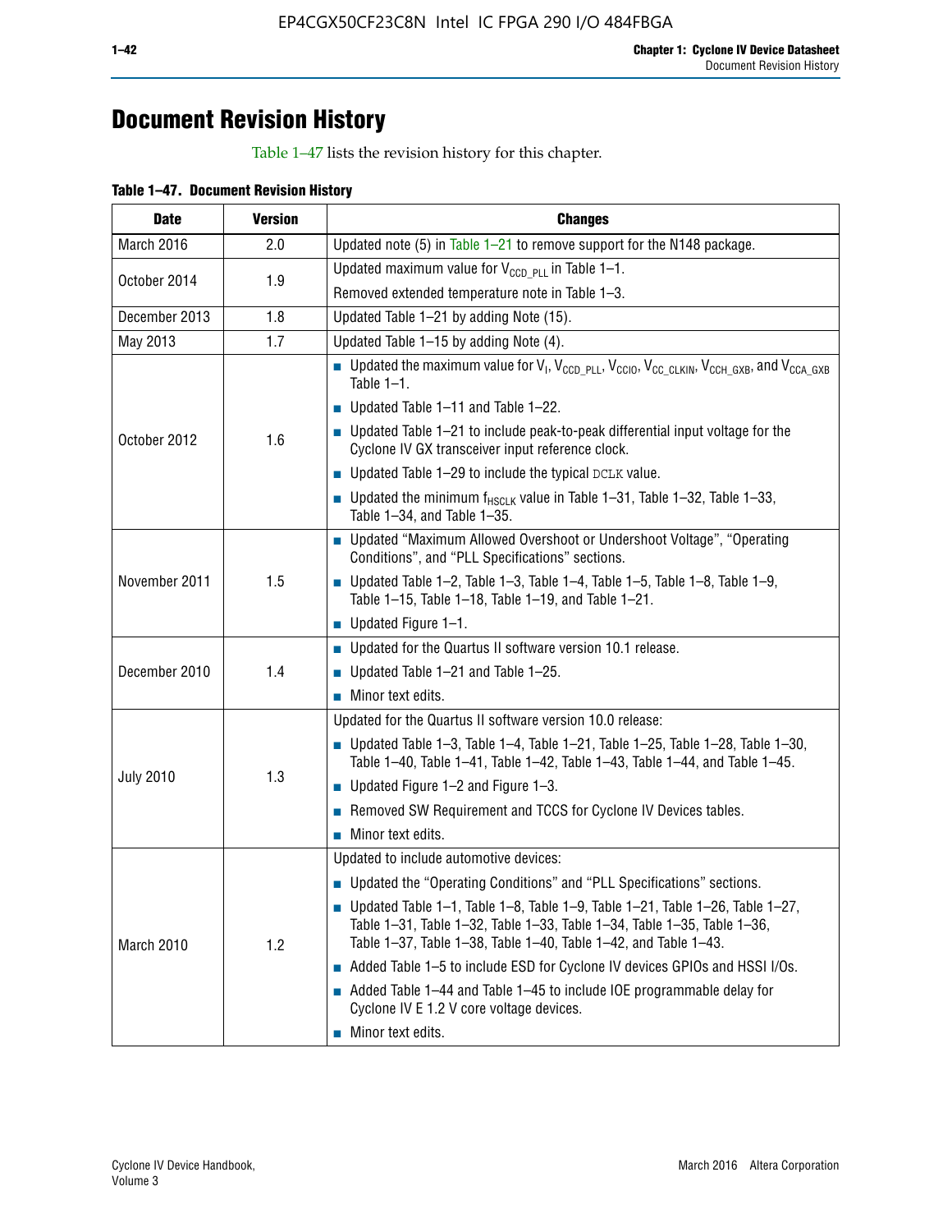# Document Revision History

Table 1–47 lists the revision history for this chapter.

**Table 1–47. Document Revision History**

| Date | Version | Changes |
|---|---|---|
| March 2016 | 2.0 | Updated note (5) in Table 1–21 to remove support for the N148 package. |
| October 2014 | 1.9 | Updated maximum value for $V_{CCD\_PLL}$ in Table 1–1.<br>Removed extended temperature note in Table 1–3. |
| December 2013 | 1.8 | Updated Table 1–21 by adding Note (15). |
| May 2013 | 1.7 | Updated Table 1–15 by adding Note (4). |
| October 2012 | 1.6 | ■ Updated the maximum value for $V_I$, $V_{CCD\_PLL}$, $V_{CCIO}$, $V_{CC\_CLKIN}$, $V_{CCH\_GXB}$, and $V_{CCA\_GXB}$ Table 1–1.<br>■ Updated Table 1–11 and Table 1–22.<br>■ Updated Table 1–21 to include peak-to-peak differential input voltage for the Cyclone IV GX transceiver input reference clock.<br>■ Updated Table 1–29 to include the typical DCLK value.<br>■ Updated the minimum $f_{HSCLK}$ value in Table 1–31, Table 1–32, Table 1–33, Table 1–34, and Table 1–35. |
| November 2011 | 1.5 | ■ Updated "Maximum Allowed Overshoot or Undershoot Voltage", "Operating Conditions", and "PLL Specifications" sections.<br>■ Updated Table 1–2, Table 1–3, Table 1–4, Table 1–5, Table 1–8, Table 1–9, Table 1–15, Table 1–18, Table 1–19, and Table 1–21.<br>■ Updated Figure 1–1. |
| December 2010 | 1.4 | ■ Updated for the Quartus II software version 10.1 release.<br>■ Updated Table 1–21 and Table 1–25.<br>■ Minor text edits. |
| July 2010 | 1.3 | Updated for the Quartus II software version 10.0 release:<br>■ Updated Table 1–3, Table 1–4, Table 1–21, Table 1–25, Table 1–28, Table 1–30, Table 1–40, Table 1–41, Table 1–42, Table 1–43, Table 1–44, and Table 1–45.<br>■ Updated Figure 1–2 and Figure 1–3.<br>■ Removed SW Requirement and TCCS for Cyclone IV Devices tables.<br>■ Minor text edits. |
| March 2010 | 1.2 | Updated to include automotive devices:<br>■ Updated the "Operating Conditions" and "PLL Specifications" sections.<br>■ Updated Table 1–1, Table 1–8, Table 1–9, Table 1–21, Table 1–26, Table 1–27, Table 1–31, Table 1–32, Table 1–33, Table 1–34, Table 1–35, Table 1–36, Table 1–37, Table 1–38, Table 1–40, Table 1–42, and Table 1–43.<br>■ Added Table 1–5 to include ESD for Cyclone IV devices GPIOs and HSSI I/Os.<br>■ Added Table 1–44 and Table 1–45 to include IOE programmable delay for Cyclone IV E 1.2 V core voltage devices.<br>■ Minor text edits. |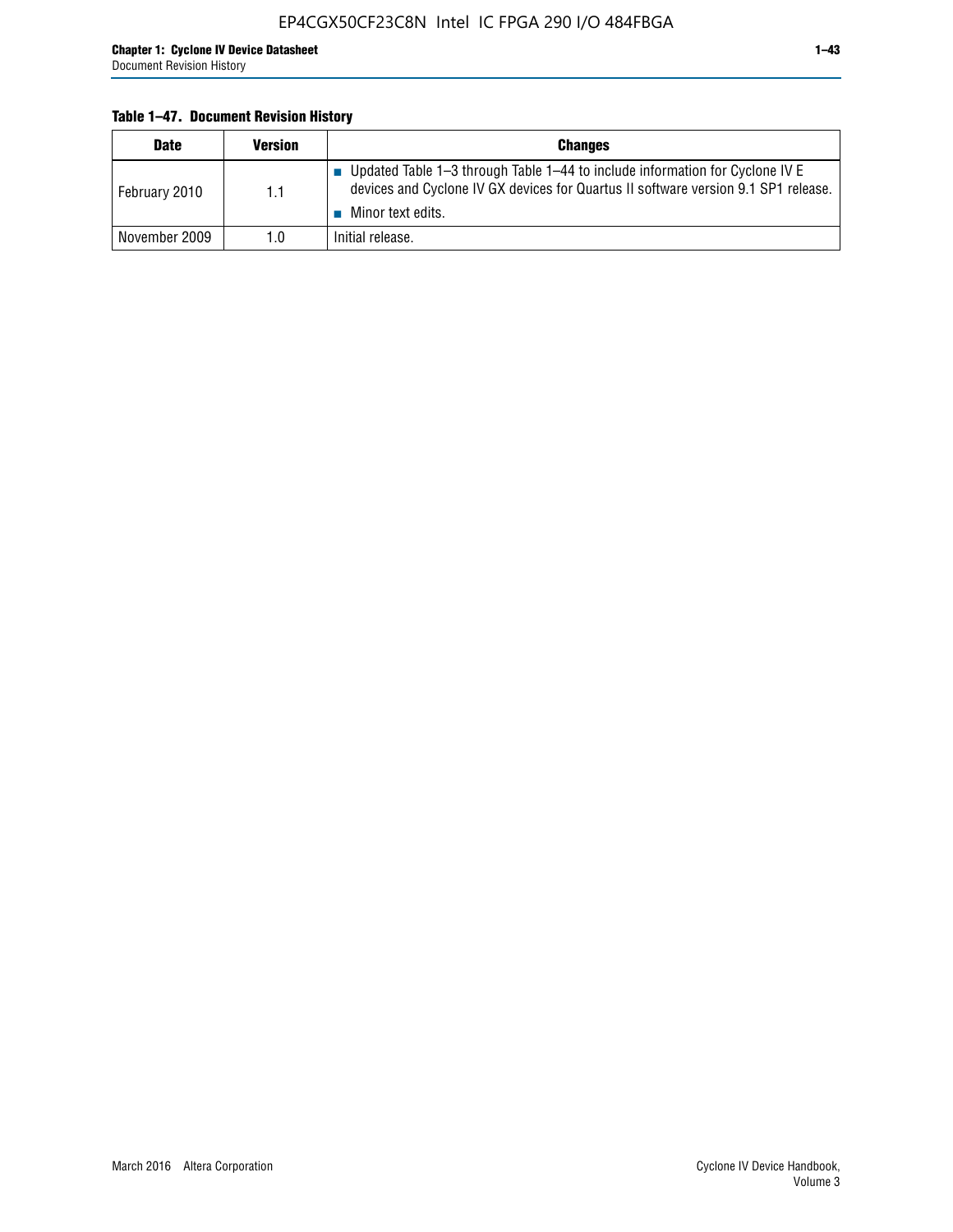**Table 1–47. Document Revision History**

| Date | Version | Changes |
|---|---|---|
| February 2010 | 1.1 | ■ Updated Table 1–3 through Table 1–44 to include information for Cyclone IV E devices and Cyclone IV GX devices for Quartus II software version 9.1 SP1 release.<br>■ Minor text edits. |
| November 2009 | 1.0 | Initial release. |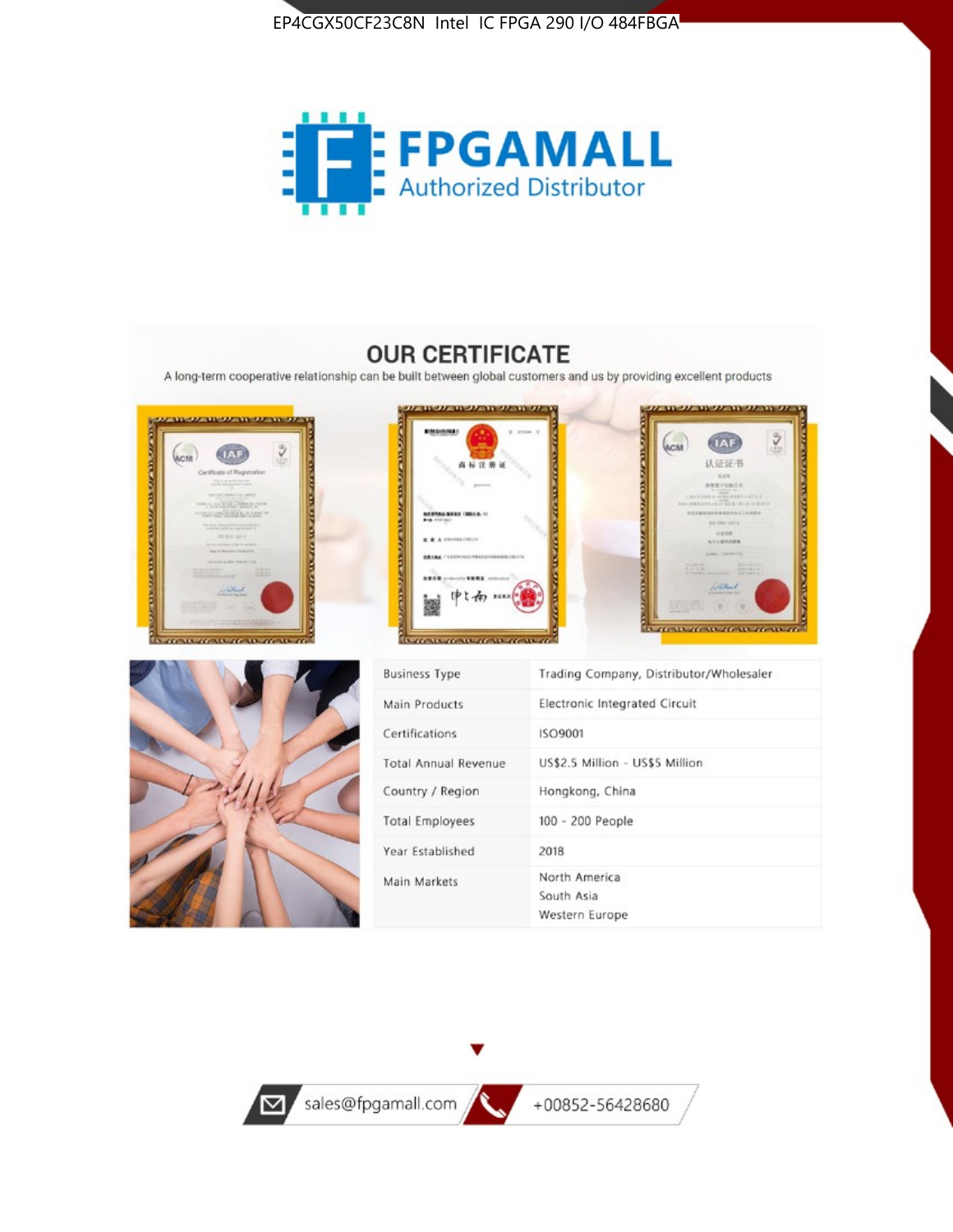FPGAMALL
Authorized Distributor

## OUR CERTIFICATE

A long-term cooperative relationship can be built between global customers and us by providing excellent products

| | |
|---|---|
| Business Type | Trading Company, Distributor/Wholesaler |
| Main Products | Electronic Integrated Circuit |
| Certifications | ISO9001 |
| Total Annual Revenue | US$2.5 Million - US$5 Million |
| Country / Region | Hongkong, China |
| Total Employees | 100 - 200 People |
| Year Established | 2018 |
| Main Markets | North America<br>South Asia<br>Western Europe |

sales@fpgamall.com +00852-56428680